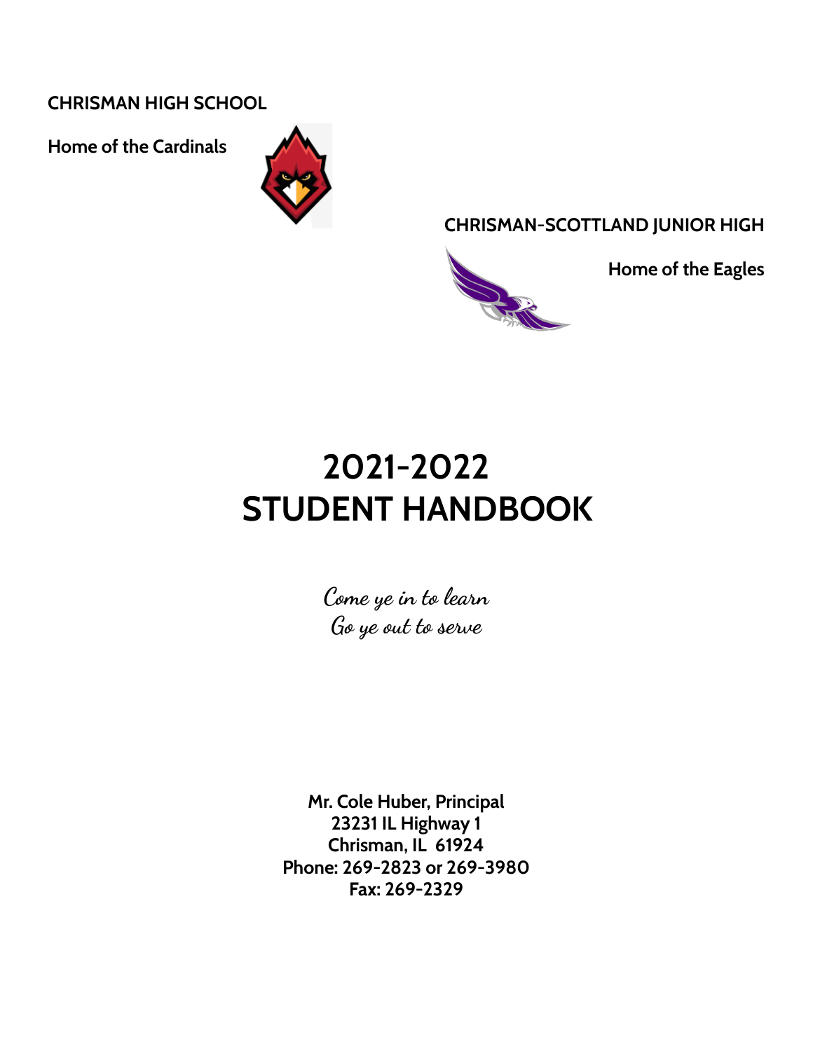**CHRISMAN HIGH SCHOOL**

**Home of the Cardinals**

**CHRISMAN-SCOTTLAND JUNIOR HIGH**

**Home of the Eagles**

# 2021-2022
# STUDENT HANDBOOK

*Come ye in to learn*
*Go ye out to serve*

**Mr. Cole Huber, Principal**
**23231 IL Highway 1**
**Chrisman, IL 61924**
**Phone: 269-2823 or 269-3980**
**Fax: 269-2329**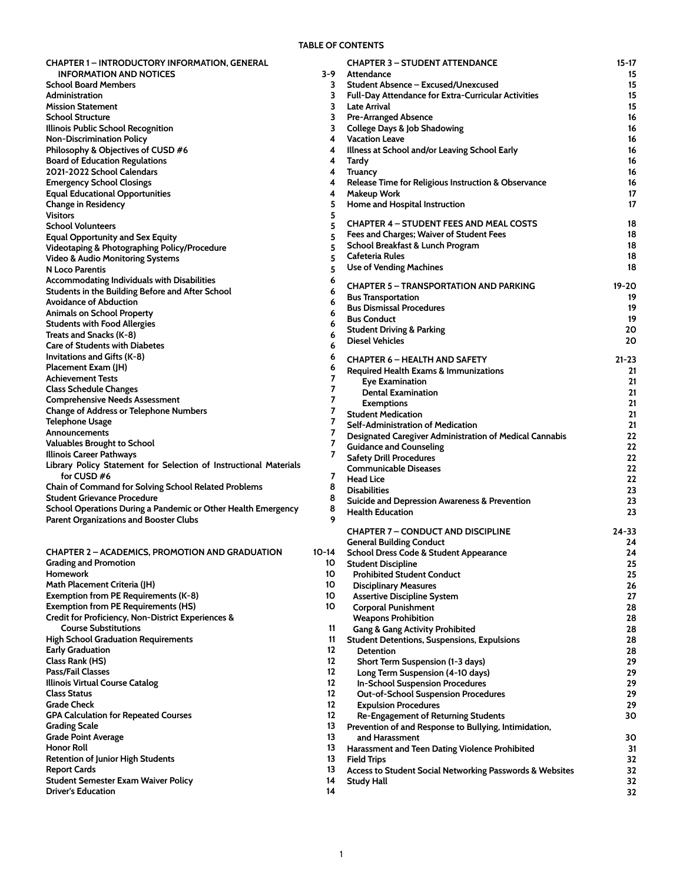# TABLE OF CONTENTS

| | |
|---|---|
| **CHAPTER 1 – INTRODUCTORY INFORMATION, GENERAL INFORMATION AND NOTICES** | **3-9** |
| School Board Members | 3 |
| Administration | 3 |
| Mission Statement | 3 |
| School Structure | 3 |
| Illinois Public School Recognition | 3 |
| Non-Discrimination Policy | 4 |
| Philosophy & Objectives of CUSD #6 | 4 |
| Board of Education Regulations | 4 |
| 2021-2022 School Calendars | 4 |
| Emergency School Closings | 4 |
| Equal Educational Opportunities | 4 |
| Change in Residency | 5 |
| Visitors | 5 |
| School Volunteers | 5 |
| Equal Opportunity and Sex Equity | 5 |
| Videotaping & Photographing Policy/Procedure | 5 |
| Video & Audio Monitoring Systems | 5 |
| N Loco Parentis | 5 |
| Accommodating Individuals with Disabilities | 6 |
| Students in the Building Before and After School | 6 |
| Avoidance of Abduction | 6 |
| Animals on School Property | 6 |
| Students with Food Allergies | 6 |
| Treats and Snacks (K-8) | 6 |
| Care of Students with Diabetes | 6 |
| Invitations and Gifts (K-8) | 6 |
| Placement Exam (JH) | 6 |
| Achievement Tests | 7 |
| Class Schedule Changes | 7 |
| Comprehensive Needs Assessment | 7 |
| Change of Address or Telephone Numbers | 7 |
| Telephone Usage | 7 |
| Announcements | 7 |
| Valuables Brought to School | 7 |
| Illinois Career Pathways | 7 |
| Library Policy Statement for Selection of Instructional Materials for CUSD #6 | 7 |
| Chain of Command for Solving School Related Problems | 8 |
| Student Grievance Procedure | 8 |
| School Operations During a Pandemic or Other Health Emergency | 8 |
| Parent Organizations and Booster Clubs | 9 |
| **CHAPTER 2 – ACADEMICS, PROMOTION AND GRADUATION** | **10-14** |
| Grading and Promotion | 10 |
| Homework | 10 |
| Math Placement Criteria (JH) | 10 |
| Exemption from PE Requirements (K-8) | 10 |
| Exemption from PE Requirements (HS) | 10 |
| Credit for Proficiency, Non-District Experiences & Course Substitutions | 11 |
| High School Graduation Requirements | 11 |
| Early Graduation | 12 |
| Class Rank (HS) | 12 |
| Pass/Fail Classes | 12 |
| Illinois Virtual Course Catalog | 12 |
| Class Status | 12 |
| Grade Check | 12 |
| GPA Calculation for Repeated Courses | 12 |
| Grading Scale | 13 |
| Grade Point Average | 13 |
| Honor Roll | 13 |
| Retention of Junior High Students | 13 |
| Report Cards | 13 |
| Student Semester Exam Waiver Policy | 14 |
| Driver's Education | 14 |
| **CHAPTER 3 – STUDENT ATTENDANCE** | **15-17** |
| Attendance | 15 |
| Student Absence – Excused/Unexcused | 15 |
| Full-Day Attendance for Extra-Curricular Activities | 15 |
| Late Arrival | 15 |
| Pre-Arranged Absence | 16 |
| College Days & Job Shadowing | 16 |
| Vacation Leave | 16 |
| Illness at School and/or Leaving School Early | 16 |
| Tardy | 16 |
| Truancy | 16 |
| Release Time for Religious Instruction & Observance | 16 |
| Makeup Work | 17 |
| Home and Hospital Instruction | 17 |
| **CHAPTER 4 – STUDENT FEES AND MEAL COSTS** | **18** |
| Fees and Charges; Waiver of Student Fees | 18 |
| School Breakfast & Lunch Program | 18 |
| Cafeteria Rules | 18 |
| Use of Vending Machines | 18 |
| **CHAPTER 5 – TRANSPORTATION AND PARKING** | **19-20** |
| Bus Transportation | 19 |
| Bus Dismissal Procedures | 19 |
| Bus Conduct | 19 |
| Student Driving & Parking | 20 |
| Diesel Vehicles | 20 |
| **CHAPTER 6 – HEALTH AND SAFETY** | **21-23** |
| Required Health Exams & Immunizations | 21 |
| Eye Examination | 21 |
| Dental Examination | 21 |
| Exemptions | 21 |
| Student Medication | 21 |
| Self-Administration of Medication | 21 |
| Designated Caregiver Administration of Medical Cannabis | 22 |
| Guidance and Counseling | 22 |
| Safety Drill Procedures | 22 |
| Communicable Diseases | 22 |
| Head Lice | 22 |
| Disabilities | 23 |
| Suicide and Depression Awareness & Prevention | 23 |
| Health Education | 23 |
| **CHAPTER 7 – CONDUCT AND DISCIPLINE** | **24-33** |
| General Building Conduct | 24 |
| School Dress Code & Student Appearance | 24 |
| Student Discipline | 25 |
| Prohibited Student Conduct | 25 |
| Disciplinary Measures | 26 |
| Assertive Discipline System | 27 |
| Corporal Punishment | 28 |
| Weapons Prohibition | 28 |
| Gang & Gang Activity Prohibited | 28 |
| Student Detentions, Suspensions, Expulsions | 28 |
| Detention | 28 |
| Short Term Suspension (1-3 days) | 29 |
| Long Term Suspension (4-10 days) | 29 |
| In-School Suspension Procedures | 29 |
| Out-of-School Suspension Procedures | 29 |
| Expulsion Procedures | 29 |
| Re-Engagement of Returning Students | 30 |
| Prevention of and Response to Bullying, Intimidation, and Harassment | 30 |
| Harassment and Teen Dating Violence Prohibited | 31 |
| Field Trips | 32 |
| Access to Student Social Networking Passwords & Websites | 32 |
| Study Hall | 32 |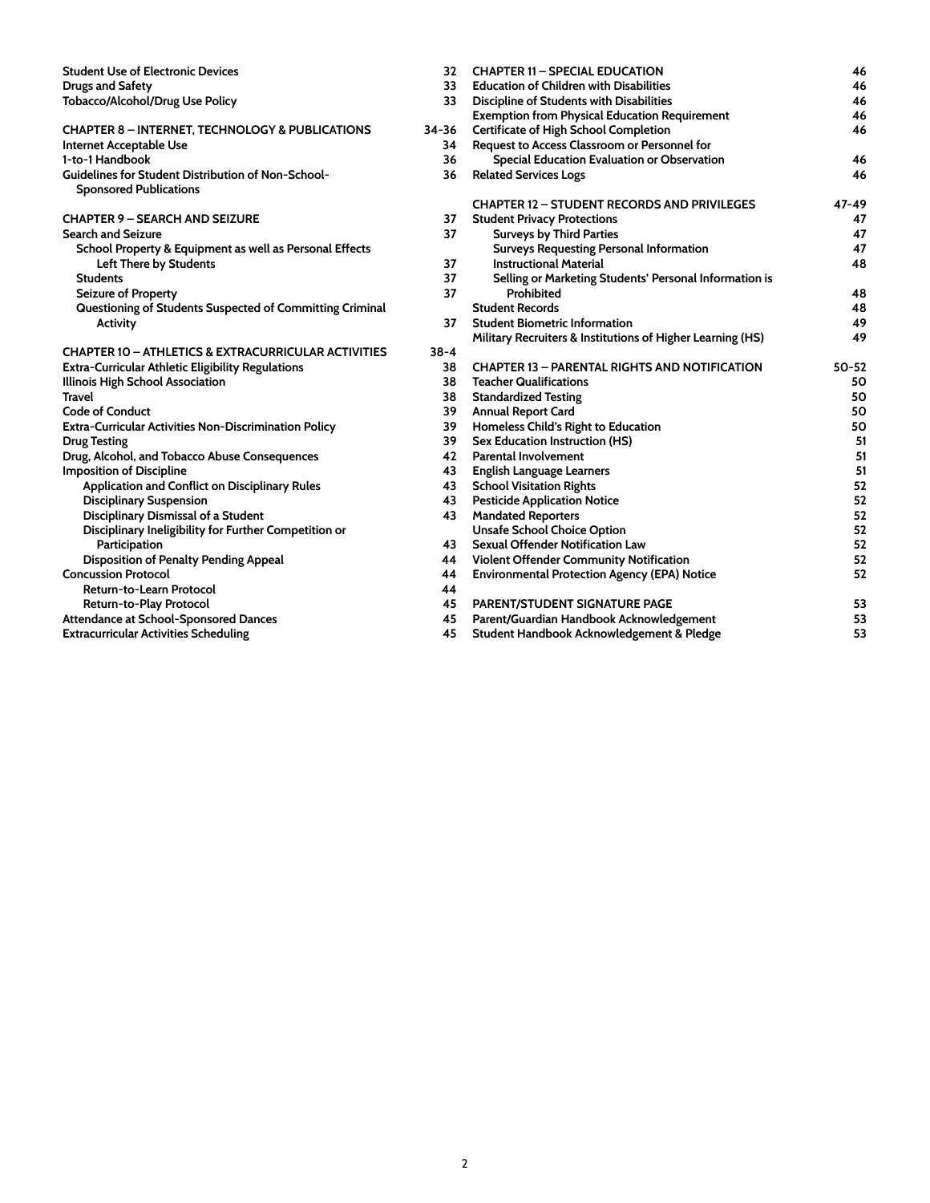| | |
|---|---|
| Student Use of Electronic Devices | 32 |
| Drugs and Safety | 33 |
| Tobacco/Alcohol/Drug Use Policy | 33 |
| | |
| **CHAPTER 8 – INTERNET, TECHNOLOGY & PUBLICATIONS** | **34-36** |
| Internet Acceptable Use | 34 |
| 1-to-1 Handbook | 36 |
| Guidelines for Student Distribution of Non-School-Sponsored Publications | 36 |
| | |
| **CHAPTER 9 – SEARCH AND SEIZURE** | **37** |
| Search and Seizure | 37 |
| School Property & Equipment as well as Personal Effects Left There by Students | 37 |
| Students | 37 |
| Seizure of Property | 37 |
| Questioning of Students Suspected of Committing Criminal Activity | 37 |
| | |
| **CHAPTER 10 – ATHLETICS & EXTRACURRICULAR ACTIVITIES** | **38-4** |
| Extra-Curricular Athletic Eligibility Regulations | 38 |
| Illinois High School Association | 38 |
| Travel | 38 |
| Code of Conduct | 39 |
| Extra-Curricular Activities Non-Discrimination Policy | 39 |
| Drug Testing | 39 |
| Drug, Alcohol, and Tobacco Abuse Consequences | 42 |
| Imposition of Discipline | 43 |
| Application and Conflict on Disciplinary Rules | 43 |
| Disciplinary Suspension | 43 |
| Disciplinary Dismissal of a Student | 43 |
| Disciplinary Ineligibility for Further Competition or Participation | 43 |
| Disposition of Penalty Pending Appeal | 44 |
| Concussion Protocol | 44 |
| Return-to-Learn Protocol | 44 |
| Return-to-Play Protocol | 45 |
| Attendance at School-Sponsored Dances | 45 |
| Extracurricular Activities Scheduling | 45 |
| | |
| **CHAPTER 11 – SPECIAL EDUCATION** | **46** |
| Education of Children with Disabilities | 46 |
| Discipline of Students with Disabilities | 46 |
| Exemption from Physical Education Requirement | 46 |
| Certificate of High School Completion | 46 |
| Request to Access Classroom or Personnel for Special Education Evaluation or Observation | 46 |
| Related Services Logs | 46 |
| | |
| **CHAPTER 12 – STUDENT RECORDS AND PRIVILEGES** | **47-49** |
| Student Privacy Protections | 47 |
| Surveys by Third Parties | 47 |
| Surveys Requesting Personal Information | 47 |
| Instructional Material | 48 |
| Selling or Marketing Students' Personal Information is Prohibited | 48 |
| Student Records | 48 |
| Student Biometric Information | 49 |
| Military Recruiters & Institutions of Higher Learning (HS) | 49 |
| | |
| **CHAPTER 13 – PARENTAL RIGHTS AND NOTIFICATION** | **50-52** |
| Teacher Qualifications | 50 |
| Standardized Testing | 50 |
| Annual Report Card | 50 |
| Homeless Child's Right to Education | 50 |
| Sex Education Instruction (HS) | 51 |
| Parental Involvement | 51 |
| English Language Learners | 51 |
| School Visitation Rights | 52 |
| Pesticide Application Notice | 52 |
| Mandated Reporters | 52 |
| Unsafe School Choice Option | 52 |
| Sexual Offender Notification Law | 52 |
| Violent Offender Community Notification | 52 |
| Environmental Protection Agency (EPA) Notice | 52 |
| | |
| **PARENT/STUDENT SIGNATURE PAGE** | **53** |
| Parent/Guardian Handbook Acknowledgement | 53 |
| Student Handbook Acknowledgement & Pledge | 53 |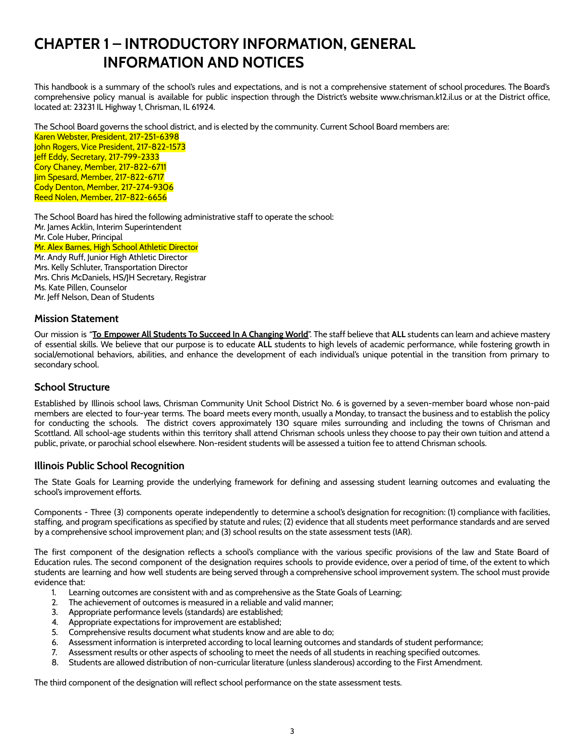# CHAPTER 1 – INTRODUCTORY INFORMATION, GENERAL INFORMATION AND NOTICES

This handbook is a summary of the school's rules and expectations, and is not a comprehensive statement of school procedures. The Board's comprehensive policy manual is available for public inspection through the District's website www.chrisman.k12.il.us or at the District office, located at: 23231 IL Highway 1, Chrisman, IL 61924.

The School Board governs the school district, and is elected by the community. Current School Board members are:
Karen Webster, President, 217-251-6398
John Rogers, Vice President, 217-822-1573
Jeff Eddy, Secretary, 217-799-2333
Cory Chaney, Member, 217-822-6711
Jim Spesard, Member, 217-822-6717
Cody Denton, Member, 217-274-9306
Reed Nolen, Member, 217-822-6656

The School Board has hired the following administrative staff to operate the school:
Mr. James Acklin, Interim Superintendent
Mr. Cole Huber, Principal
Mr. Alex Barnes, High School Athletic Director
Mr. Andy Ruff, Junior High Athletic Director
Mrs. Kelly Schluter, Transportation Director
Mrs. Chris McDaniels, HS/JH Secretary, Registrar
Ms. Kate Pillen, Counselor
Mr. Jeff Nelson, Dean of Students

## Mission Statement

Our mission is "**To Empower All Students To Succeed In A Changing World**". The staff believe that **ALL** students can learn and achieve mastery of essential skills. We believe that our purpose is to educate **ALL** students to high levels of academic performance, while fostering growth in social/emotional behaviors, abilities, and enhance the development of each individual's unique potential in the transition from primary to secondary school.

## School Structure

Established by Illinois school laws, Chrisman Community Unit School District No. 6 is governed by a seven-member board whose non-paid members are elected to four-year terms. The board meets every month, usually a Monday, to transact the business and to establish the policy for conducting the schools. The district covers approximately 130 square miles surrounding and including the towns of Chrisman and Scottland. All school-age students within this territory shall attend Chrisman schools unless they choose to pay their own tuition and attend a public, private, or parochial school elsewhere. Non-resident students will be assessed a tuition fee to attend Chrisman schools.

## Illinois Public School Recognition

The State Goals for Learning provide the underlying framework for defining and assessing student learning outcomes and evaluating the school's improvement efforts.

Components - Three (3) components operate independently to determine a school's designation for recognition: (1) compliance with facilities, staffing, and program specifications as specified by statute and rules; (2) evidence that all students meet performance standards and are served by a comprehensive school improvement plan; and (3) school results on the state assessment tests (IAR).

The first component of the designation reflects a school's compliance with the various specific provisions of the law and State Board of Education rules. The second component of the designation requires schools to provide evidence, over a period of time, of the extent to which students are learning and how well students are being served through a comprehensive school improvement system. The school must provide evidence that:

1. Learning outcomes are consistent with and as comprehensive as the State Goals of Learning;
2. The achievement of outcomes is measured in a reliable and valid manner;
3. Appropriate performance levels (standards) are established;
4. Appropriate expectations for improvement are established;
5. Comprehensive results document what students know and are able to do;
6. Assessment information is interpreted according to local learning outcomes and standards of student performance;
7. Assessment results or other aspects of schooling to meet the needs of all students in reaching specified outcomes.
8. Students are allowed distribution of non-curricular literature (unless slanderous) according to the First Amendment.

The third component of the designation will reflect school performance on the state assessment tests.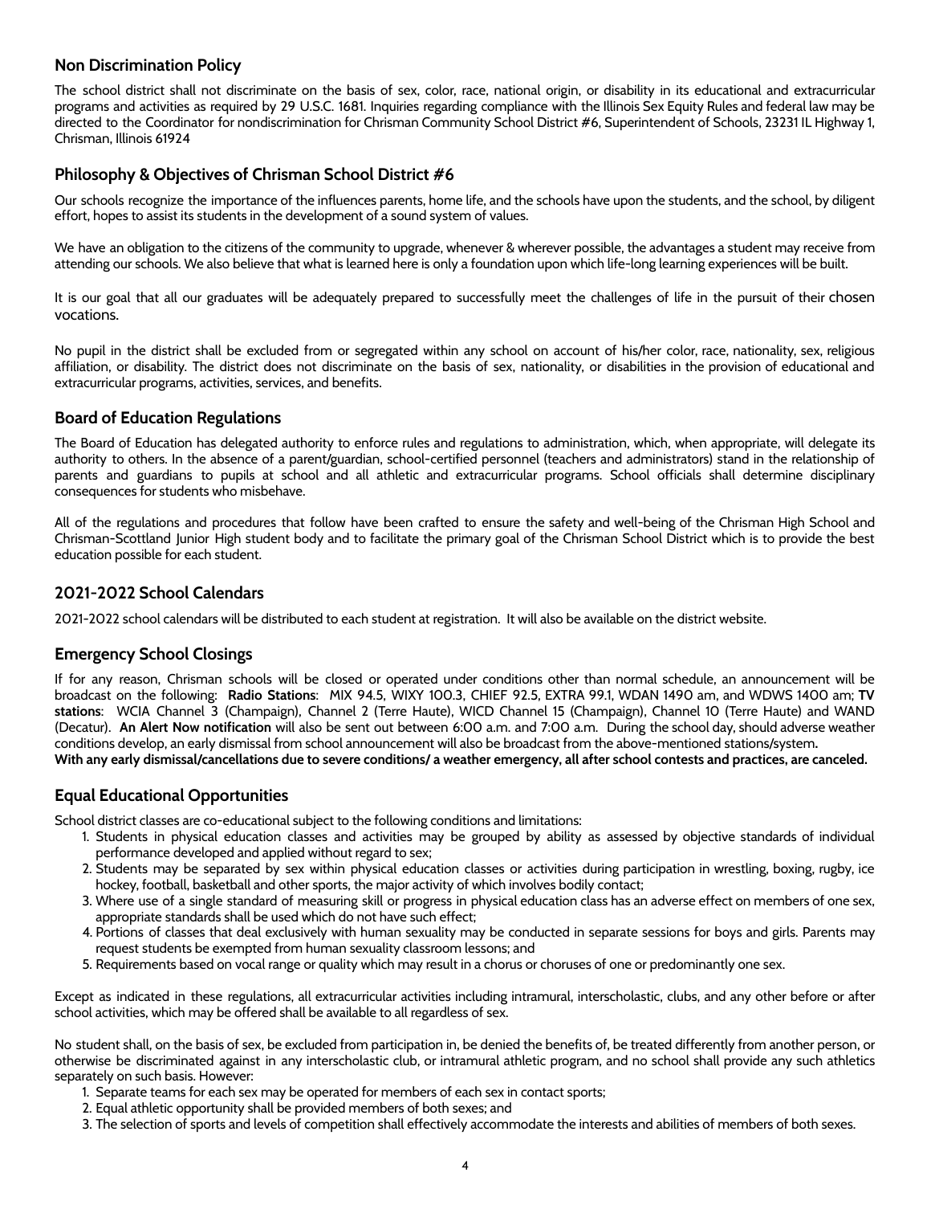## Non Discrimination Policy

The school district shall not discriminate on the basis of sex, color, race, national origin, or disability in its educational and extracurricular programs and activities as required by 29 U.S.C. 1681. Inquiries regarding compliance with the Illinois Sex Equity Rules and federal law may be directed to the Coordinator for nondiscrimination for Chrisman Community School District #6, Superintendent of Schools, 23231 IL Highway 1, Chrisman, Illinois 61924

## Philosophy & Objectives of Chrisman School District #6

Our schools recognize the importance of the influences parents, home life, and the schools have upon the students, and the school, by diligent effort, hopes to assist its students in the development of a sound system of values.

We have an obligation to the citizens of the community to upgrade, whenever & wherever possible, the advantages a student may receive from attending our schools. We also believe that what is learned here is only a foundation upon which life-long learning experiences will be built.

It is our goal that all our graduates will be adequately prepared to successfully meet the challenges of life in the pursuit of their chosen vocations.

No pupil in the district shall be excluded from or segregated within any school on account of his/her color, race, nationality, sex, religious affiliation, or disability. The district does not discriminate on the basis of sex, nationality, or disabilities in the provision of educational and extracurricular programs, activities, services, and benefits.

## Board of Education Regulations

The Board of Education has delegated authority to enforce rules and regulations to administration, which, when appropriate, will delegate its authority to others. In the absence of a parent/guardian, school-certified personnel (teachers and administrators) stand in the relationship of parents and guardians to pupils at school and all athletic and extracurricular programs. School officials shall determine disciplinary consequences for students who misbehave.

All of the regulations and procedures that follow have been crafted to ensure the safety and well-being of the Chrisman High School and Chrisman-Scottland Junior High student body and to facilitate the primary goal of the Chrisman School District which is to provide the best education possible for each student.

## 2021-2022 School Calendars

2021-2022 school calendars will be distributed to each student at registration. It will also be available on the district website.

## Emergency School Closings

If for any reason, Chrisman schools will be closed or operated under conditions other than normal schedule, an announcement will be broadcast on the following: **Radio Stations**: MIX 94.5, WIXY 100.3, CHIEF 92.5, EXTRA 99.1, WDAN 1490 am, and WDWS 1400 am; **TV stations**: WCIA Channel 3 (Champaign), Channel 2 (Terre Haute), WICD Channel 15 (Champaign), Channel 10 (Terre Haute) and WAND (Decatur). **An Alert Now notification** will also be sent out between 6:00 a.m. and 7:00 a.m. During the school day, should adverse weather conditions develop, an early dismissal from school announcement will also be broadcast from the above-mentioned stations/system.
**With any early dismissal/cancellations due to severe conditions/ a weather emergency, all after school contests and practices, are canceled.**

## Equal Educational Opportunities

School district classes are co-educational subject to the following conditions and limitations:

1. Students in physical education classes and activities may be grouped by ability as assessed by objective standards of individual performance developed and applied without regard to sex;
2. Students may be separated by sex within physical education classes or activities during participation in wrestling, boxing, rugby, ice hockey, football, basketball and other sports, the major activity of which involves bodily contact;
3. Where use of a single standard of measuring skill or progress in physical education class has an adverse effect on members of one sex, appropriate standards shall be used which do not have such effect;
4. Portions of classes that deal exclusively with human sexuality may be conducted in separate sessions for boys and girls. Parents may request students be exempted from human sexuality classroom lessons; and
5. Requirements based on vocal range or quality which may result in a chorus or choruses of one or predominantly one sex.

Except as indicated in these regulations, all extracurricular activities including intramural, interscholastic, clubs, and any other before or after school activities, which may be offered shall be available to all regardless of sex.

No student shall, on the basis of sex, be excluded from participation in, be denied the benefits of, be treated differently from another person, or otherwise be discriminated against in any interscholastic club, or intramural athletic program, and no school shall provide any such athletics separately on such basis. However:

1. Separate teams for each sex may be operated for members of each sex in contact sports;
2. Equal athletic opportunity shall be provided members of both sexes; and
3. The selection of sports and levels of competition shall effectively accommodate the interests and abilities of members of both sexes.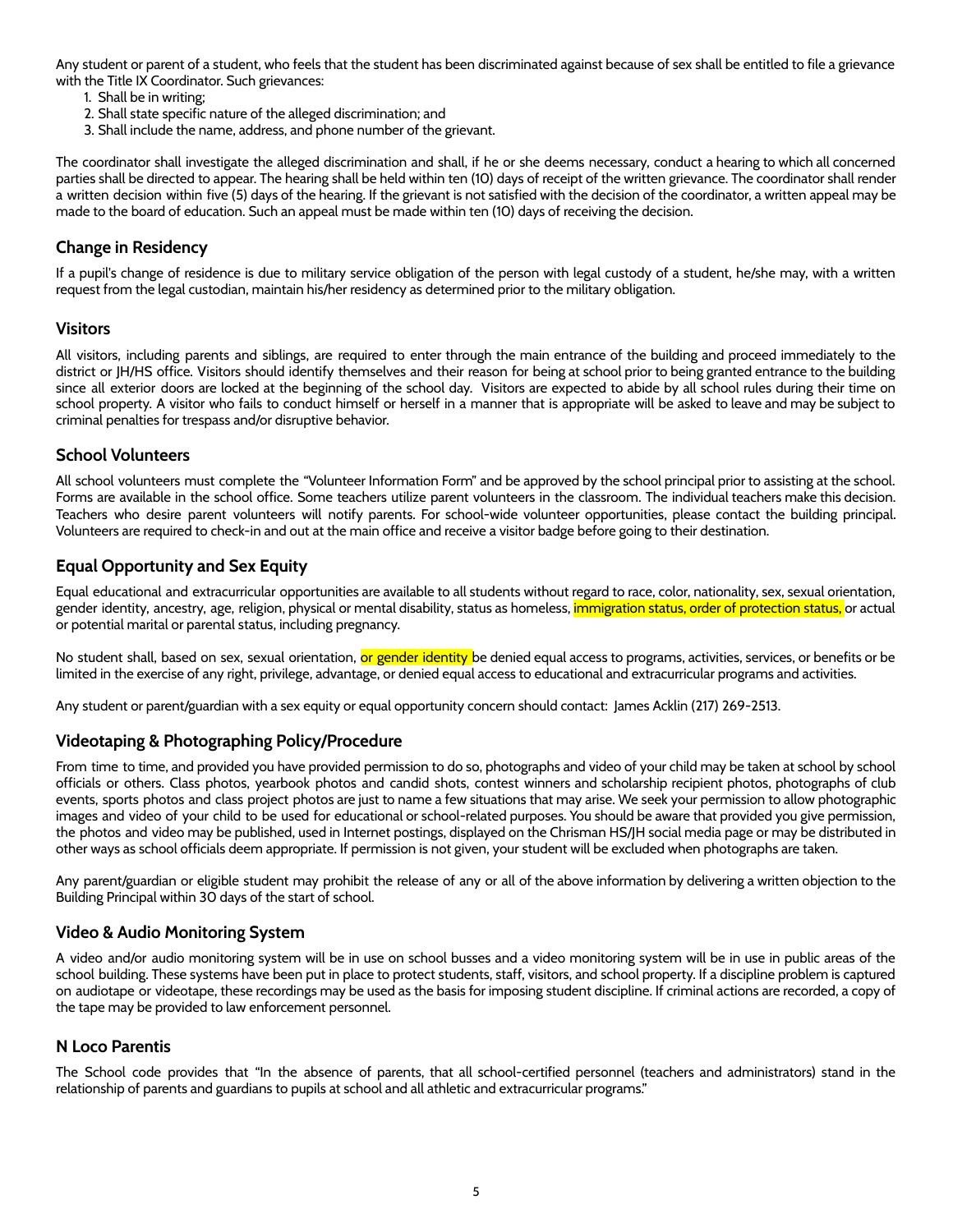Any student or parent of a student, who feels that the student has been discriminated against because of sex shall be entitled to file a grievance with the Title IX Coordinator. Such grievances:

1. Shall be in writing;
2. Shall state specific nature of the alleged discrimination; and
3. Shall include the name, address, and phone number of the grievant.

The coordinator shall investigate the alleged discrimination and shall, if he or she deems necessary, conduct a hearing to which all concerned parties shall be directed to appear. The hearing shall be held within ten (10) days of receipt of the written grievance. The coordinator shall render a written decision within five (5) days of the hearing. If the grievant is not satisfied with the decision of the coordinator, a written appeal may be made to the board of education. Such an appeal must be made within ten (10) days of receiving the decision.

## Change in Residency

If a pupil's change of residence is due to military service obligation of the person with legal custody of a student, he/she may, with a written request from the legal custodian, maintain his/her residency as determined prior to the military obligation.

## Visitors

All visitors, including parents and siblings, are required to enter through the main entrance of the building and proceed immediately to the district or JH/HS office. Visitors should identify themselves and their reason for being at school prior to being granted entrance to the building since all exterior doors are locked at the beginning of the school day. Visitors are expected to abide by all school rules during their time on school property. A visitor who fails to conduct himself or herself in a manner that is appropriate will be asked to leave and may be subject to criminal penalties for trespass and/or disruptive behavior.

## School Volunteers

All school volunteers must complete the "Volunteer Information Form" and be approved by the school principal prior to assisting at the school. Forms are available in the school office. Some teachers utilize parent volunteers in the classroom. The individual teachers make this decision. Teachers who desire parent volunteers will notify parents. For school-wide volunteer opportunities, please contact the building principal. Volunteers are required to check-in and out at the main office and receive a visitor badge before going to their destination.

## Equal Opportunity and Sex Equity

Equal educational and extracurricular opportunities are available to all students without regard to race, color, nationality, sex, sexual orientation, gender identity, ancestry, age, religion, physical or mental disability, status as homeless, immigration status, order of protection status, or actual or potential marital or parental status, including pregnancy.

No student shall, based on sex, sexual orientation, or gender identity be denied equal access to programs, activities, services, or benefits or be limited in the exercise of any right, privilege, advantage, or denied equal access to educational and extracurricular programs and activities.

Any student or parent/guardian with a sex equity or equal opportunity concern should contact: James Acklin (217) 269-2513.

## Videotaping & Photographing Policy/Procedure

From time to time, and provided you have provided permission to do so, photographs and video of your child may be taken at school by school officials or others. Class photos, yearbook photos and candid shots, contest winners and scholarship recipient photos, photographs of club events, sports photos and class project photos are just to name a few situations that may arise. We seek your permission to allow photographic images and video of your child to be used for educational or school-related purposes. You should be aware that provided you give permission, the photos and video may be published, used in Internet postings, displayed on the Chrisman HS/JH social media page or may be distributed in other ways as school officials deem appropriate. If permission is not given, your student will be excluded when photographs are taken.

Any parent/guardian or eligible student may prohibit the release of any or all of the above information by delivering a written objection to the Building Principal within 30 days of the start of school.

## Video & Audio Monitoring System

A video and/or audio monitoring system will be in use on school busses and a video monitoring system will be in use in public areas of the school building. These systems have been put in place to protect students, staff, visitors, and school property. If a discipline problem is captured on audiotape or videotape, these recordings may be used as the basis for imposing student discipline. If criminal actions are recorded, a copy of the tape may be provided to law enforcement personnel.

## N Loco Parentis

The School code provides that "In the absence of parents, that all school-certified personnel (teachers and administrators) stand in the relationship of parents and guardians to pupils at school and all athletic and extracurricular programs."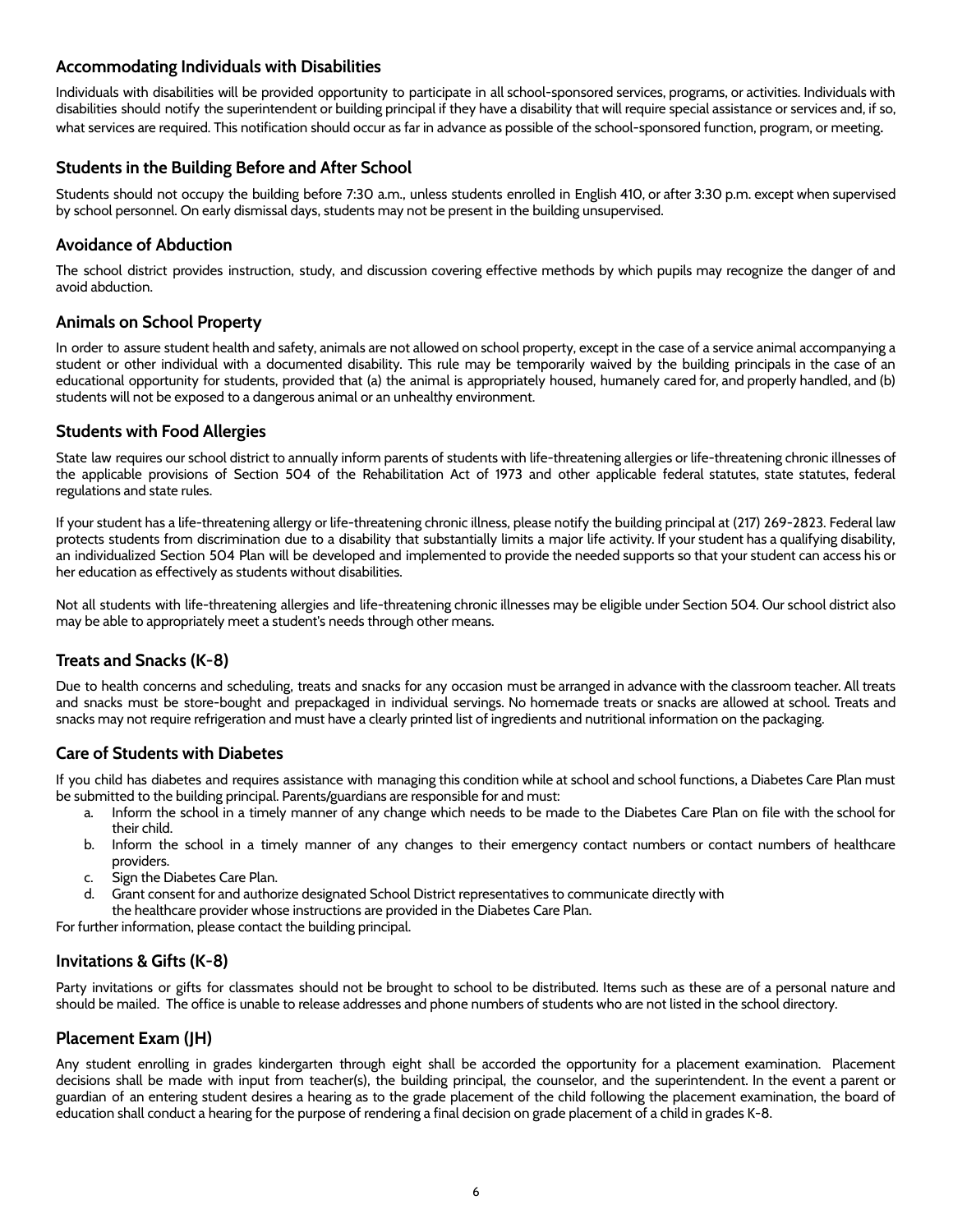## Accommodating Individuals with Disabilities

Individuals with disabilities will be provided opportunity to participate in all school-sponsored services, programs, or activities. Individuals with disabilities should notify the superintendent or building principal if they have a disability that will require special assistance or services and, if so, what services are required. This notification should occur as far in advance as possible of the school-sponsored function, program, or meeting.

## Students in the Building Before and After School

Students should not occupy the building before 7:30 a.m., unless students enrolled in English 410, or after 3:30 p.m. except when supervised by school personnel. On early dismissal days, students may not be present in the building unsupervised.

## Avoidance of Abduction

The school district provides instruction, study, and discussion covering effective methods by which pupils may recognize the danger of and avoid abduction.

## Animals on School Property

In order to assure student health and safety, animals are not allowed on school property, except in the case of a service animal accompanying a student or other individual with a documented disability. This rule may be temporarily waived by the building principals in the case of an educational opportunity for students, provided that (a) the animal is appropriately housed, humanely cared for, and properly handled, and (b) students will not be exposed to a dangerous animal or an unhealthy environment.

## Students with Food Allergies

State law requires our school district to annually inform parents of students with life-threatening allergies or life-threatening chronic illnesses of the applicable provisions of Section 504 of the Rehabilitation Act of 1973 and other applicable federal statutes, state statutes, federal regulations and state rules.

If your student has a life-threatening allergy or life-threatening chronic illness, please notify the building principal at (217) 269-2823. Federal law protects students from discrimination due to a disability that substantially limits a major life activity. If your student has a qualifying disability, an individualized Section 504 Plan will be developed and implemented to provide the needed supports so that your student can access his or her education as effectively as students without disabilities.

Not all students with life-threatening allergies and life-threatening chronic illnesses may be eligible under Section 504. Our school district also may be able to appropriately meet a student's needs through other means.

## Treats and Snacks (K-8)

Due to health concerns and scheduling, treats and snacks for any occasion must be arranged in advance with the classroom teacher. All treats and snacks must be store-bought and prepackaged in individual servings. No homemade treats or snacks are allowed at school. Treats and snacks may not require refrigeration and must have a clearly printed list of ingredients and nutritional information on the packaging.

## Care of Students with Diabetes

If you child has diabetes and requires assistance with managing this condition while at school and school functions, a Diabetes Care Plan must be submitted to the building principal. Parents/guardians are responsible for and must:

a. Inform the school in a timely manner of any change which needs to be made to the Diabetes Care Plan on file with the school for their child.
b. Inform the school in a timely manner of any changes to their emergency contact numbers or contact numbers of healthcare providers.
c. Sign the Diabetes Care Plan.
d. Grant consent for and authorize designated School District representatives to communicate directly with the healthcare provider whose instructions are provided in the Diabetes Care Plan.

For further information, please contact the building principal.

## Invitations & Gifts (K-8)

Party invitations or gifts for classmates should not be brought to school to be distributed. Items such as these are of a personal nature and should be mailed. The office is unable to release addresses and phone numbers of students who are not listed in the school directory.

## Placement Exam (JH)

Any student enrolling in grades kindergarten through eight shall be accorded the opportunity for a placement examination. Placement decisions shall be made with input from teacher(s), the building principal, the counselor, and the superintendent. In the event a parent or guardian of an entering student desires a hearing as to the grade placement of the child following the placement examination, the board of education shall conduct a hearing for the purpose of rendering a final decision on grade placement of a child in grades K-8.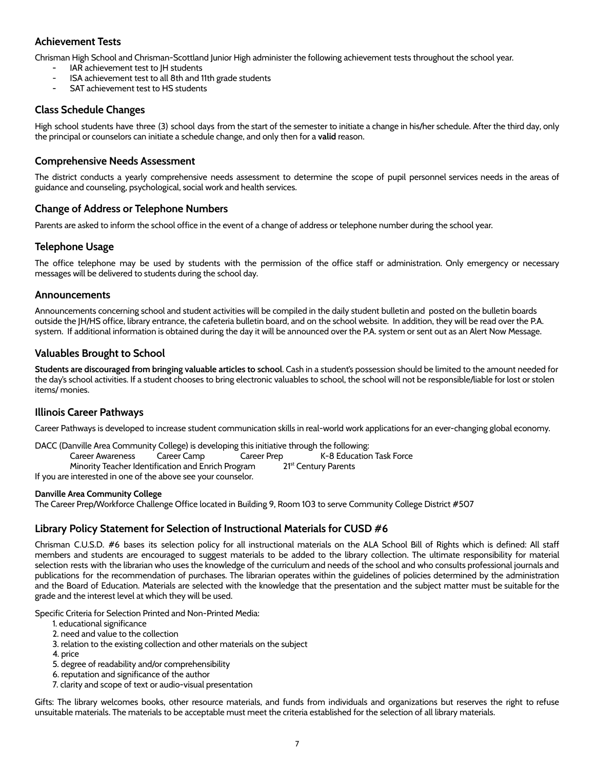## Achievement Tests

Chrisman High School and Chrisman-Scottland Junior High administer the following achievement tests throughout the school year.

- IAR achievement test to JH students
- ISA achievement test to all 8th and 11th grade students
- SAT achievement test to HS students

## Class Schedule Changes

High school students have three (3) school days from the start of the semester to initiate a change in his/her schedule. After the third day, only the principal or counselors can initiate a schedule change, and only then for a **valid** reason.

## Comprehensive Needs Assessment

The district conducts a yearly comprehensive needs assessment to determine the scope of pupil personnel services needs in the areas of guidance and counseling, psychological, social work and health services.

## Change of Address or Telephone Numbers

Parents are asked to inform the school office in the event of a change of address or telephone number during the school year.

## Telephone Usage

The office telephone may be used by students with the permission of the office staff or administration. Only emergency or necessary messages will be delivered to students during the school day.

## Announcements

Announcements concerning school and student activities will be compiled in the daily student bulletin and posted on the bulletin boards outside the JH/HS office, library entrance, the cafeteria bulletin board, and on the school website. In addition, they will be read over the P.A. system. If additional information is obtained during the day it will be announced over the P.A. system or sent out as an Alert Now Message.

## Valuables Brought to School

**Students are discouraged from bringing valuable articles to school**. Cash in a student's possession should be limited to the amount needed for the day's school activities. If a student chooses to bring electronic valuables to school, the school will not be responsible/liable for lost or stolen items/ monies.

## Illinois Career Pathways

Career Pathways is developed to increase student communication skills in real-world work applications for an ever-changing global economy.

DACC (Danville Area Community College) is developing this initiative through the following:

Career Awareness Career Camp Career Prep K-8 Education Task Force
Minority Teacher Identification and Enrich Program 21st Century Parents

If you are interested in one of the above see your counselor.

**Danville Area Community College**

The Career Prep/Workforce Challenge Office located in Building 9, Room 103 to serve Community College District #507

## Library Policy Statement for Selection of Instructional Materials for CUSD #6

Chrisman C.U.S.D. #6 bases its selection policy for all instructional materials on the ALA School Bill of Rights which is defined: All staff members and students are encouraged to suggest materials to be added to the library collection. The ultimate responsibility for material selection rests with the librarian who uses the knowledge of the curriculum and needs of the school and who consults professional journals and publications for the recommendation of purchases. The librarian operates within the guidelines of policies determined by the administration and the Board of Education. Materials are selected with the knowledge that the presentation and the subject matter must be suitable for the grade and the interest level at which they will be used.

Specific Criteria for Selection Printed and Non-Printed Media:

1. educational significance
2. need and value to the collection
3. relation to the existing collection and other materials on the subject
4. price
5. degree of readability and/or comprehensibility
6. reputation and significance of the author
7. clarity and scope of text or audio-visual presentation

Gifts: The library welcomes books, other resource materials, and funds from individuals and organizations but reserves the right to refuse unsuitable materials. The materials to be acceptable must meet the criteria established for the selection of all library materials.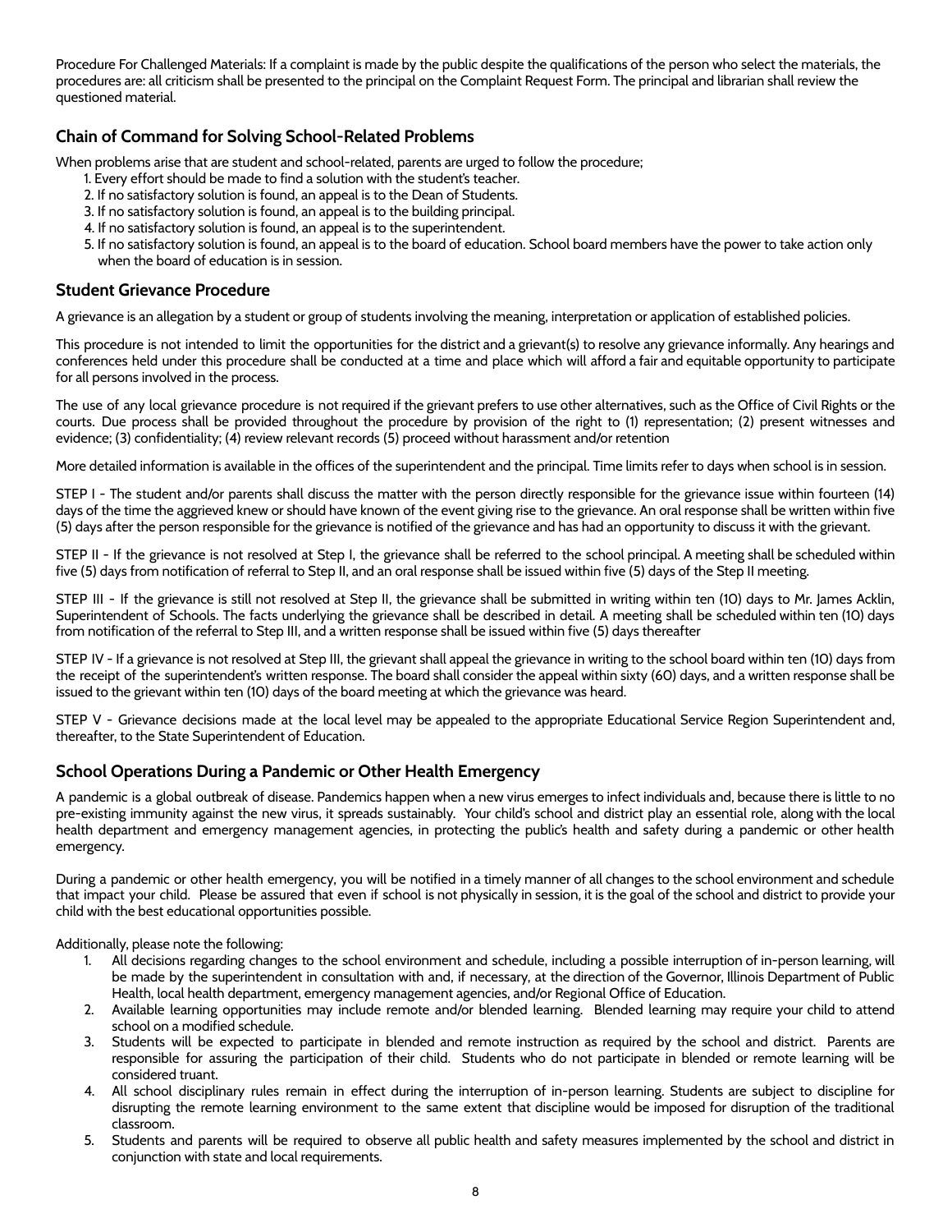Procedure For Challenged Materials: If a complaint is made by the public despite the qualifications of the person who select the materials, the procedures are: all criticism shall be presented to the principal on the Complaint Request Form. The principal and librarian shall review the questioned material.

## Chain of Command for Solving School-Related Problems

When problems arise that are student and school-related, parents are urged to follow the procedure;

1. Every effort should be made to find a solution with the student's teacher.
2. If no satisfactory solution is found, an appeal is to the Dean of Students.
3. If no satisfactory solution is found, an appeal is to the building principal.
4. If no satisfactory solution is found, an appeal is to the superintendent.
5. If no satisfactory solution is found, an appeal is to the board of education. School board members have the power to take action only when the board of education is in session.

## Student Grievance Procedure

A grievance is an allegation by a student or group of students involving the meaning, interpretation or application of established policies.

This procedure is not intended to limit the opportunities for the district and a grievant(s) to resolve any grievance informally. Any hearings and conferences held under this procedure shall be conducted at a time and place which will afford a fair and equitable opportunity to participate for all persons involved in the process.

The use of any local grievance procedure is not required if the grievant prefers to use other alternatives, such as the Office of Civil Rights or the courts. Due process shall be provided throughout the procedure by provision of the right to (1) representation; (2) present witnesses and evidence; (3) confidentiality; (4) review relevant records (5) proceed without harassment and/or retention

More detailed information is available in the offices of the superintendent and the principal. Time limits refer to days when school is in session.

STEP I - The student and/or parents shall discuss the matter with the person directly responsible for the grievance issue within fourteen (14) days of the time the aggrieved knew or should have known of the event giving rise to the grievance. An oral response shall be written within five (5) days after the person responsible for the grievance is notified of the grievance and has had an opportunity to discuss it with the grievant.

STEP II - If the grievance is not resolved at Step I, the grievance shall be referred to the school principal. A meeting shall be scheduled within five (5) days from notification of referral to Step II, and an oral response shall be issued within five (5) days of the Step II meeting.

STEP III - If the grievance is still not resolved at Step II, the grievance shall be submitted in writing within ten (10) days to Mr. James Acklin, Superintendent of Schools. The facts underlying the grievance shall be described in detail. A meeting shall be scheduled within ten (10) days from notification of the referral to Step III, and a written response shall be issued within five (5) days thereafter

STEP IV - If a grievance is not resolved at Step III, the grievant shall appeal the grievance in writing to the school board within ten (10) days from the receipt of the superintendent's written response. The board shall consider the appeal within sixty (60) days, and a written response shall be issued to the grievant within ten (10) days of the board meeting at which the grievance was heard.

STEP V - Grievance decisions made at the local level may be appealed to the appropriate Educational Service Region Superintendent and, thereafter, to the State Superintendent of Education.

## School Operations During a Pandemic or Other Health Emergency

A pandemic is a global outbreak of disease. Pandemics happen when a new virus emerges to infect individuals and, because there is little to no pre-existing immunity against the new virus, it spreads sustainably. Your child's school and district play an essential role, along with the local health department and emergency management agencies, in protecting the public's health and safety during a pandemic or other health emergency.

During a pandemic or other health emergency, you will be notified in a timely manner of all changes to the school environment and schedule that impact your child. Please be assured that even if school is not physically in session, it is the goal of the school and district to provide your child with the best educational opportunities possible.

Additionally, please note the following:

1. All decisions regarding changes to the school environment and schedule, including a possible interruption of in-person learning, will be made by the superintendent in consultation with and, if necessary, at the direction of the Governor, Illinois Department of Public Health, local health department, emergency management agencies, and/or Regional Office of Education.
2. Available learning opportunities may include remote and/or blended learning. Blended learning may require your child to attend school on a modified schedule.
3. Students will be expected to participate in blended and remote instruction as required by the school and district. Parents are responsible for assuring the participation of their child. Students who do not participate in blended or remote learning will be considered truant.
4. All school disciplinary rules remain in effect during the interruption of in-person learning. Students are subject to discipline for disrupting the remote learning environment to the same extent that discipline would be imposed for disruption of the traditional classroom.
5. Students and parents will be required to observe all public health and safety measures implemented by the school and district in conjunction with state and local requirements.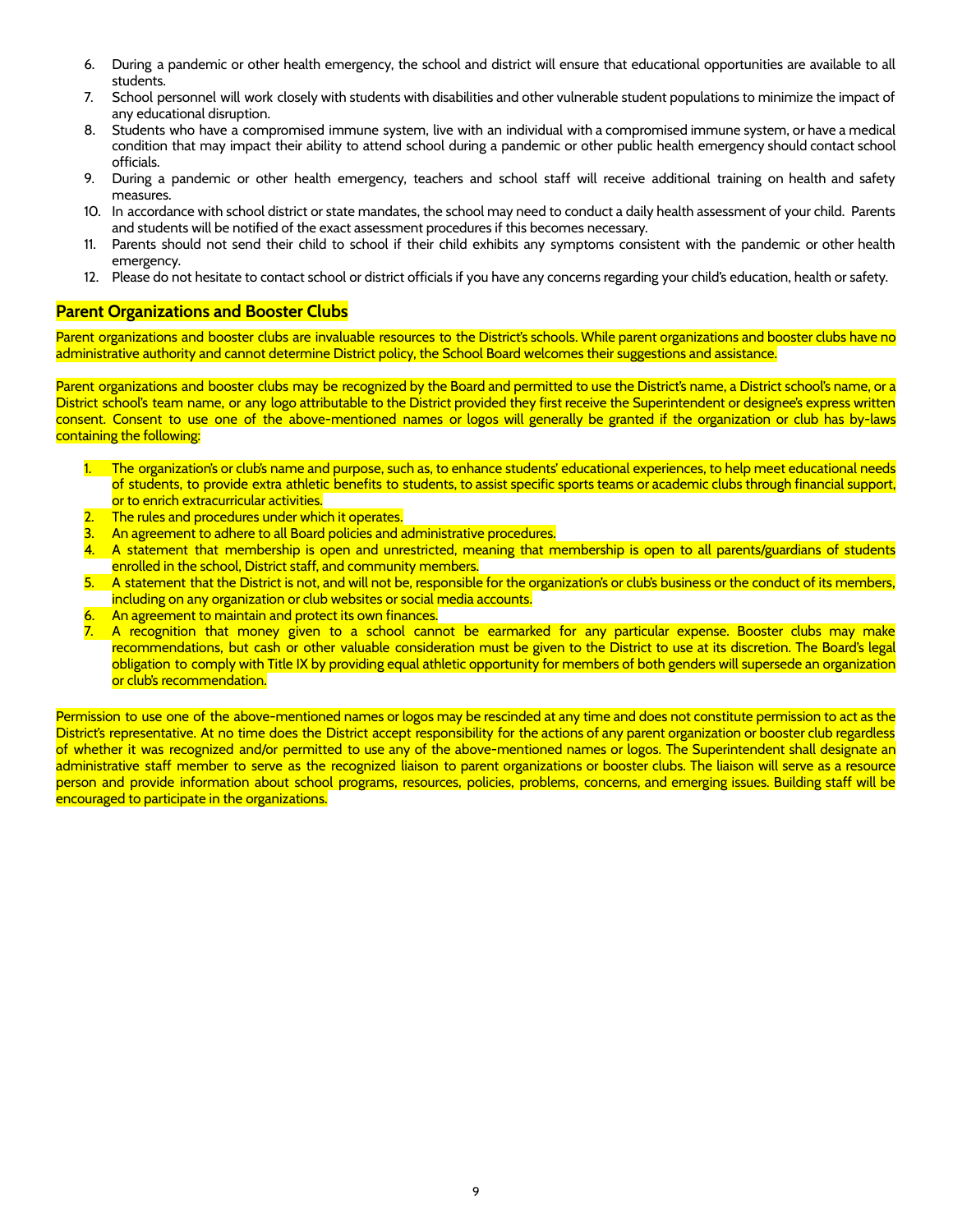6. During a pandemic or other health emergency, the school and district will ensure that educational opportunities are available to all students.
7. School personnel will work closely with students with disabilities and other vulnerable student populations to minimize the impact of any educational disruption.
8. Students who have a compromised immune system, live with an individual with a compromised immune system, or have a medical condition that may impact their ability to attend school during a pandemic or other public health emergency should contact school officials.
9. During a pandemic or other health emergency, teachers and school staff will receive additional training on health and safety measures.
10. In accordance with school district or state mandates, the school may need to conduct a daily health assessment of your child. Parents and students will be notified of the exact assessment procedures if this becomes necessary.
11. Parents should not send their child to school if their child exhibits any symptoms consistent with the pandemic or other health emergency.
12. Please do not hesitate to contact school or district officials if you have any concerns regarding your child's education, health or safety.

## Parent Organizations and Booster Clubs

Parent organizations and booster clubs are invaluable resources to the District's schools. While parent organizations and booster clubs have no administrative authority and cannot determine District policy, the School Board welcomes their suggestions and assistance.

Parent organizations and booster clubs may be recognized by the Board and permitted to use the District's name, a District school's name, or a District school's team name, or any logo attributable to the District provided they first receive the Superintendent or designee's express written consent. Consent to use one of the above-mentioned names or logos will generally be granted if the organization or club has by-laws containing the following:

1. The organization's or club's name and purpose, such as, to enhance students' educational experiences, to help meet educational needs of students, to provide extra athletic benefits to students, to assist specific sports teams or academic clubs through financial support, or to enrich extracurricular activities.
2. The rules and procedures under which it operates.
3. An agreement to adhere to all Board policies and administrative procedures.
4. A statement that membership is open and unrestricted, meaning that membership is open to all parents/guardians of students enrolled in the school, District staff, and community members.
5. A statement that the District is not, and will not be, responsible for the organization's or club's business or the conduct of its members, including on any organization or club websites or social media accounts.
6. An agreement to maintain and protect its own finances.
7. A recognition that money given to a school cannot be earmarked for any particular expense. Booster clubs may make recommendations, but cash or other valuable consideration must be given to the District to use at its discretion. The Board's legal obligation to comply with Title IX by providing equal athletic opportunity for members of both genders will supersede an organization or club's recommendation.

Permission to use one of the above-mentioned names or logos may be rescinded at any time and does not constitute permission to act as the District's representative. At no time does the District accept responsibility for the actions of any parent organization or booster club regardless of whether it was recognized and/or permitted to use any of the above-mentioned names or logos. The Superintendent shall designate an administrative staff member to serve as the recognized liaison to parent organizations or booster clubs. The liaison will serve as a resource person and provide information about school programs, resources, policies, problems, concerns, and emerging issues. Building staff will be encouraged to participate in the organizations.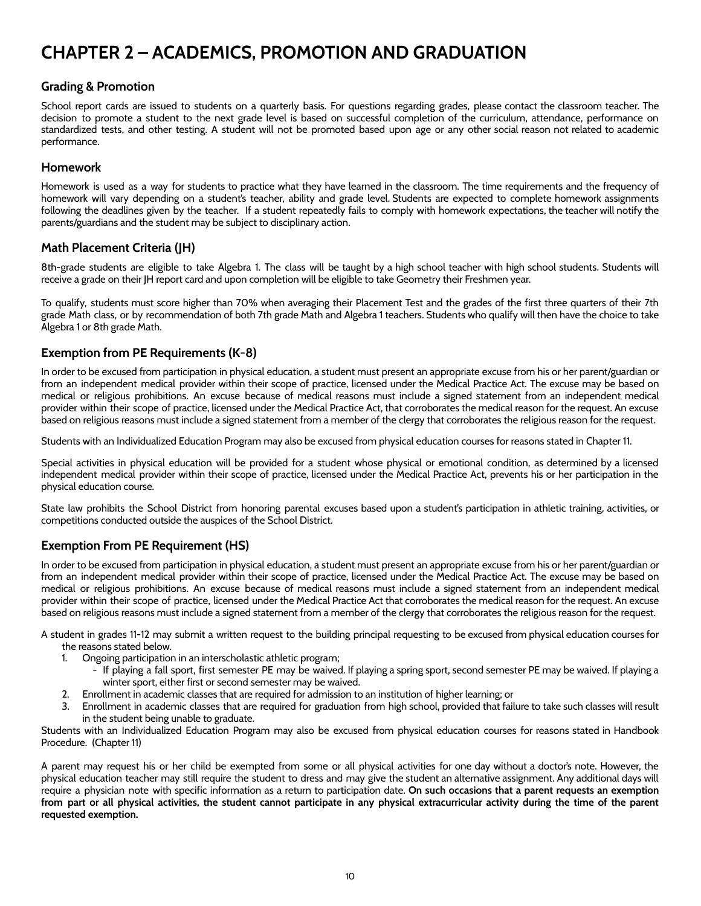# CHAPTER 2 – ACADEMICS, PROMOTION AND GRADUATION

## Grading & Promotion

School report cards are issued to students on a quarterly basis. For questions regarding grades, please contact the classroom teacher. The decision to promote a student to the next grade level is based on successful completion of the curriculum, attendance, performance on standardized tests, and other testing. A student will not be promoted based upon age or any other social reason not related to academic performance.

## Homework

Homework is used as a way for students to practice what they have learned in the classroom. The time requirements and the frequency of homework will vary depending on a student's teacher, ability and grade level. Students are expected to complete homework assignments following the deadlines given by the teacher. If a student repeatedly fails to comply with homework expectations, the teacher will notify the parents/guardians and the student may be subject to disciplinary action.

## Math Placement Criteria (JH)

8th-grade students are eligible to take Algebra 1. The class will be taught by a high school teacher with high school students. Students will receive a grade on their JH report card and upon completion will be eligible to take Geometry their Freshmen year.

To qualify, students must score higher than 70% when averaging their Placement Test and the grades of the first three quarters of their 7th grade Math class, or by recommendation of both 7th grade Math and Algebra 1 teachers. Students who qualify will then have the choice to take Algebra 1 or 8th grade Math.

## Exemption from PE Requirements (K-8)

In order to be excused from participation in physical education, a student must present an appropriate excuse from his or her parent/guardian or from an independent medical provider within their scope of practice, licensed under the Medical Practice Act. The excuse may be based on medical or religious prohibitions. An excuse because of medical reasons must include a signed statement from an independent medical provider within their scope of practice, licensed under the Medical Practice Act, that corroborates the medical reason for the request. An excuse based on religious reasons must include a signed statement from a member of the clergy that corroborates the religious reason for the request.

Students with an Individualized Education Program may also be excused from physical education courses for reasons stated in Chapter 11.

Special activities in physical education will be provided for a student whose physical or emotional condition, as determined by a licensed independent medical provider within their scope of practice, licensed under the Medical Practice Act, prevents his or her participation in the physical education course.

State law prohibits the School District from honoring parental excuses based upon a student's participation in athletic training, activities, or competitions conducted outside the auspices of the School District.

## Exemption From PE Requirement (HS)

In order to be excused from participation in physical education, a student must present an appropriate excuse from his or her parent/guardian or from an independent medical provider within their scope of practice, licensed under the Medical Practice Act. The excuse may be based on medical or religious prohibitions. An excuse because of medical reasons must include a signed statement from an independent medical provider within their scope of practice, licensed under the Medical Practice Act that corroborates the medical reason for the request. An excuse based on religious reasons must include a signed statement from a member of the clergy that corroborates the religious reason for the request.

A student in grades 11-12 may submit a written request to the building principal requesting to be excused from physical education courses for the reasons stated below.

1. Ongoing participation in an interscholastic athletic program;
   - If playing a fall sport, first semester PE may be waived. If playing a spring sport, second semester PE may be waived. If playing a winter sport, either first or second semester may be waived.
2. Enrollment in academic classes that are required for admission to an institution of higher learning; or
3. Enrollment in academic classes that are required for graduation from high school, provided that failure to take such classes will result in the student being unable to graduate.

Students with an Individualized Education Program may also be excused from physical education courses for reasons stated in Handbook Procedure. (Chapter 11)

A parent may request his or her child be exempted from some or all physical activities for one day without a doctor's note. However, the physical education teacher may still require the student to dress and may give the student an alternative assignment. Any additional days will require a physician note with specific information as a return to participation date. **On such occasions that a parent requests an exemption from part or all physical activities, the student cannot participate in any physical extracurricular activity during the time of the parent requested exemption.**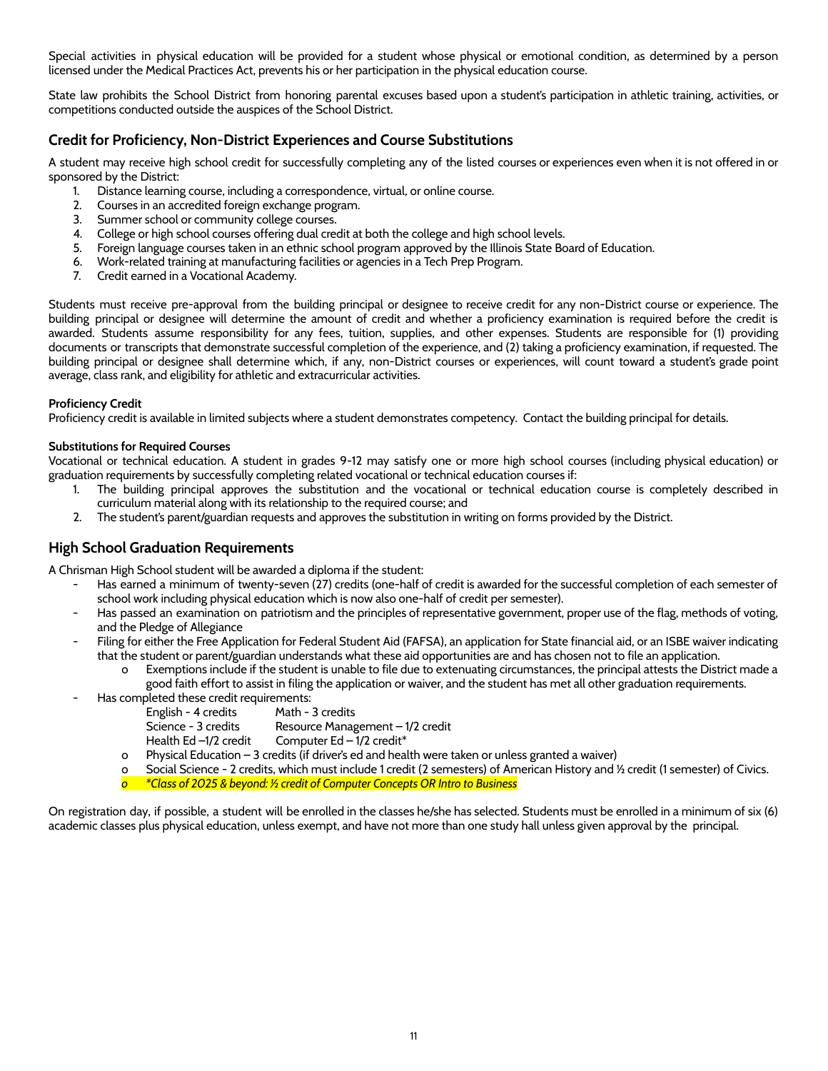Special activities in physical education will be provided for a student whose physical or emotional condition, as determined by a person licensed under the Medical Practices Act, prevents his or her participation in the physical education course.

State law prohibits the School District from honoring parental excuses based upon a student's participation in athletic training, activities, or competitions conducted outside the auspices of the School District.

## Credit for Proficiency, Non-District Experiences and Course Substitutions

A student may receive high school credit for successfully completing any of the listed courses or experiences even when it is not offered in or sponsored by the District:

1. Distance learning course, including a correspondence, virtual, or online course.
2. Courses in an accredited foreign exchange program.
3. Summer school or community college courses.
4. College or high school courses offering dual credit at both the college and high school levels.
5. Foreign language courses taken in an ethnic school program approved by the Illinois State Board of Education.
6. Work-related training at manufacturing facilities or agencies in a Tech Prep Program.
7. Credit earned in a Vocational Academy.

Students must receive pre-approval from the building principal or designee to receive credit for any non-District course or experience. The building principal or designee will determine the amount of credit and whether a proficiency examination is required before the credit is awarded. Students assume responsibility for any fees, tuition, supplies, and other expenses. Students are responsible for (1) providing documents or transcripts that demonstrate successful completion of the experience, and (2) taking a proficiency examination, if requested. The building principal or designee shall determine which, if any, non-District courses or experiences, will count toward a student's grade point average, class rank, and eligibility for athletic and extracurricular activities.

**Proficiency Credit**
Proficiency credit is available in limited subjects where a student demonstrates competency. Contact the building principal for details.

**Substitutions for Required Courses**
Vocational or technical education. A student in grades 9-12 may satisfy one or more high school courses (including physical education) or graduation requirements by successfully completing related vocational or technical education courses if:

1. The building principal approves the substitution and the vocational or technical education course is completely described in curriculum material along with its relationship to the required course; and
2. The student's parent/guardian requests and approves the substitution in writing on forms provided by the District.

## High School Graduation Requirements

A Chrisman High School student will be awarded a diploma if the student:

- Has earned a minimum of twenty-seven (27) credits (one-half of credit is awarded for the successful completion of each semester of school work including physical education which is now also one-half of credit per semester).
- Has passed an examination on patriotism and the principles of representative government, proper use of the flag, methods of voting, and the Pledge of Allegiance
- Filing for either the Free Application for Federal Student Aid (FAFSA), an application for State financial aid, or an ISBE waiver indicating that the student or parent/guardian understands what these aid opportunities are and has chosen not to file an application.
  - Exemptions include if the student is unable to file due to extenuating circumstances, the principal attests the District made a good faith effort to assist in filing the application or waiver, and the student has met all other graduation requirements.
- Has completed these credit requirements:

  English - 4 credits — Math - 3 credits
  Science - 3 credits — Resource Management – 1/2 credit
  Health Ed –1/2 credit — Computer Ed – 1/2 credit*

  - Physical Education – 3 credits (if driver's ed and health were taken or unless granted a waiver)
  - Social Science - 2 credits, which must include 1 credit (2 semesters) of American History and ½ credit (1 semester) of Civics.
  - *\*Class of 2025 & beyond: ½ credit of Computer Concepts OR Intro to Business*

On registration day, if possible, a student will be enrolled in the classes he/she has selected. Students must be enrolled in a minimum of six (6) academic classes plus physical education, unless exempt, and have not more than one study hall unless given approval by the principal.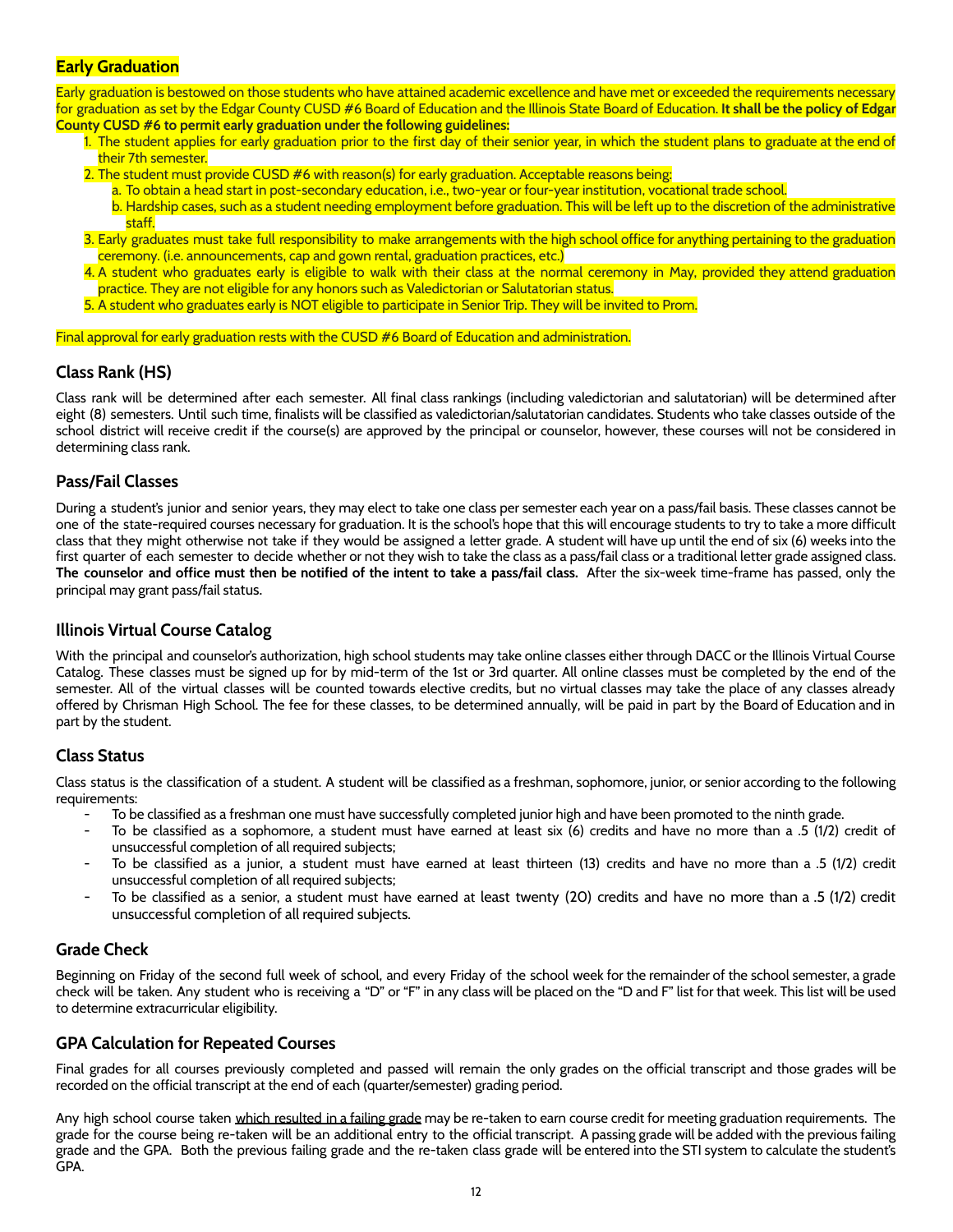## Early Graduation

Early graduation is bestowed on those students who have attained academic excellence and have met or exceeded the requirements necessary for graduation as set by the Edgar County CUSD #6 Board of Education and the Illinois State Board of Education. **It shall be the policy of Edgar County CUSD #6 to permit early graduation under the following guidelines:**

1. The student applies for early graduation prior to the first day of their senior year, in which the student plans to graduate at the end of their 7th semester.
2. The student must provide CUSD #6 with reason(s) for early graduation. Acceptable reasons being:
   a. To obtain a head start in post-secondary education, i.e., two-year or four-year institution, vocational trade school.
   b. Hardship cases, such as a student needing employment before graduation. This will be left up to the discretion of the administrative staff.
3. Early graduates must take full responsibility to make arrangements with the high school office for anything pertaining to the graduation ceremony. (i.e. announcements, cap and gown rental, graduation practices, etc.)
4. A student who graduates early is eligible to walk with their class at the normal ceremony in May, provided they attend graduation practice. They are not eligible for any honors such as Valedictorian or Salutatorian status.
5. A student who graduates early is NOT eligible to participate in Senior Trip. They will be invited to Prom.

Final approval for early graduation rests with the CUSD #6 Board of Education and administration.

## Class Rank (HS)

Class rank will be determined after each semester. All final class rankings (including valedictorian and salutatorian) will be determined after eight (8) semesters. Until such time, finalists will be classified as valedictorian/salutatorian candidates. Students who take classes outside of the school district will receive credit if the course(s) are approved by the principal or counselor, however, these courses will not be considered in determining class rank.

## Pass/Fail Classes

During a student's junior and senior years, they may elect to take one class per semester each year on a pass/fail basis. These classes cannot be one of the state-required courses necessary for graduation. It is the school's hope that this will encourage students to try to take a more difficult class that they might otherwise not take if they would be assigned a letter grade. A student will have up until the end of six (6) weeks into the first quarter of each semester to decide whether or not they wish to take the class as a pass/fail class or a traditional letter grade assigned class. **The counselor and office must then be notified of the intent to take a pass/fail class.** After the six-week time-frame has passed, only the principal may grant pass/fail status.

## Illinois Virtual Course Catalog

With the principal and counselor's authorization, high school students may take online classes either through DACC or the Illinois Virtual Course Catalog. These classes must be signed up for by mid-term of the 1st or 3rd quarter. All online classes must be completed by the end of the semester. All of the virtual classes will be counted towards elective credits, but no virtual classes may take the place of any classes already offered by Chrisman High School. The fee for these classes, to be determined annually, will be paid in part by the Board of Education and in part by the student.

## Class Status

Class status is the classification of a student. A student will be classified as a freshman, sophomore, junior, or senior according to the following requirements:

- To be classified as a freshman one must have successfully completed junior high and have been promoted to the ninth grade.
- To be classified as a sophomore, a student must have earned at least six (6) credits and have no more than a .5 (1/2) credit of unsuccessful completion of all required subjects;
- To be classified as a junior, a student must have earned at least thirteen (13) credits and have no more than a .5 (1/2) credit unsuccessful completion of all required subjects;
- To be classified as a senior, a student must have earned at least twenty (20) credits and have no more than a .5 (1/2) credit unsuccessful completion of all required subjects.

## Grade Check

Beginning on Friday of the second full week of school, and every Friday of the school week for the remainder of the school semester, a grade check will be taken. Any student who is receiving a "D" or "F" in any class will be placed on the "D and F" list for that week. This list will be used to determine extracurricular eligibility.

## GPA Calculation for Repeated Courses

Final grades for all courses previously completed and passed will remain the only grades on the official transcript and those grades will be recorded on the official transcript at the end of each (quarter/semester) grading period.

Any high school course taken which resulted in a failing grade may be re-taken to earn course credit for meeting graduation requirements. The grade for the course being re-taken will be an additional entry to the official transcript. A passing grade will be added with the previous failing grade and the GPA. Both the previous failing grade and the re-taken class grade will be entered into the STI system to calculate the student's GPA.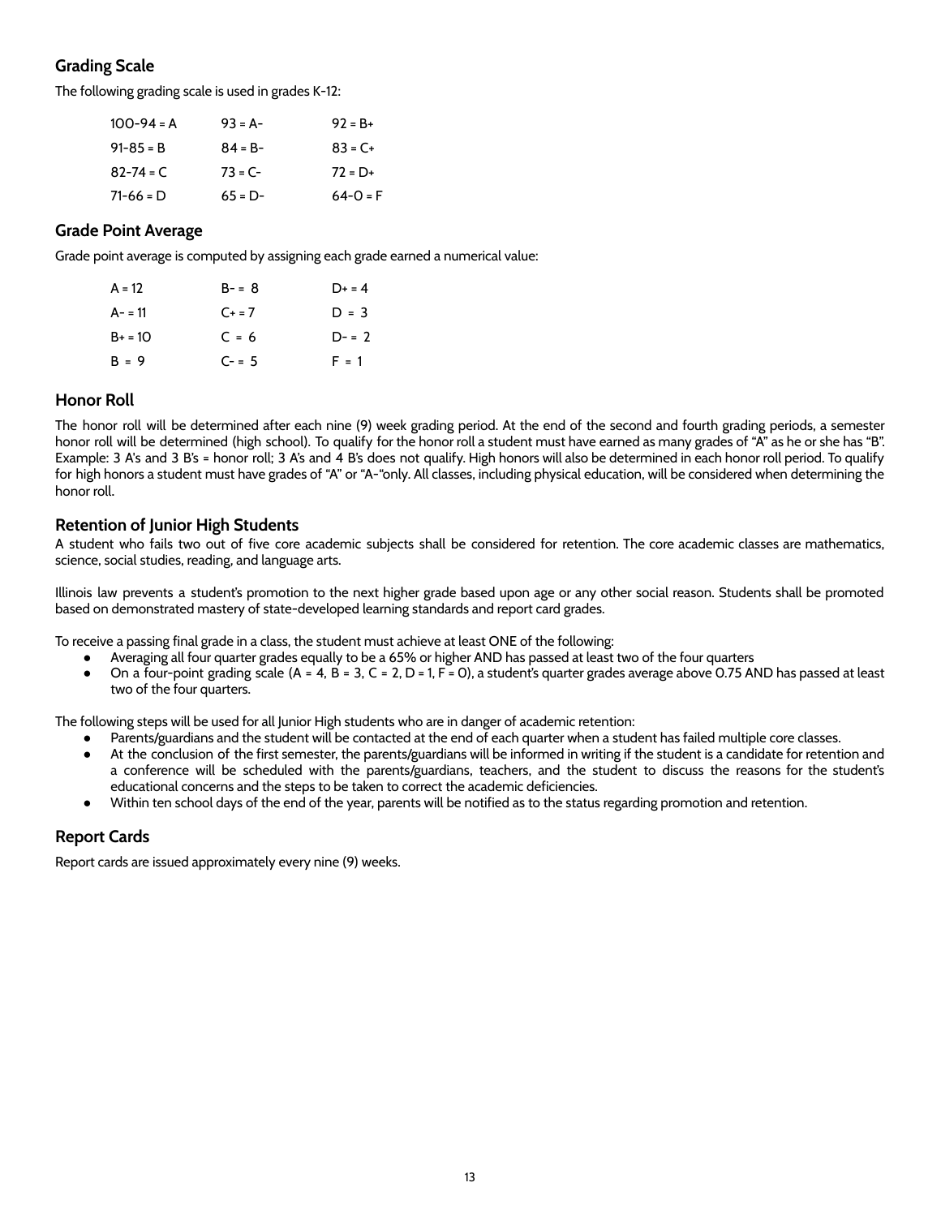## Grading Scale

The following grading scale is used in grades K-12:

| | | |
|---|---|---|
| 100-94 = A | 93 = A- | 92 = B+ |
| 91-85 = B | 84 = B- | 83 = C+ |
| 82-74 = C | 73 = C- | 72 = D+ |
| 71-66 = D | 65 = D- | 64-0 = F |

## Grade Point Average

Grade point average is computed by assigning each grade earned a numerical value:

| | | |
|---|---|---|
| A = 12 | B- = 8 | D+ = 4 |
| A- = 11 | C+ = 7 | D = 3 |
| B+ = 10 | C = 6 | D- = 2 |
| B = 9 | C- = 5 | F = 1 |

## Honor Roll

The honor roll will be determined after each nine (9) week grading period. At the end of the second and fourth grading periods, a semester honor roll will be determined (high school). To qualify for the honor roll a student must have earned as many grades of "A" as he or she has "B". Example: 3 A's and 3 B's = honor roll; 3 A's and 4 B's does not qualify. High honors will also be determined in each honor roll period. To qualify for high honors a student must have grades of "A" or "A-"only. All classes, including physical education, will be considered when determining the honor roll.

## Retention of Junior High Students

A student who fails two out of five core academic subjects shall be considered for retention. The core academic classes are mathematics, science, social studies, reading, and language arts.

Illinois law prevents a student's promotion to the next higher grade based upon age or any other social reason. Students shall be promoted based on demonstrated mastery of state-developed learning standards and report card grades.

To receive a passing final grade in a class, the student must achieve at least ONE of the following:

- Averaging all four quarter grades equally to be a 65% or higher AND has passed at least two of the four quarters
- On a four-point grading scale (A = 4, B = 3, C = 2, D = 1, F = 0), a student's quarter grades average above 0.75 AND has passed at least two of the four quarters.

The following steps will be used for all Junior High students who are in danger of academic retention:

- Parents/guardians and the student will be contacted at the end of each quarter when a student has failed multiple core classes.
- At the conclusion of the first semester, the parents/guardians will be informed in writing if the student is a candidate for retention and a conference will be scheduled with the parents/guardians, teachers, and the student to discuss the reasons for the student's educational concerns and the steps to be taken to correct the academic deficiencies.
- Within ten school days of the end of the year, parents will be notified as to the status regarding promotion and retention.

## Report Cards

Report cards are issued approximately every nine (9) weeks.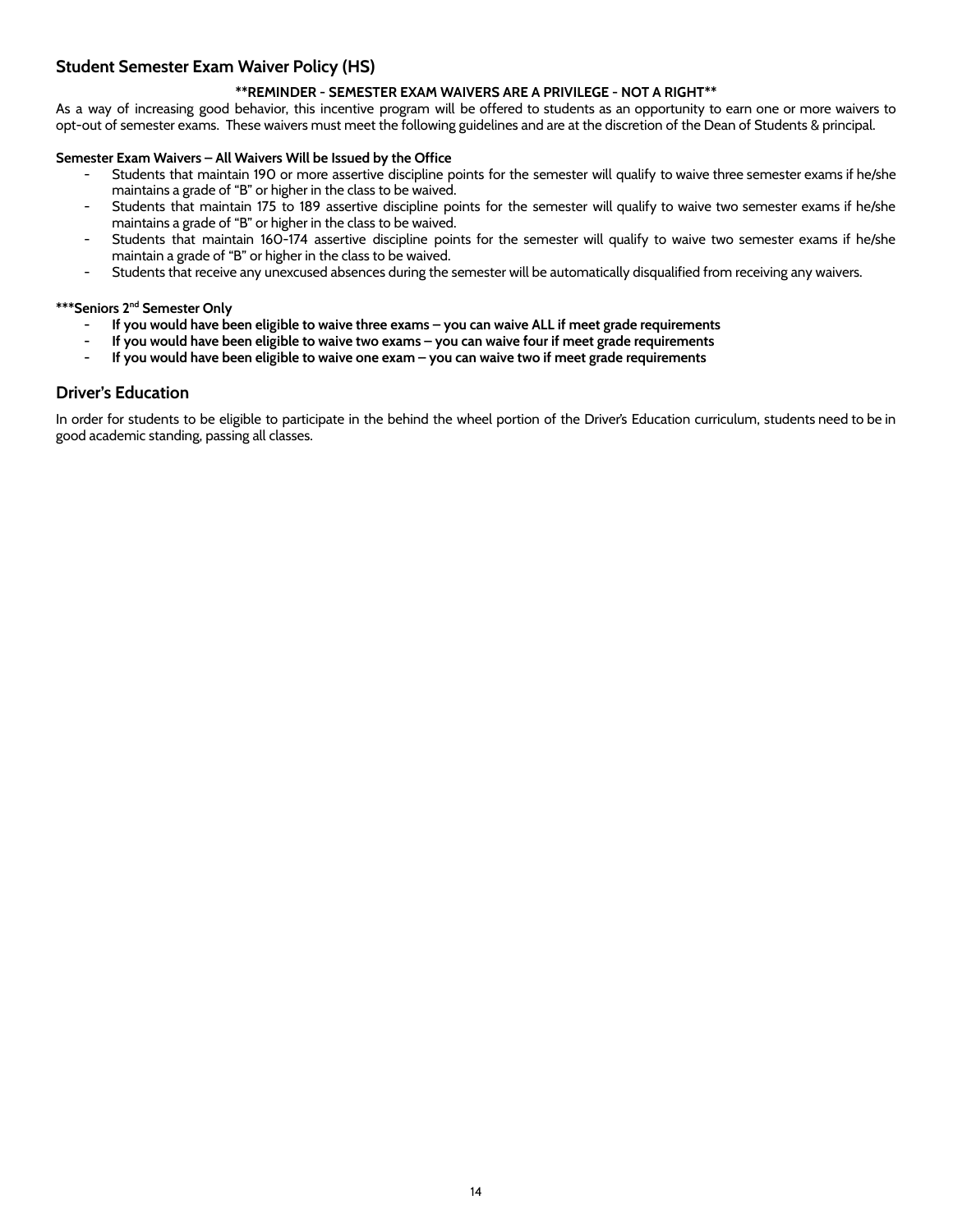## Student Semester Exam Waiver Policy (HS)

**\*\*REMINDER - SEMESTER EXAM WAIVERS ARE A PRIVILEGE - NOT A RIGHT\*\***

As a way of increasing good behavior, this incentive program will be offered to students as an opportunity to earn one or more waivers to opt-out of semester exams. These waivers must meet the following guidelines and are at the discretion of the Dean of Students & principal.

**Semester Exam Waivers – All Waivers Will be Issued by the Office**

- Students that maintain 190 or more assertive discipline points for the semester will qualify to waive three semester exams if he/she maintains a grade of "B" or higher in the class to be waived.
- Students that maintain 175 to 189 assertive discipline points for the semester will qualify to waive two semester exams if he/she maintains a grade of "B" or higher in the class to be waived.
- Students that maintain 160-174 assertive discipline points for the semester will qualify to waive two semester exams if he/she maintain a grade of "B" or higher in the class to be waived.
- Students that receive any unexcused absences during the semester will be automatically disqualified from receiving any waivers.

**\*\*\*Seniors 2nd Semester Only**

- **If you would have been eligible to waive three exams – you can waive ALL if meet grade requirements**
- **If you would have been eligible to waive two exams – you can waive four if meet grade requirements**
- **If you would have been eligible to waive one exam – you can waive two if meet grade requirements**

## Driver's Education

In order for students to be eligible to participate in the behind the wheel portion of the Driver's Education curriculum, students need to be in good academic standing, passing all classes.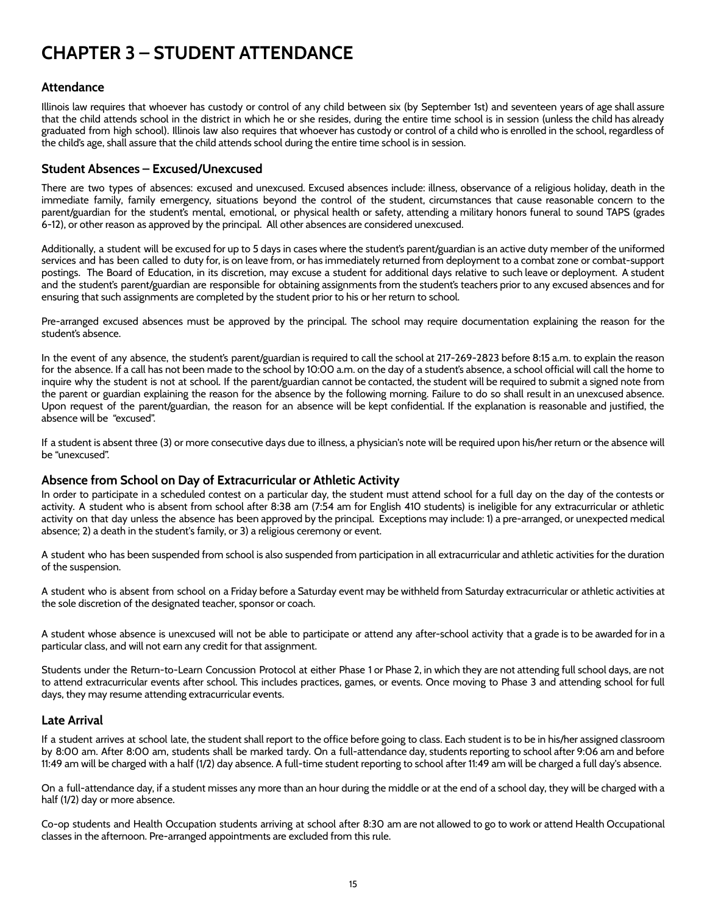# CHAPTER 3 – STUDENT ATTENDANCE

## Attendance

Illinois law requires that whoever has custody or control of any child between six (by September 1st) and seventeen years of age shall assure that the child attends school in the district in which he or she resides, during the entire time school is in session (unless the child has already graduated from high school). Illinois law also requires that whoever has custody or control of a child who is enrolled in the school, regardless of the child's age, shall assure that the child attends school during the entire time school is in session.

## Student Absences – Excused/Unexcused

There are two types of absences: excused and unexcused. Excused absences include: illness, observance of a religious holiday, death in the immediate family, family emergency, situations beyond the control of the student, circumstances that cause reasonable concern to the parent/guardian for the student's mental, emotional, or physical health or safety, attending a military honors funeral to sound TAPS (grades 6-12), or other reason as approved by the principal. All other absences are considered unexcused.

Additionally, a student will be excused for up to 5 days in cases where the student's parent/guardian is an active duty member of the uniformed services and has been called to duty for, is on leave from, or has immediately returned from deployment to a combat zone or combat-support postings. The Board of Education, in its discretion, may excuse a student for additional days relative to such leave or deployment. A student and the student's parent/guardian are responsible for obtaining assignments from the student's teachers prior to any excused absences and for ensuring that such assignments are completed by the student prior to his or her return to school.

Pre-arranged excused absences must be approved by the principal. The school may require documentation explaining the reason for the student's absence.

In the event of any absence, the student's parent/guardian is required to call the school at 217-269-2823 before 8:15 a.m. to explain the reason for the absence. If a call has not been made to the school by 10:00 a.m. on the day of a student's absence, a school official will call the home to inquire why the student is not at school. If the parent/guardian cannot be contacted, the student will be required to submit a signed note from the parent or guardian explaining the reason for the absence by the following morning. Failure to do so shall result in an unexcused absence. Upon request of the parent/guardian, the reason for an absence will be kept confidential. If the explanation is reasonable and justified, the absence will be "excused".

If a student is absent three (3) or more consecutive days due to illness, a physician's note will be required upon his/her return or the absence will be "unexcused".

## Absence from School on Day of Extracurricular or Athletic Activity

In order to participate in a scheduled contest on a particular day, the student must attend school for a full day on the day of the contests or activity. A student who is absent from school after 8:38 am (7:54 am for English 410 students) is ineligible for any extracurricular or athletic activity on that day unless the absence has been approved by the principal. Exceptions may include: 1) a pre-arranged, or unexpected medical absence; 2) a death in the student's family, or 3) a religious ceremony or event.

A student who has been suspended from school is also suspended from participation in all extracurricular and athletic activities for the duration of the suspension.

A student who is absent from school on a Friday before a Saturday event may be withheld from Saturday extracurricular or athletic activities at the sole discretion of the designated teacher, sponsor or coach.

A student whose absence is unexcused will not be able to participate or attend any after-school activity that a grade is to be awarded for in a particular class, and will not earn any credit for that assignment.

Students under the Return-to-Learn Concussion Protocol at either Phase 1 or Phase 2, in which they are not attending full school days, are not to attend extracurricular events after school. This includes practices, games, or events. Once moving to Phase 3 and attending school for full days, they may resume attending extracurricular events.

## Late Arrival

If a student arrives at school late, the student shall report to the office before going to class. Each student is to be in his/her assigned classroom by 8:00 am. After 8:00 am, students shall be marked tardy. On a full-attendance day, students reporting to school after 9:06 am and before 11:49 am will be charged with a half (1/2) day absence. A full-time student reporting to school after 11:49 am will be charged a full day's absence.

On a full-attendance day, if a student misses any more than an hour during the middle or at the end of a school day, they will be charged with a half (1/2) day or more absence.

Co-op students and Health Occupation students arriving at school after 8:30 am are not allowed to go to work or attend Health Occupational classes in the afternoon. Pre-arranged appointments are excluded from this rule.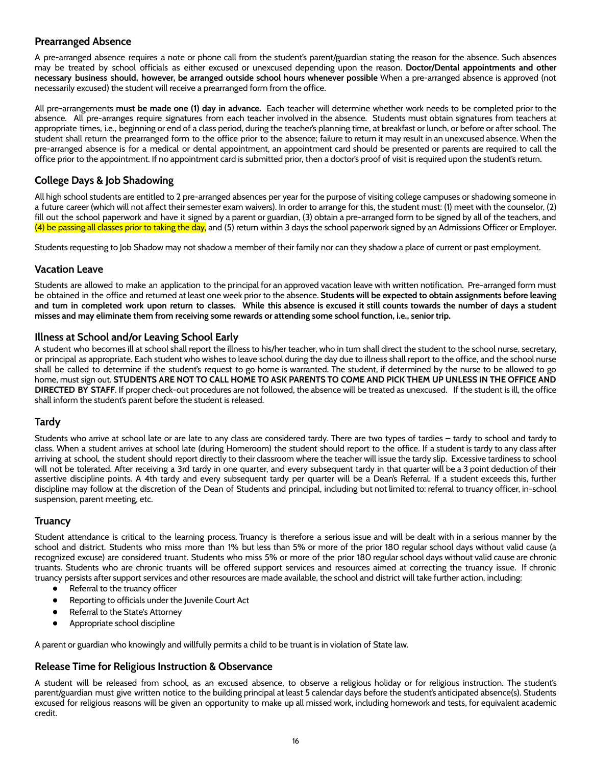## Prearranged Absence

A pre-arranged absence requires a note or phone call from the student's parent/guardian stating the reason for the absence. Such absences may be treated by school officials as either excused or unexcused depending upon the reason. **Doctor/Dental appointments and other necessary business should, however, be arranged outside school hours whenever possible** When a pre-arranged absence is approved (not necessarily excused) the student will receive a prearranged form from the office.

All pre-arrangements **must be made one (1) day in advance.** Each teacher will determine whether work needs to be completed prior to the absence. All pre-arranges require signatures from each teacher involved in the absence. Students must obtain signatures from teachers at appropriate times, i.e., beginning or end of a class period, during the teacher's planning time, at breakfast or lunch, or before or after school. The student shall return the prearranged form to the office prior to the absence; failure to return it may result in an unexcused absence. When the pre-arranged absence is for a medical or dental appointment, an appointment card should be presented or parents are required to call the office prior to the appointment. If no appointment card is submitted prior, then a doctor's proof of visit is required upon the student's return.

## College Days & Job Shadowing

All high school students are entitled to 2 pre-arranged absences per year for the purpose of visiting college campuses or shadowing someone in a future career (which will not affect their semester exam waivers). In order to arrange for this, the student must: (1) meet with the counselor, (2) fill out the school paperwork and have it signed by a parent or guardian, (3) obtain a pre-arranged form to be signed by all of the teachers, and (4) be passing all classes prior to taking the day, and (5) return within 3 days the school paperwork signed by an Admissions Officer or Employer.

Students requesting to Job Shadow may not shadow a member of their family nor can they shadow a place of current or past employment.

## Vacation Leave

Students are allowed to make an application to the principal for an approved vacation leave with written notification. Pre-arranged form must be obtained in the office and returned at least one week prior to the absence. **Students will be expected to obtain assignments before leaving and turn in completed work upon return to classes. While this absence is excused it still counts towards the number of days a student misses and may eliminate them from receiving some rewards or attending some school function, i.e., senior trip.**

## Illness at School and/or Leaving School Early

A student who becomes ill at school shall report the illness to his/her teacher, who in turn shall direct the student to the school nurse, secretary, or principal as appropriate. Each student who wishes to leave school during the day due to illness shall report to the office, and the school nurse shall be called to determine if the student's request to go home is warranted. The student, if determined by the nurse to be allowed to go home, must sign out. **STUDENTS ARE NOT TO CALL HOME TO ASK PARENTS TO COME AND PICK THEM UP UNLESS IN THE OFFICE AND DIRECTED BY STAFF**. If proper check-out procedures are not followed, the absence will be treated as unexcused. If the student is ill, the office shall inform the student's parent before the student is released.

## Tardy

Students who arrive at school late or are late to any class are considered tardy. There are two types of tardies – tardy to school and tardy to class. When a student arrives at school late (during Homeroom) the student should report to the office. If a student is tardy to any class after arriving at school, the student should report directly to their classroom where the teacher will issue the tardy slip. Excessive tardiness to school will not be tolerated. After receiving a 3rd tardy in one quarter, and every subsequent tardy in that quarter will be a 3 point deduction of their assertive discipline points. A 4th tardy and every subsequent tardy per quarter will be a Dean's Referral. If a student exceeds this, further discipline may follow at the discretion of the Dean of Students and principal, including but not limited to: referral to truancy officer, in-school suspension, parent meeting, etc.

## Truancy

Student attendance is critical to the learning process. Truancy is therefore a serious issue and will be dealt with in a serious manner by the school and district. Students who miss more than 1% but less than 5% or more of the prior 180 regular school days without valid cause (a recognized excuse) are considered truant. Students who miss 5% or more of the prior 180 regular school days without valid cause are chronic truants. Students who are chronic truants will be offered support services and resources aimed at correcting the truancy issue. If chronic truancy persists after support services and other resources are made available, the school and district will take further action, including:

- Referral to the truancy officer
- Reporting to officials under the Juvenile Court Act
- Referral to the State's Attorney
- Appropriate school discipline

A parent or guardian who knowingly and willfully permits a child to be truant is in violation of State law.

## Release Time for Religious Instruction & Observance

A student will be released from school, as an excused absence, to observe a religious holiday or for religious instruction. The student's parent/guardian must give written notice to the building principal at least 5 calendar days before the student's anticipated absence(s). Students excused for religious reasons will be given an opportunity to make up all missed work, including homework and tests, for equivalent academic credit.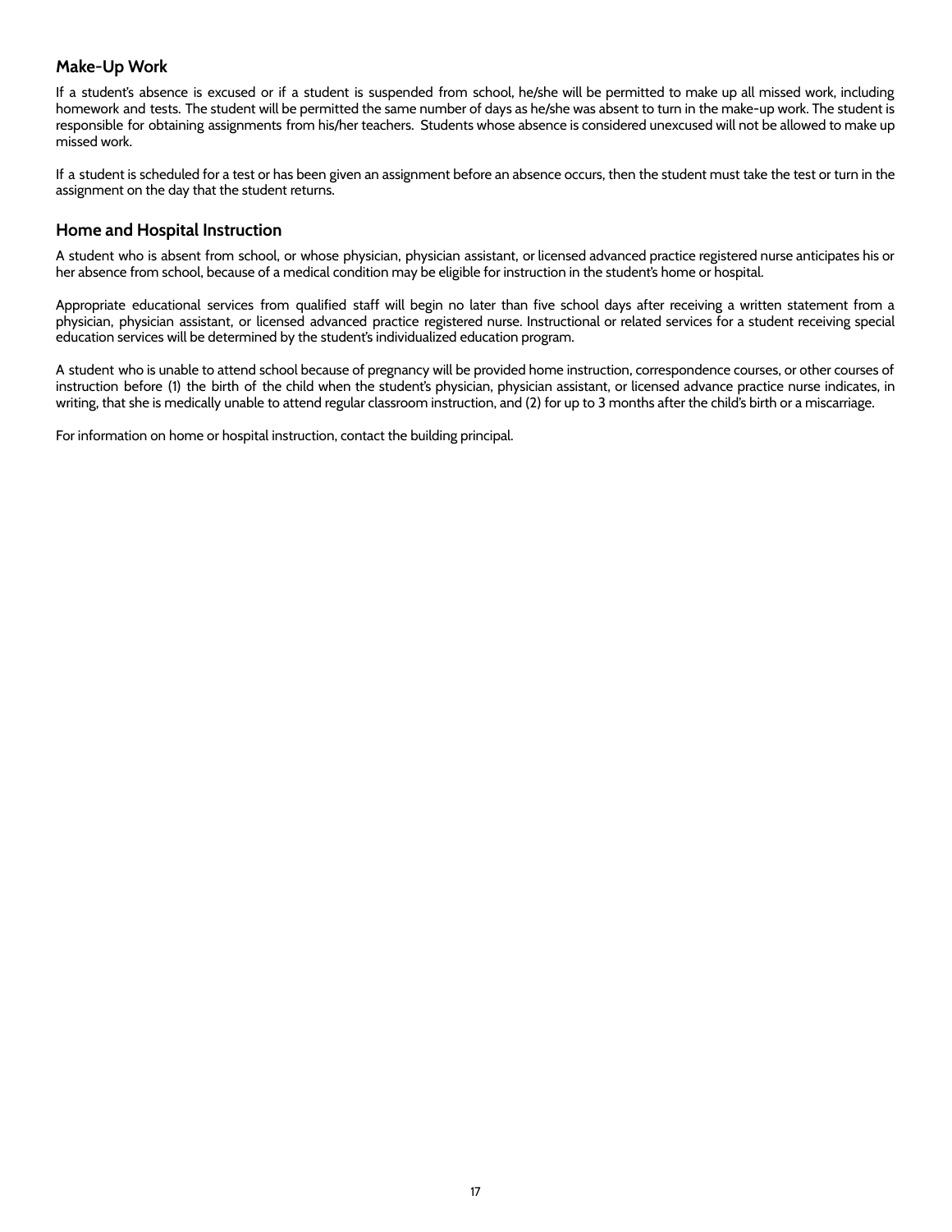## Make-Up Work

If a student's absence is excused or if a student is suspended from school, he/she will be permitted to make up all missed work, including homework and tests. The student will be permitted the same number of days as he/she was absent to turn in the make-up work. The student is responsible for obtaining assignments from his/her teachers. Students whose absence is considered unexcused will not be allowed to make up missed work.

If a student is scheduled for a test or has been given an assignment before an absence occurs, then the student must take the test or turn in the assignment on the day that the student returns.

## Home and Hospital Instruction

A student who is absent from school, or whose physician, physician assistant, or licensed advanced practice registered nurse anticipates his or her absence from school, because of a medical condition may be eligible for instruction in the student's home or hospital.

Appropriate educational services from qualified staff will begin no later than five school days after receiving a written statement from a physician, physician assistant, or licensed advanced practice registered nurse. Instructional or related services for a student receiving special education services will be determined by the student's individualized education program.

A student who is unable to attend school because of pregnancy will be provided home instruction, correspondence courses, or other courses of instruction before (1) the birth of the child when the student's physician, physician assistant, or licensed advance practice nurse indicates, in writing, that she is medically unable to attend regular classroom instruction, and (2) for up to 3 months after the child's birth or a miscarriage.

For information on home or hospital instruction, contact the building principal.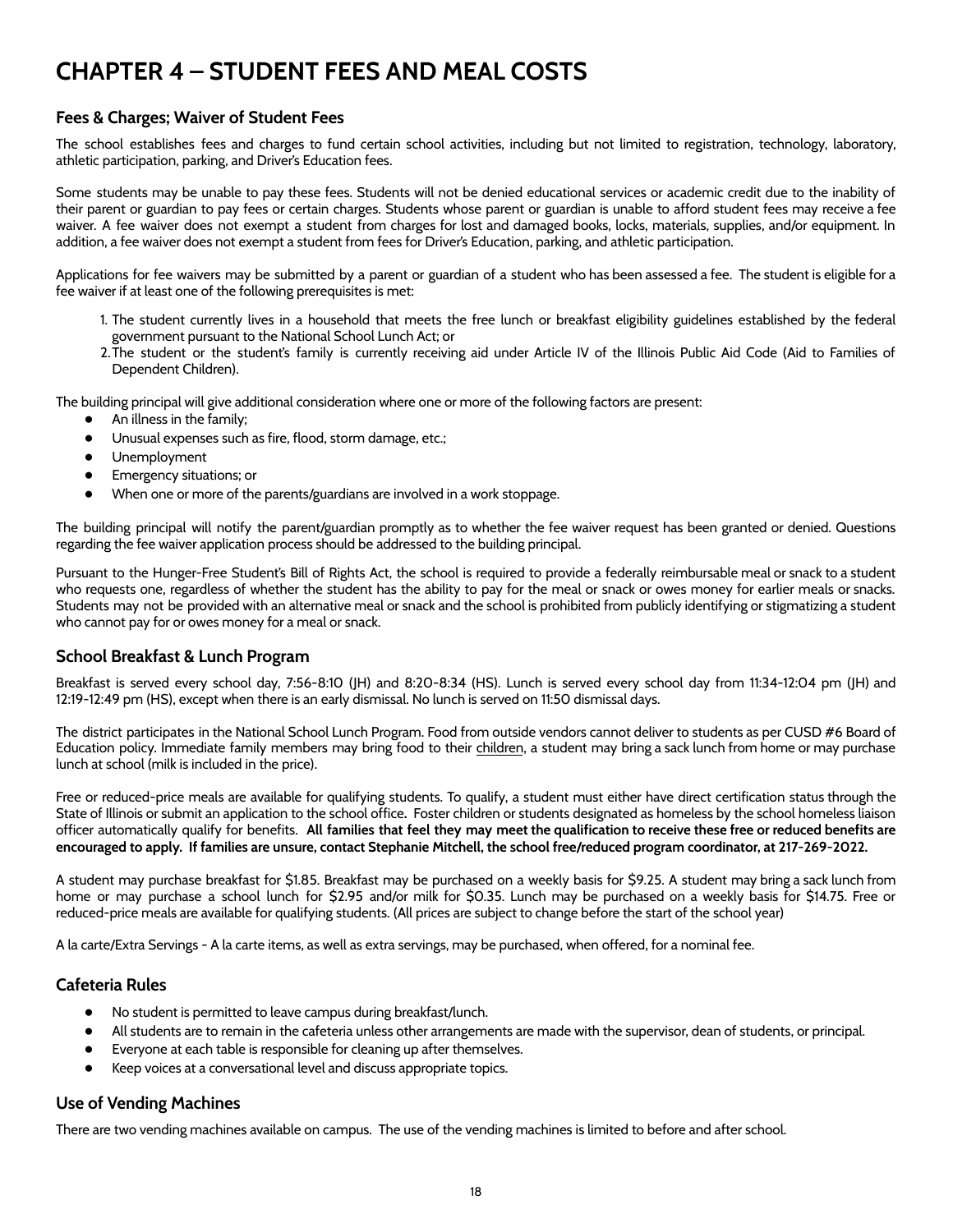# CHAPTER 4 – STUDENT FEES AND MEAL COSTS

## Fees & Charges; Waiver of Student Fees

The school establishes fees and charges to fund certain school activities, including but not limited to registration, technology, laboratory, athletic participation, parking, and Driver's Education fees.

Some students may be unable to pay these fees. Students will not be denied educational services or academic credit due to the inability of their parent or guardian to pay fees or certain charges. Students whose parent or guardian is unable to afford student fees may receive a fee waiver. A fee waiver does not exempt a student from charges for lost and damaged books, locks, materials, supplies, and/or equipment. In addition, a fee waiver does not exempt a student from fees for Driver's Education, parking, and athletic participation.

Applications for fee waivers may be submitted by a parent or guardian of a student who has been assessed a fee. The student is eligible for a fee waiver if at least one of the following prerequisites is met:

1. The student currently lives in a household that meets the free lunch or breakfast eligibility guidelines established by the federal government pursuant to the National School Lunch Act; or
2. The student or the student's family is currently receiving aid under Article IV of the Illinois Public Aid Code (Aid to Families of Dependent Children).

The building principal will give additional consideration where one or more of the following factors are present:

- An illness in the family;
- Unusual expenses such as fire, flood, storm damage, etc.;
- Unemployment
- Emergency situations; or
- When one or more of the parents/guardians are involved in a work stoppage.

The building principal will notify the parent/guardian promptly as to whether the fee waiver request has been granted or denied. Questions regarding the fee waiver application process should be addressed to the building principal.

Pursuant to the Hunger-Free Student's Bill of Rights Act, the school is required to provide a federally reimbursable meal or snack to a student who requests one, regardless of whether the student has the ability to pay for the meal or snack or owes money for earlier meals or snacks. Students may not be provided with an alternative meal or snack and the school is prohibited from publicly identifying or stigmatizing a student who cannot pay for or owes money for a meal or snack.

## School Breakfast & Lunch Program

Breakfast is served every school day, 7:56-8:10 (JH) and 8:20-8:34 (HS). Lunch is served every school day from 11:34-12:04 pm (JH) and 12:19-12:49 pm (HS), except when there is an early dismissal. No lunch is served on 11:50 dismissal days.

The district participates in the National School Lunch Program. Food from outside vendors cannot deliver to students as per CUSD #6 Board of Education policy. Immediate family members may bring food to their children, a student may bring a sack lunch from home or may purchase lunch at school (milk is included in the price).

Free or reduced-price meals are available for qualifying students. To qualify, a student must either have direct certification status through the State of Illinois or submit an application to the school office. Foster children or students designated as homeless by the school homeless liaison officer automatically qualify for benefits. **All families that feel they may meet the qualification to receive these free or reduced benefits are encouraged to apply. If families are unsure, contact Stephanie Mitchell, the school free/reduced program coordinator, at 217-269-2022.**

A student may purchase breakfast for $1.85. Breakfast may be purchased on a weekly basis for $9.25. A student may bring a sack lunch from home or may purchase a school lunch for $2.95 and/or milk for $0.35. Lunch may be purchased on a weekly basis for $14.75. Free or reduced-price meals are available for qualifying students. (All prices are subject to change before the start of the school year)

A la carte/Extra Servings - A la carte items, as well as extra servings, may be purchased, when offered, for a nominal fee.

## Cafeteria Rules

- No student is permitted to leave campus during breakfast/lunch.
- All students are to remain in the cafeteria unless other arrangements are made with the supervisor, dean of students, or principal.
- Everyone at each table is responsible for cleaning up after themselves.
- Keep voices at a conversational level and discuss appropriate topics.

## Use of Vending Machines

There are two vending machines available on campus. The use of the vending machines is limited to before and after school.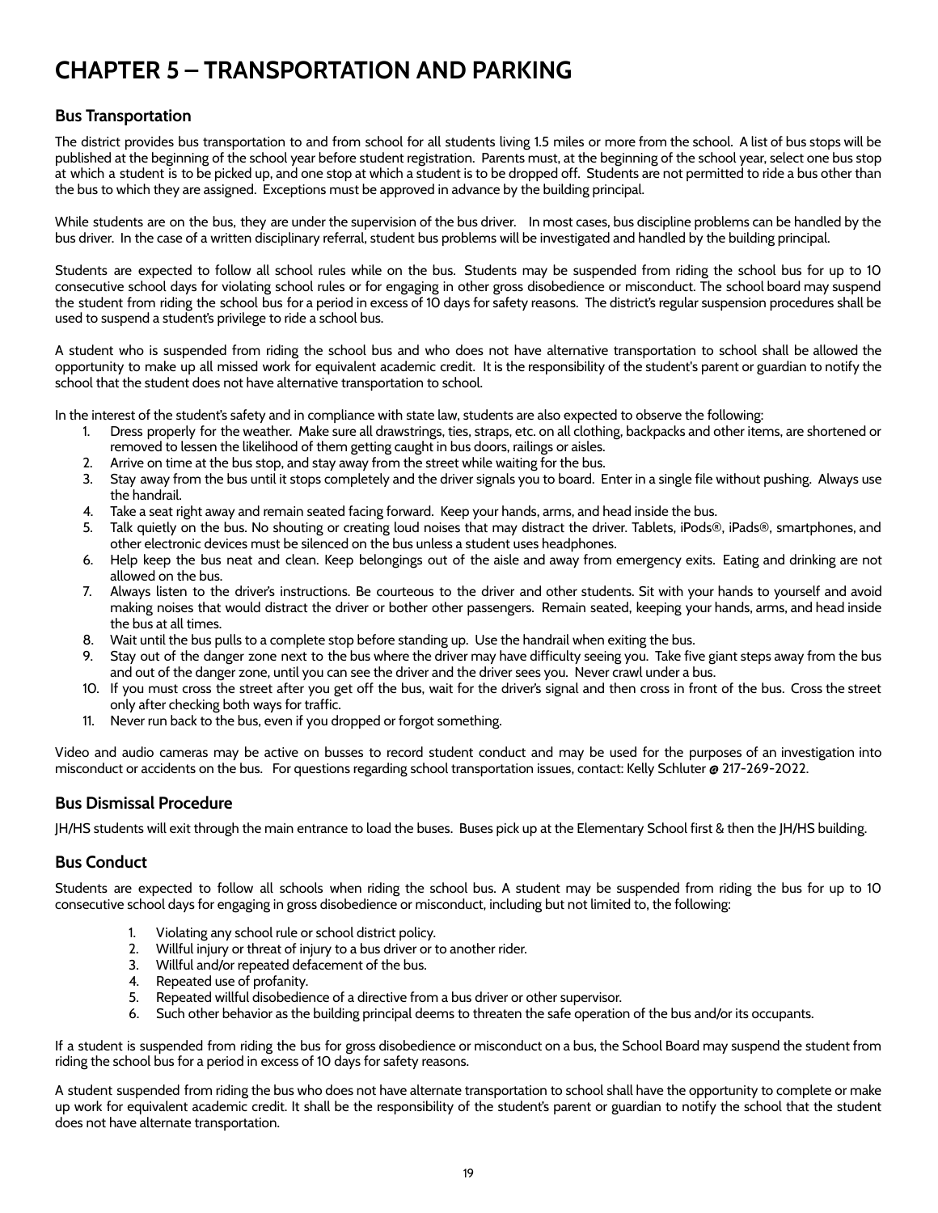# CHAPTER 5 – TRANSPORTATION AND PARKING

## Bus Transportation

The district provides bus transportation to and from school for all students living 1.5 miles or more from the school. A list of bus stops will be published at the beginning of the school year before student registration. Parents must, at the beginning of the school year, select one bus stop at which a student is to be picked up, and one stop at which a student is to be dropped off. Students are not permitted to ride a bus other than the bus to which they are assigned. Exceptions must be approved in advance by the building principal.

While students are on the bus, they are under the supervision of the bus driver. In most cases, bus discipline problems can be handled by the bus driver. In the case of a written disciplinary referral, student bus problems will be investigated and handled by the building principal.

Students are expected to follow all school rules while on the bus. Students may be suspended from riding the school bus for up to 10 consecutive school days for violating school rules or for engaging in other gross disobedience or misconduct. The school board may suspend the student from riding the school bus for a period in excess of 10 days for safety reasons. The district's regular suspension procedures shall be used to suspend a student's privilege to ride a school bus.

A student who is suspended from riding the school bus and who does not have alternative transportation to school shall be allowed the opportunity to make up all missed work for equivalent academic credit. It is the responsibility of the student's parent or guardian to notify the school that the student does not have alternative transportation to school.

In the interest of the student's safety and in compliance with state law, students are also expected to observe the following:

1. Dress properly for the weather. Make sure all drawstrings, ties, straps, etc. on all clothing, backpacks and other items, are shortened or removed to lessen the likelihood of them getting caught in bus doors, railings or aisles.
2. Arrive on time at the bus stop, and stay away from the street while waiting for the bus.
3. Stay away from the bus until it stops completely and the driver signals you to board. Enter in a single file without pushing. Always use the handrail.
4. Take a seat right away and remain seated facing forward. Keep your hands, arms, and head inside the bus.
5. Talk quietly on the bus. No shouting or creating loud noises that may distract the driver. Tablets, iPods®, iPads®, smartphones, and other electronic devices must be silenced on the bus unless a student uses headphones.
6. Help keep the bus neat and clean. Keep belongings out of the aisle and away from emergency exits. Eating and drinking are not allowed on the bus.
7. Always listen to the driver's instructions. Be courteous to the driver and other students. Sit with your hands to yourself and avoid making noises that would distract the driver or bother other passengers. Remain seated, keeping your hands, arms, and head inside the bus at all times.
8. Wait until the bus pulls to a complete stop before standing up. Use the handrail when exiting the bus.
9. Stay out of the danger zone next to the bus where the driver may have difficulty seeing you. Take five giant steps away from the bus and out of the danger zone, until you can see the driver and the driver sees you. Never crawl under a bus.
10. If you must cross the street after you get off the bus, wait for the driver's signal and then cross in front of the bus. Cross the street only after checking both ways for traffic.
11. Never run back to the bus, even if you dropped or forgot something.

Video and audio cameras may be active on busses to record student conduct and may be used for the purposes of an investigation into misconduct or accidents on the bus. For questions regarding school transportation issues, contact: Kelly Schluter @ 217-269-2022.

## Bus Dismissal Procedure

JH/HS students will exit through the main entrance to load the buses. Buses pick up at the Elementary School first & then the JH/HS building.

## Bus Conduct

Students are expected to follow all schools when riding the school bus. A student may be suspended from riding the bus for up to 10 consecutive school days for engaging in gross disobedience or misconduct, including but not limited to, the following:

1. Violating any school rule or school district policy.
2. Willful injury or threat of injury to a bus driver or to another rider.
3. Willful and/or repeated defacement of the bus.
4. Repeated use of profanity.
5. Repeated willful disobedience of a directive from a bus driver or other supervisor.
6. Such other behavior as the building principal deems to threaten the safe operation of the bus and/or its occupants.

If a student is suspended from riding the bus for gross disobedience or misconduct on a bus, the School Board may suspend the student from riding the school bus for a period in excess of 10 days for safety reasons.

A student suspended from riding the bus who does not have alternate transportation to school shall have the opportunity to complete or make up work for equivalent academic credit. It shall be the responsibility of the student's parent or guardian to notify the school that the student does not have alternate transportation.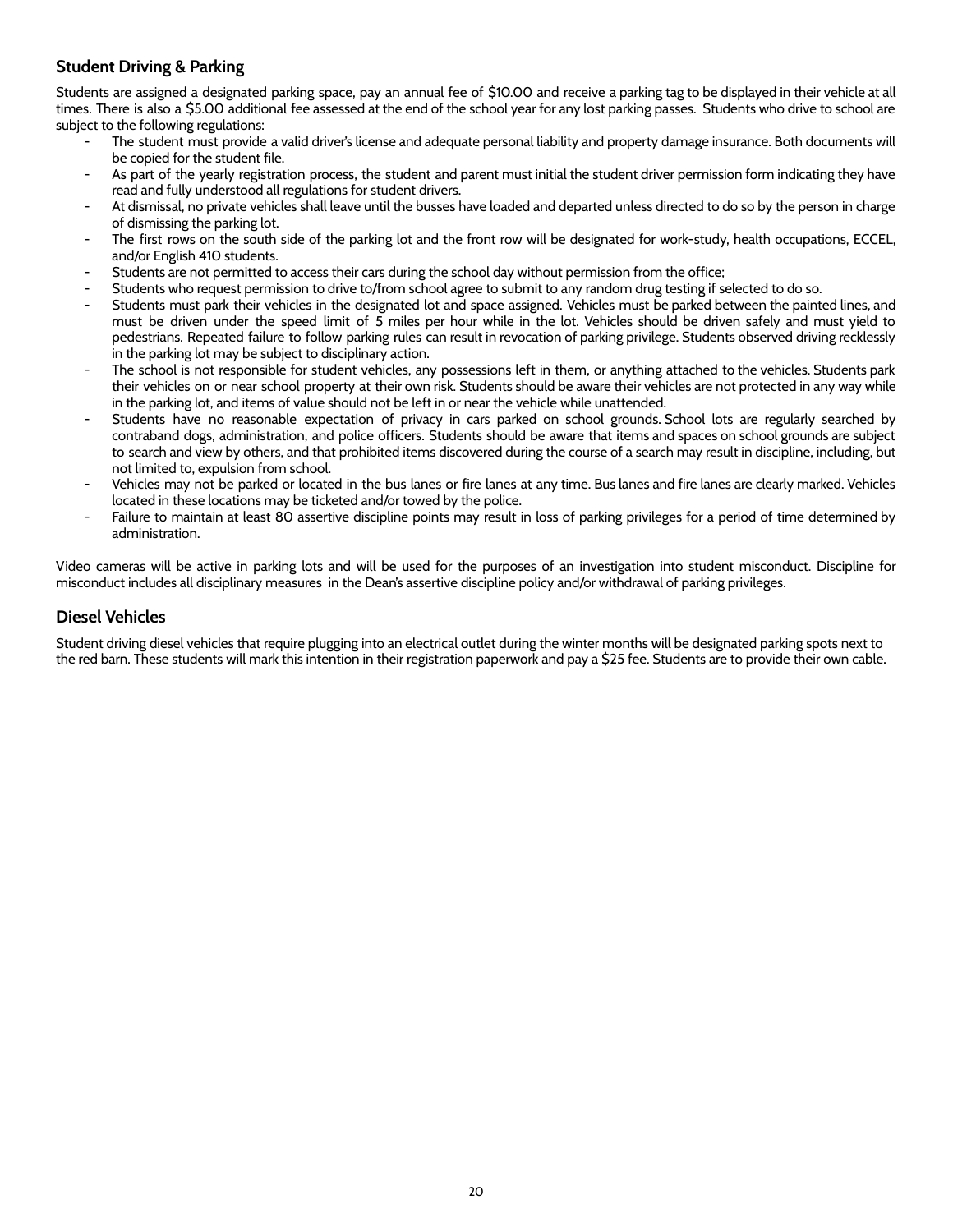## Student Driving & Parking

Students are assigned a designated parking space, pay an annual fee of $10.00 and receive a parking tag to be displayed in their vehicle at all times. There is also a $5.00 additional fee assessed at the end of the school year for any lost parking passes. Students who drive to school are subject to the following regulations:

- The student must provide a valid driver's license and adequate personal liability and property damage insurance. Both documents will be copied for the student file.
- As part of the yearly registration process, the student and parent must initial the student driver permission form indicating they have read and fully understood all regulations for student drivers.
- At dismissal, no private vehicles shall leave until the busses have loaded and departed unless directed to do so by the person in charge of dismissing the parking lot.
- The first rows on the south side of the parking lot and the front row will be designated for work-study, health occupations, ECCEL, and/or English 410 students.
- Students are not permitted to access their cars during the school day without permission from the office;
- Students who request permission to drive to/from school agree to submit to any random drug testing if selected to do so.
- Students must park their vehicles in the designated lot and space assigned. Vehicles must be parked between the painted lines, and must be driven under the speed limit of 5 miles per hour while in the lot. Vehicles should be driven safely and must yield to pedestrians. Repeated failure to follow parking rules can result in revocation of parking privilege. Students observed driving recklessly in the parking lot may be subject to disciplinary action.
- The school is not responsible for student vehicles, any possessions left in them, or anything attached to the vehicles. Students park their vehicles on or near school property at their own risk. Students should be aware their vehicles are not protected in any way while in the parking lot, and items of value should not be left in or near the vehicle while unattended.
- Students have no reasonable expectation of privacy in cars parked on school grounds. School lots are regularly searched by contraband dogs, administration, and police officers. Students should be aware that items and spaces on school grounds are subject to search and view by others, and that prohibited items discovered during the course of a search may result in discipline, including, but not limited to, expulsion from school.
- Vehicles may not be parked or located in the bus lanes or fire lanes at any time. Bus lanes and fire lanes are clearly marked. Vehicles located in these locations may be ticketed and/or towed by the police.
- Failure to maintain at least 80 assertive discipline points may result in loss of parking privileges for a period of time determined by administration.

Video cameras will be active in parking lots and will be used for the purposes of an investigation into student misconduct. Discipline for misconduct includes all disciplinary measures in the Dean's assertive discipline policy and/or withdrawal of parking privileges.

## Diesel Vehicles

Student driving diesel vehicles that require plugging into an electrical outlet during the winter months will be designated parking spots next to the red barn. These students will mark this intention in their registration paperwork and pay a $25 fee. Students are to provide their own cable.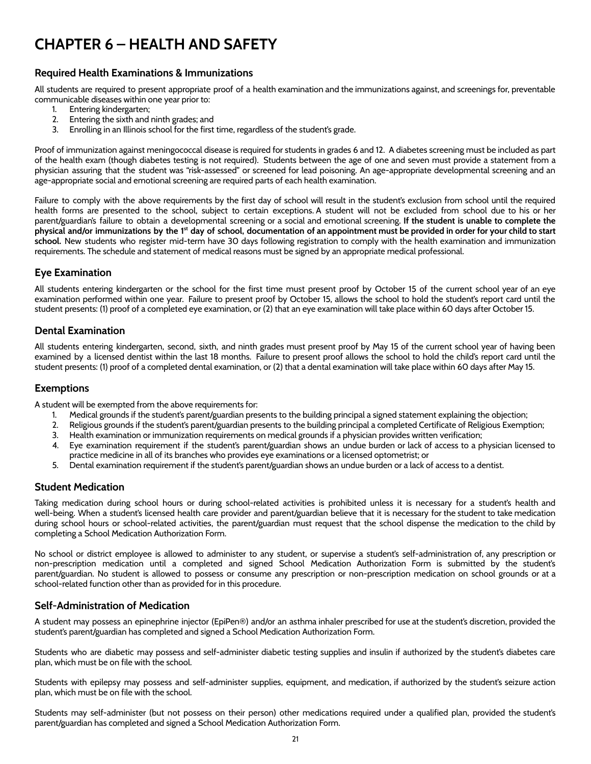# CHAPTER 6 – HEALTH AND SAFETY

## Required Health Examinations & Immunizations

All students are required to present appropriate proof of a health examination and the immunizations against, and screenings for, preventable communicable diseases within one year prior to:

1. Entering kindergarten;
2. Entering the sixth and ninth grades; and
3. Enrolling in an Illinois school for the first time, regardless of the student's grade.

Proof of immunization against meningococcal disease is required for students in grades 6 and 12. A diabetes screening must be included as part of the health exam (though diabetes testing is not required). Students between the age of one and seven must provide a statement from a physician assuring that the student was "risk-assessed" or screened for lead poisoning. An age-appropriate developmental screening and an age-appropriate social and emotional screening are required parts of each health examination.

Failure to comply with the above requirements by the first day of school will result in the student's exclusion from school until the required health forms are presented to the school, subject to certain exceptions. A student will not be excluded from school due to his or her parent/guardian's failure to obtain a developmental screening or a social and emotional screening. **If the student is unable to complete the physical and/or immunizations by the 1st day of school, documentation of an appointment must be provided in order for your child to start school.** New students who register mid-term have 30 days following registration to comply with the health examination and immunization requirements. The schedule and statement of medical reasons must be signed by an appropriate medical professional.

## Eye Examination

All students entering kindergarten or the school for the first time must present proof by October 15 of the current school year of an eye examination performed within one year. Failure to present proof by October 15, allows the school to hold the student's report card until the student presents: (1) proof of a completed eye examination, or (2) that an eye examination will take place within 60 days after October 15.

## Dental Examination

All students entering kindergarten, second, sixth, and ninth grades must present proof by May 15 of the current school year of having been examined by a licensed dentist within the last 18 months. Failure to present proof allows the school to hold the child's report card until the student presents: (1) proof of a completed dental examination, or (2) that a dental examination will take place within 60 days after May 15.

## Exemptions

A student will be exempted from the above requirements for:

1. Medical grounds if the student's parent/guardian presents to the building principal a signed statement explaining the objection;
2. Religious grounds if the student's parent/guardian presents to the building principal a completed Certificate of Religious Exemption;
3. Health examination or immunization requirements on medical grounds if a physician provides written verification;
4. Eye examination requirement if the student's parent/guardian shows an undue burden or lack of access to a physician licensed to practice medicine in all of its branches who provides eye examinations or a licensed optometrist; or
5. Dental examination requirement if the student's parent/guardian shows an undue burden or a lack of access to a dentist.

## Student Medication

Taking medication during school hours or during school-related activities is prohibited unless it is necessary for a student's health and well-being. When a student's licensed health care provider and parent/guardian believe that it is necessary for the student to take medication during school hours or school-related activities, the parent/guardian must request that the school dispense the medication to the child by completing a School Medication Authorization Form.

No school or district employee is allowed to administer to any student, or supervise a student's self-administration of, any prescription or non-prescription medication until a completed and signed School Medication Authorization Form is submitted by the student's parent/guardian. No student is allowed to possess or consume any prescription or non-prescription medication on school grounds or at a school-related function other than as provided for in this procedure.

## Self-Administration of Medication

A student may possess an epinephrine injector (EpiPen®) and/or an asthma inhaler prescribed for use at the student's discretion, provided the student's parent/guardian has completed and signed a School Medication Authorization Form.

Students who are diabetic may possess and self-administer diabetic testing supplies and insulin if authorized by the student's diabetes care plan, which must be on file with the school.

Students with epilepsy may possess and self-administer supplies, equipment, and medication, if authorized by the student's seizure action plan, which must be on file with the school.

Students may self-administer (but not possess on their person) other medications required under a qualified plan, provided the student's parent/guardian has completed and signed a School Medication Authorization Form.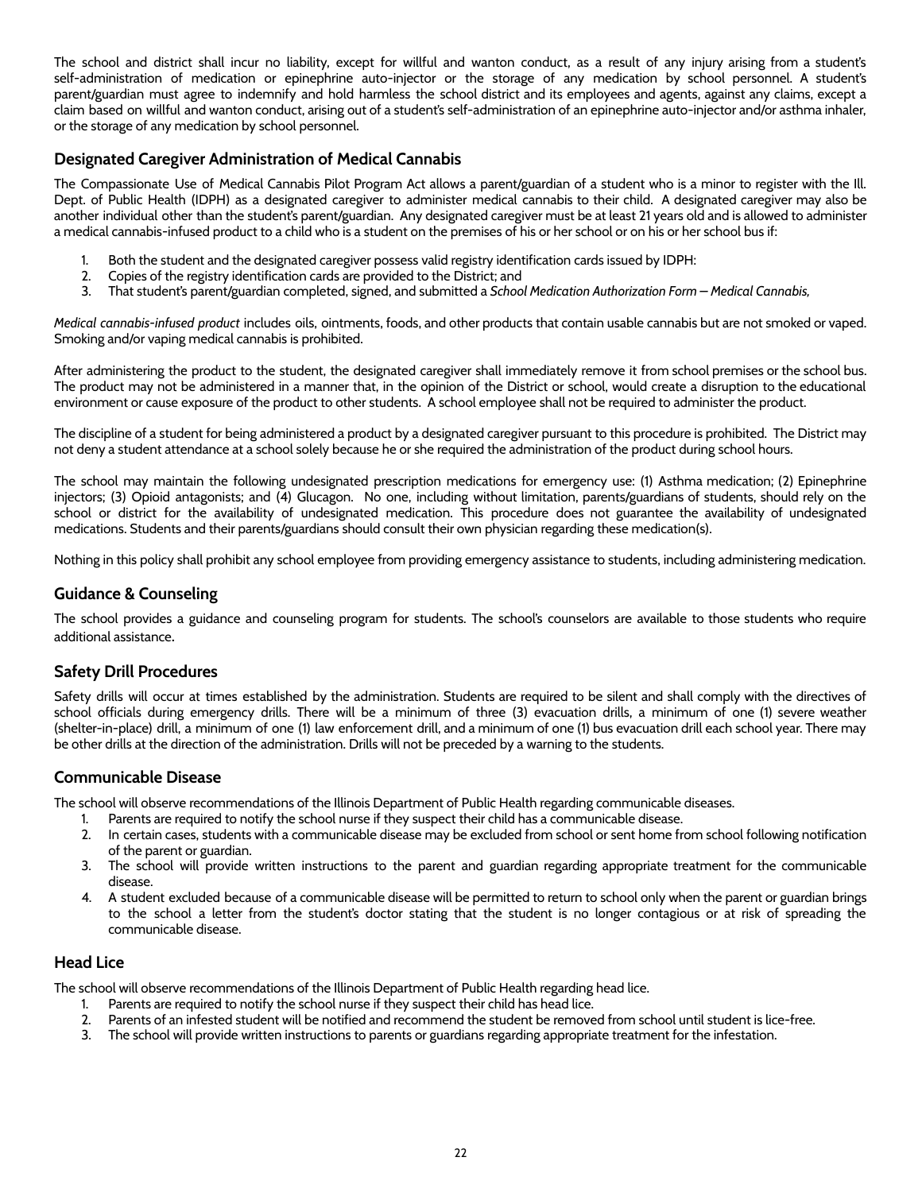The school and district shall incur no liability, except for willful and wanton conduct, as a result of any injury arising from a student's self-administration of medication or epinephrine auto-injector or the storage of any medication by school personnel. A student's parent/guardian must agree to indemnify and hold harmless the school district and its employees and agents, against any claims, except a claim based on willful and wanton conduct, arising out of a student's self-administration of an epinephrine auto-injector and/or asthma inhaler, or the storage of any medication by school personnel.

## Designated Caregiver Administration of Medical Cannabis

The Compassionate Use of Medical Cannabis Pilot Program Act allows a parent/guardian of a student who is a minor to register with the Ill. Dept. of Public Health (IDPH) as a designated caregiver to administer medical cannabis to their child. A designated caregiver may also be another individual other than the student's parent/guardian. Any designated caregiver must be at least 21 years old and is allowed to administer a medical cannabis-infused product to a child who is a student on the premises of his or her school or on his or her school bus if:

1. Both the student and the designated caregiver possess valid registry identification cards issued by IDPH:
2. Copies of the registry identification cards are provided to the District; and
3. That student's parent/guardian completed, signed, and submitted a *School Medication Authorization Form – Medical Cannabis,*

*Medical cannabis-infused product* includes oils, ointments, foods, and other products that contain usable cannabis but are not smoked or vaped. Smoking and/or vaping medical cannabis is prohibited.

After administering the product to the student, the designated caregiver shall immediately remove it from school premises or the school bus. The product may not be administered in a manner that, in the opinion of the District or school, would create a disruption to the educational environment or cause exposure of the product to other students. A school employee shall not be required to administer the product.

The discipline of a student for being administered a product by a designated caregiver pursuant to this procedure is prohibited. The District may not deny a student attendance at a school solely because he or she required the administration of the product during school hours.

The school may maintain the following undesignated prescription medications for emergency use: (1) Asthma medication; (2) Epinephrine injectors; (3) Opioid antagonists; and (4) Glucagon. No one, including without limitation, parents/guardians of students, should rely on the school or district for the availability of undesignated medication. This procedure does not guarantee the availability of undesignated medications. Students and their parents/guardians should consult their own physician regarding these medication(s).

Nothing in this policy shall prohibit any school employee from providing emergency assistance to students, including administering medication.

## Guidance & Counseling

The school provides a guidance and counseling program for students. The school's counselors are available to those students who require additional assistance.

## Safety Drill Procedures

Safety drills will occur at times established by the administration. Students are required to be silent and shall comply with the directives of school officials during emergency drills. There will be a minimum of three (3) evacuation drills, a minimum of one (1) severe weather (shelter-in-place) drill, a minimum of one (1) law enforcement drill, and a minimum of one (1) bus evacuation drill each school year. There may be other drills at the direction of the administration. Drills will not be preceded by a warning to the students.

## Communicable Disease

The school will observe recommendations of the Illinois Department of Public Health regarding communicable diseases.

1. Parents are required to notify the school nurse if they suspect their child has a communicable disease.
2. In certain cases, students with a communicable disease may be excluded from school or sent home from school following notification of the parent or guardian.
3. The school will provide written instructions to the parent and guardian regarding appropriate treatment for the communicable disease.
4. A student excluded because of a communicable disease will be permitted to return to school only when the parent or guardian brings to the school a letter from the student's doctor stating that the student is no longer contagious or at risk of spreading the communicable disease.

## Head Lice

The school will observe recommendations of the Illinois Department of Public Health regarding head lice.

1. Parents are required to notify the school nurse if they suspect their child has head lice.
2. Parents of an infested student will be notified and recommend the student be removed from school until student is lice-free.
3. The school will provide written instructions to parents or guardians regarding appropriate treatment for the infestation.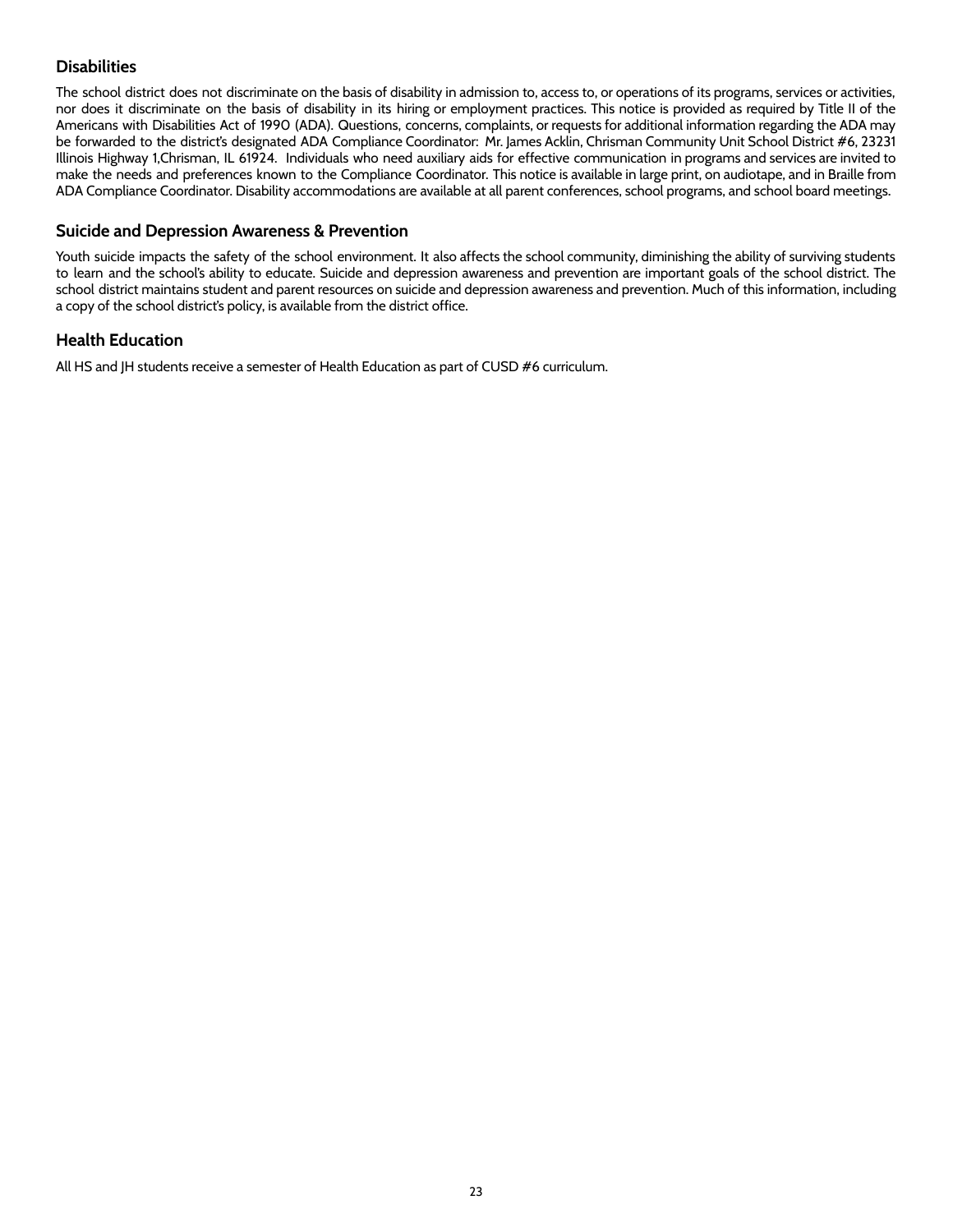## Disabilities

The school district does not discriminate on the basis of disability in admission to, access to, or operations of its programs, services or activities, nor does it discriminate on the basis of disability in its hiring or employment practices. This notice is provided as required by Title II of the Americans with Disabilities Act of 1990 (ADA). Questions, concerns, complaints, or requests for additional information regarding the ADA may be forwarded to the district's designated ADA Compliance Coordinator: Mr. James Acklin, Chrisman Community Unit School District #6, 23231 Illinois Highway 1,Chrisman, IL 61924. Individuals who need auxiliary aids for effective communication in programs and services are invited to make the needs and preferences known to the Compliance Coordinator. This notice is available in large print, on audiotape, and in Braille from ADA Compliance Coordinator. Disability accommodations are available at all parent conferences, school programs, and school board meetings.

## Suicide and Depression Awareness & Prevention

Youth suicide impacts the safety of the school environment. It also affects the school community, diminishing the ability of surviving students to learn and the school's ability to educate. Suicide and depression awareness and prevention are important goals of the school district. The school district maintains student and parent resources on suicide and depression awareness and prevention. Much of this information, including a copy of the school district's policy, is available from the district office.

## Health Education

All HS and JH students receive a semester of Health Education as part of CUSD #6 curriculum.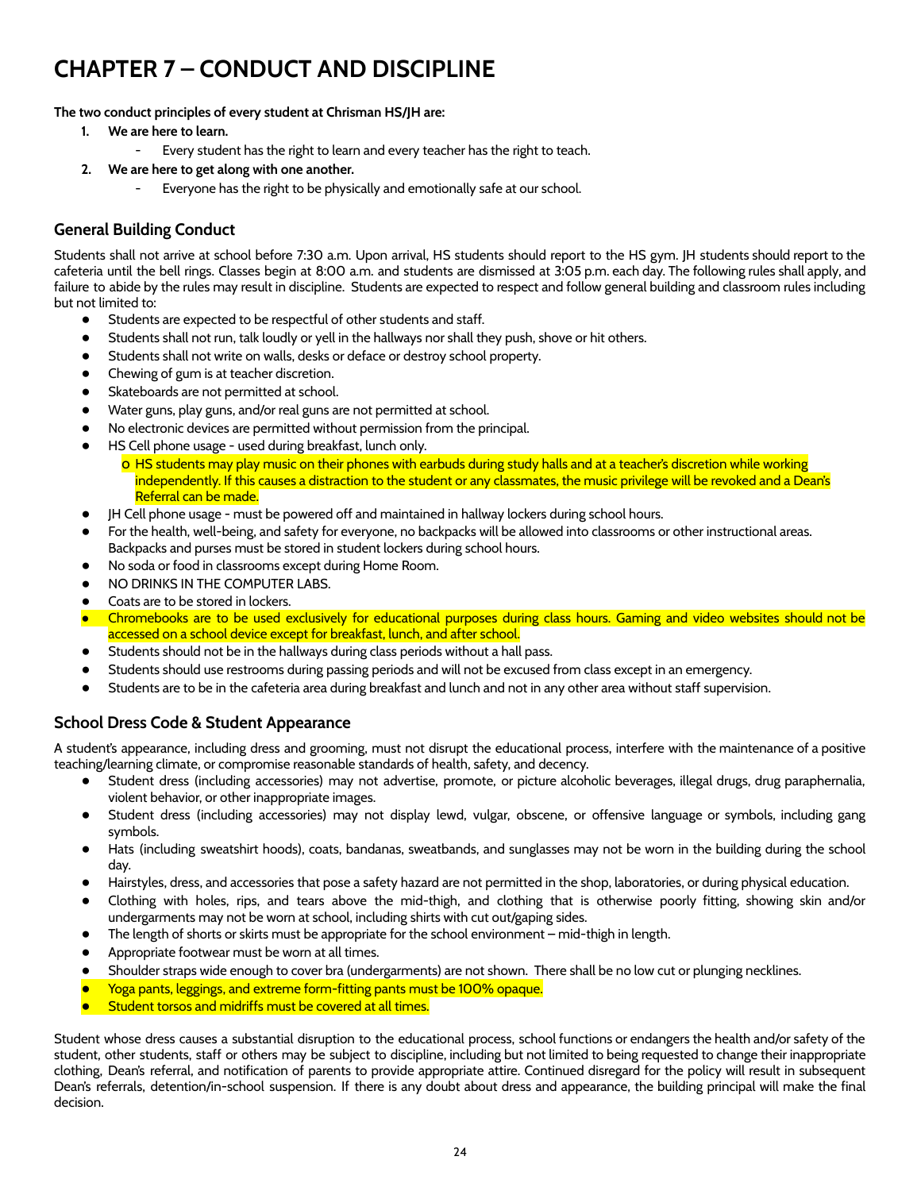# CHAPTER 7 – CONDUCT AND DISCIPLINE

**The two conduct principles of every student at Chrisman HS/JH are:**

1. **We are here to learn.**
   - Every student has the right to learn and every teacher has the right to teach.
2. **We are here to get along with one another.**
   - Everyone has the right to be physically and emotionally safe at our school.

## General Building Conduct

Students shall not arrive at school before 7:30 a.m. Upon arrival, HS students should report to the HS gym. JH students should report to the cafeteria until the bell rings. Classes begin at 8:00 a.m. and students are dismissed at 3:05 p.m. each day. The following rules shall apply, and failure to abide by the rules may result in discipline. Students are expected to respect and follow general building and classroom rules including but not limited to:

- Students are expected to be respectful of other students and staff.
- Students shall not run, talk loudly or yell in the hallways nor shall they push, shove or hit others.
- Students shall not write on walls, desks or deface or destroy school property.
- Chewing of gum is at teacher discretion.
- Skateboards are not permitted at school.
- Water guns, play guns, and/or real guns are not permitted at school.
- No electronic devices are permitted without permission from the principal.
- HS Cell phone usage - used during breakfast, lunch only.
  - HS students may play music on their phones with earbuds during study halls and at a teacher's discretion while working independently. If this causes a distraction to the student or any classmates, the music privilege will be revoked and a Dean's Referral can be made.
- JH Cell phone usage - must be powered off and maintained in hallway lockers during school hours.
- For the health, well-being, and safety for everyone, no backpacks will be allowed into classrooms or other instructional areas. Backpacks and purses must be stored in student lockers during school hours.
- No soda or food in classrooms except during Home Room.
- NO DRINKS IN THE COMPUTER LABS.
- Coats are to be stored in lockers.
- Chromebooks are to be used exclusively for educational purposes during class hours. Gaming and video websites should not be accessed on a school device except for breakfast, lunch, and after school.
- Students should not be in the hallways during class periods without a hall pass.
- Students should use restrooms during passing periods and will not be excused from class except in an emergency.
- Students are to be in the cafeteria area during breakfast and lunch and not in any other area without staff supervision.

## School Dress Code & Student Appearance

A student's appearance, including dress and grooming, must not disrupt the educational process, interfere with the maintenance of a positive teaching/learning climate, or compromise reasonable standards of health, safety, and decency.

- Student dress (including accessories) may not advertise, promote, or picture alcoholic beverages, illegal drugs, drug paraphernalia, violent behavior, or other inappropriate images.
- Student dress (including accessories) may not display lewd, vulgar, obscene, or offensive language or symbols, including gang symbols.
- Hats (including sweatshirt hoods), coats, bandanas, sweatbands, and sunglasses may not be worn in the building during the school day.
- Hairstyles, dress, and accessories that pose a safety hazard are not permitted in the shop, laboratories, or during physical education.
- Clothing with holes, rips, and tears above the mid-thigh, and clothing that is otherwise poorly fitting, showing skin and/or undergarments may not be worn at school, including shirts with cut out/gaping sides.
- The length of shorts or skirts must be appropriate for the school environment – mid-thigh in length.
- Appropriate footwear must be worn at all times.
- Shoulder straps wide enough to cover bra (undergarments) are not shown. There shall be no low cut or plunging necklines.
- Yoga pants, leggings, and extreme form-fitting pants must be 100% opaque.
- Student torsos and midriffs must be covered at all times.

Student whose dress causes a substantial disruption to the educational process, school functions or endangers the health and/or safety of the student, other students, staff or others may be subject to discipline, including but not limited to being requested to change their inappropriate clothing, Dean's referral, and notification of parents to provide appropriate attire. Continued disregard for the policy will result in subsequent Dean's referrals, detention/in-school suspension. If there is any doubt about dress and appearance, the building principal will make the final decision.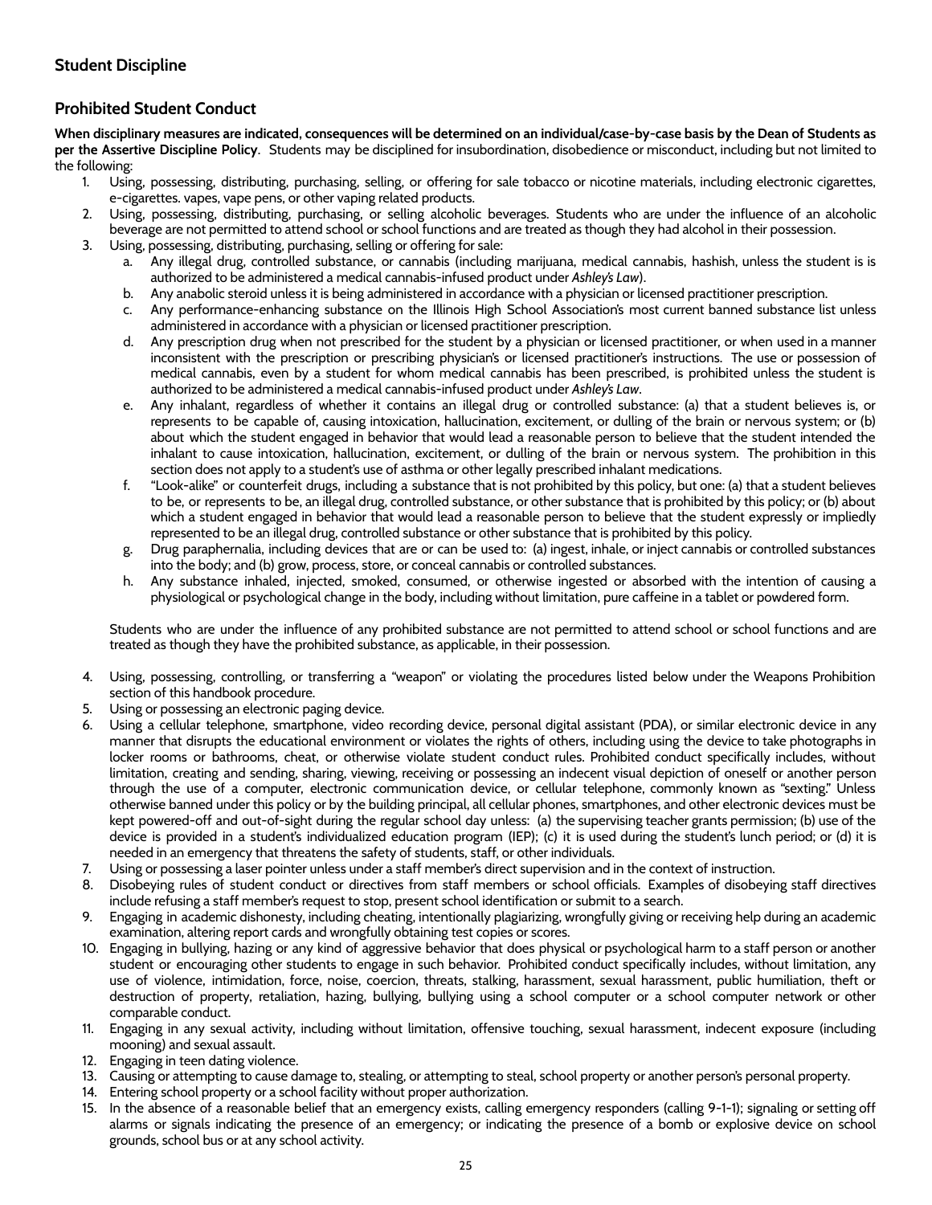## Student Discipline

## Prohibited Student Conduct

**When disciplinary measures are indicated, consequences will be determined on an individual/case-by-case basis by the Dean of Students as per the Assertive Discipline Policy**. Students may be disciplined for insubordination, disobedience or misconduct, including but not limited to the following:

1. Using, possessing, distributing, purchasing, selling, or offering for sale tobacco or nicotine materials, including electronic cigarettes, e-cigarettes. vapes, vape pens, or other vaping related products.
2. Using, possessing, distributing, purchasing, or selling alcoholic beverages. Students who are under the influence of an alcoholic beverage are not permitted to attend school or school functions and are treated as though they had alcohol in their possession.
3. Using, possessing, distributing, purchasing, selling or offering for sale:
   a. Any illegal drug, controlled substance, or cannabis (including marijuana, medical cannabis, hashish, unless the student is is authorized to be administered a medical cannabis-infused product under *Ashley's Law*).
   b. Any anabolic steroid unless it is being administered in accordance with a physician or licensed practitioner prescription.
   c. Any performance-enhancing substance on the Illinois High School Association's most current banned substance list unless administered in accordance with a physician or licensed practitioner prescription.
   d. Any prescription drug when not prescribed for the student by a physician or licensed practitioner, or when used in a manner inconsistent with the prescription or prescribing physician's or licensed practitioner's instructions. The use or possession of medical cannabis, even by a student for whom medical cannabis has been prescribed, is prohibited unless the student is authorized to be administered a medical cannabis-infused product under *Ashley's Law*.
   e. Any inhalant, regardless of whether it contains an illegal drug or controlled substance: (a) that a student believes is, or represents to be capable of, causing intoxication, hallucination, excitement, or dulling of the brain or nervous system; or (b) about which the student engaged in behavior that would lead a reasonable person to believe that the student intended the inhalant to cause intoxication, hallucination, excitement, or dulling of the brain or nervous system. The prohibition in this section does not apply to a student's use of asthma or other legally prescribed inhalant medications.
   f. "Look-alike" or counterfeit drugs, including a substance that is not prohibited by this policy, but one: (a) that a student believes to be, or represents to be, an illegal drug, controlled substance, or other substance that is prohibited by this policy; or (b) about which a student engaged in behavior that would lead a reasonable person to believe that the student expressly or impliedly represented to be an illegal drug, controlled substance or other substance that is prohibited by this policy.
   g. Drug paraphernalia, including devices that are or can be used to: (a) ingest, inhale, or inject cannabis or controlled substances into the body; and (b) grow, process, store, or conceal cannabis or controlled substances.
   h. Any substance inhaled, injected, smoked, consumed, or otherwise ingested or absorbed with the intention of causing a physiological or psychological change in the body, including without limitation, pure caffeine in a tablet or powdered form.

   Students who are under the influence of any prohibited substance are not permitted to attend school or school functions and are treated as though they have the prohibited substance, as applicable, in their possession.

4. Using, possessing, controlling, or transferring a "weapon" or violating the procedures listed below under the Weapons Prohibition section of this handbook procedure.
5. Using or possessing an electronic paging device.
6. Using a cellular telephone, smartphone, video recording device, personal digital assistant (PDA), or similar electronic device in any manner that disrupts the educational environment or violates the rights of others, including using the device to take photographs in locker rooms or bathrooms, cheat, or otherwise violate student conduct rules. Prohibited conduct specifically includes, without limitation, creating and sending, sharing, viewing, receiving or possessing an indecent visual depiction of oneself or another person through the use of a computer, electronic communication device, or cellular telephone, commonly known as "sexting." Unless otherwise banned under this policy or by the building principal, all cellular phones, smartphones, and other electronic devices must be kept powered-off and out-of-sight during the regular school day unless: (a) the supervising teacher grants permission; (b) use of the device is provided in a student's individualized education program (IEP); (c) it is used during the student's lunch period; or (d) it is needed in an emergency that threatens the safety of students, staff, or other individuals.
7. Using or possessing a laser pointer unless under a staff member's direct supervision and in the context of instruction.
8. Disobeying rules of student conduct or directives from staff members or school officials. Examples of disobeying staff directives include refusing a staff member's request to stop, present school identification or submit to a search.
9. Engaging in academic dishonesty, including cheating, intentionally plagiarizing, wrongfully giving or receiving help during an academic examination, altering report cards and wrongfully obtaining test copies or scores.
10. Engaging in bullying, hazing or any kind of aggressive behavior that does physical or psychological harm to a staff person or another student or encouraging other students to engage in such behavior. Prohibited conduct specifically includes, without limitation, any use of violence, intimidation, force, noise, coercion, threats, stalking, harassment, sexual harassment, public humiliation, theft or destruction of property, retaliation, hazing, bullying, bullying using a school computer or a school computer network or other comparable conduct.
11. Engaging in any sexual activity, including without limitation, offensive touching, sexual harassment, indecent exposure (including mooning) and sexual assault.
12. Engaging in teen dating violence.
13. Causing or attempting to cause damage to, stealing, or attempting to steal, school property or another person's personal property.
14. Entering school property or a school facility without proper authorization.
15. In the absence of a reasonable belief that an emergency exists, calling emergency responders (calling 9-1-1); signaling or setting off alarms or signals indicating the presence of an emergency; or indicating the presence of a bomb or explosive device on school grounds, school bus or at any school activity.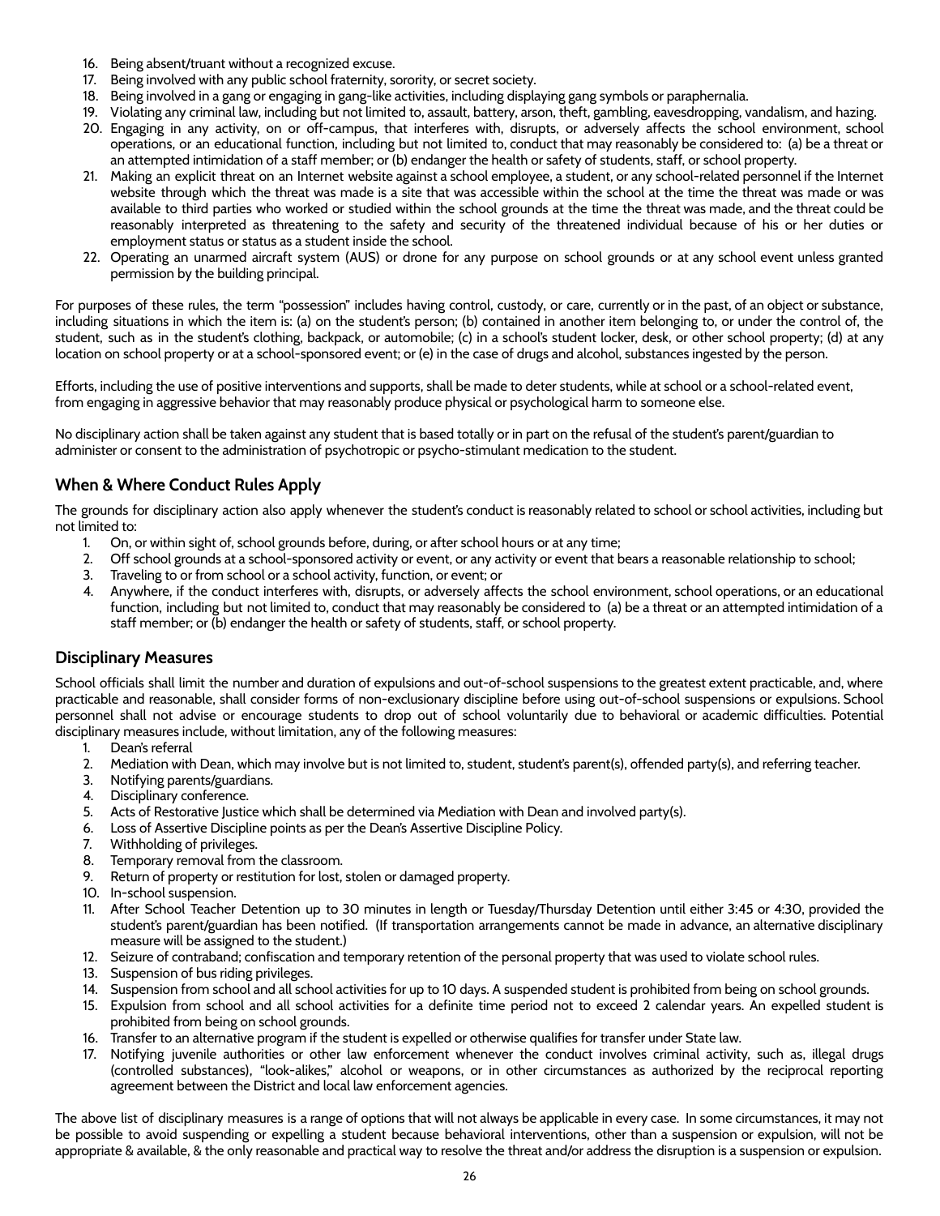16. Being absent/truant without a recognized excuse.
17. Being involved with any public school fraternity, sorority, or secret society.
18. Being involved in a gang or engaging in gang-like activities, including displaying gang symbols or paraphernalia.
19. Violating any criminal law, including but not limited to, assault, battery, arson, theft, gambling, eavesdropping, vandalism, and hazing.
20. Engaging in any activity, on or off-campus, that interferes with, disrupts, or adversely affects the school environment, school operations, or an educational function, including but not limited to, conduct that may reasonably be considered to: (a) be a threat or an attempted intimidation of a staff member; or (b) endanger the health or safety of students, staff, or school property.
21. Making an explicit threat on an Internet website against a school employee, a student, or any school-related personnel if the Internet website through which the threat was made is a site that was accessible within the school at the time the threat was made or was available to third parties who worked or studied within the school grounds at the time the threat was made, and the threat could be reasonably interpreted as threatening to the safety and security of the threatened individual because of his or her duties or employment status or status as a student inside the school.
22. Operating an unarmed aircraft system (AUS) or drone for any purpose on school grounds or at any school event unless granted permission by the building principal.

For purposes of these rules, the term "possession" includes having control, custody, or care, currently or in the past, of an object or substance, including situations in which the item is: (a) on the student's person; (b) contained in another item belonging to, or under the control of, the student, such as in the student's clothing, backpack, or automobile; (c) in a school's student locker, desk, or other school property; (d) at any location on school property or at a school-sponsored event; or (e) in the case of drugs and alcohol, substances ingested by the person.

Efforts, including the use of positive interventions and supports, shall be made to deter students, while at school or a school-related event, from engaging in aggressive behavior that may reasonably produce physical or psychological harm to someone else.

No disciplinary action shall be taken against any student that is based totally or in part on the refusal of the student's parent/guardian to administer or consent to the administration of psychotropic or psycho-stimulant medication to the student.

## When & Where Conduct Rules Apply

The grounds for disciplinary action also apply whenever the student's conduct is reasonably related to school or school activities, including but not limited to:

1. On, or within sight of, school grounds before, during, or after school hours or at any time;
2. Off school grounds at a school-sponsored activity or event, or any activity or event that bears a reasonable relationship to school;
3. Traveling to or from school or a school activity, function, or event; or
4. Anywhere, if the conduct interferes with, disrupts, or adversely affects the school environment, school operations, or an educational function, including but not limited to, conduct that may reasonably be considered to (a) be a threat or an attempted intimidation of a staff member; or (b) endanger the health or safety of students, staff, or school property.

## Disciplinary Measures

School officials shall limit the number and duration of expulsions and out-of-school suspensions to the greatest extent practicable, and, where practicable and reasonable, shall consider forms of non-exclusionary discipline before using out-of-school suspensions or expulsions. School personnel shall not advise or encourage students to drop out of school voluntarily due to behavioral or academic difficulties. Potential disciplinary measures include, without limitation, any of the following measures:

1. Dean's referral
2. Mediation with Dean, which may involve but is not limited to, student, student's parent(s), offended party(s), and referring teacher.
3. Notifying parents/guardians.
4. Disciplinary conference.
5. Acts of Restorative Justice which shall be determined via Mediation with Dean and involved party(s).
6. Loss of Assertive Discipline points as per the Dean's Assertive Discipline Policy.
7. Withholding of privileges.
8. Temporary removal from the classroom.
9. Return of property or restitution for lost, stolen or damaged property.
10. In-school suspension.
11. After School Teacher Detention up to 30 minutes in length or Tuesday/Thursday Detention until either 3:45 or 4:30, provided the student's parent/guardian has been notified. (If transportation arrangements cannot be made in advance, an alternative disciplinary measure will be assigned to the student.)
12. Seizure of contraband; confiscation and temporary retention of the personal property that was used to violate school rules.
13. Suspension of bus riding privileges.
14. Suspension from school and all school activities for up to 10 days. A suspended student is prohibited from being on school grounds.
15. Expulsion from school and all school activities for a definite time period not to exceed 2 calendar years. An expelled student is prohibited from being on school grounds.
16. Transfer to an alternative program if the student is expelled or otherwise qualifies for transfer under State law.
17. Notifying juvenile authorities or other law enforcement whenever the conduct involves criminal activity, such as, illegal drugs (controlled substances), "look-alikes," alcohol or weapons, or in other circumstances as authorized by the reciprocal reporting agreement between the District and local law enforcement agencies.

The above list of disciplinary measures is a range of options that will not always be applicable in every case. In some circumstances, it may not be possible to avoid suspending or expelling a student because behavioral interventions, other than a suspension or expulsion, will not be appropriate & available, & the only reasonable and practical way to resolve the threat and/or address the disruption is a suspension or expulsion.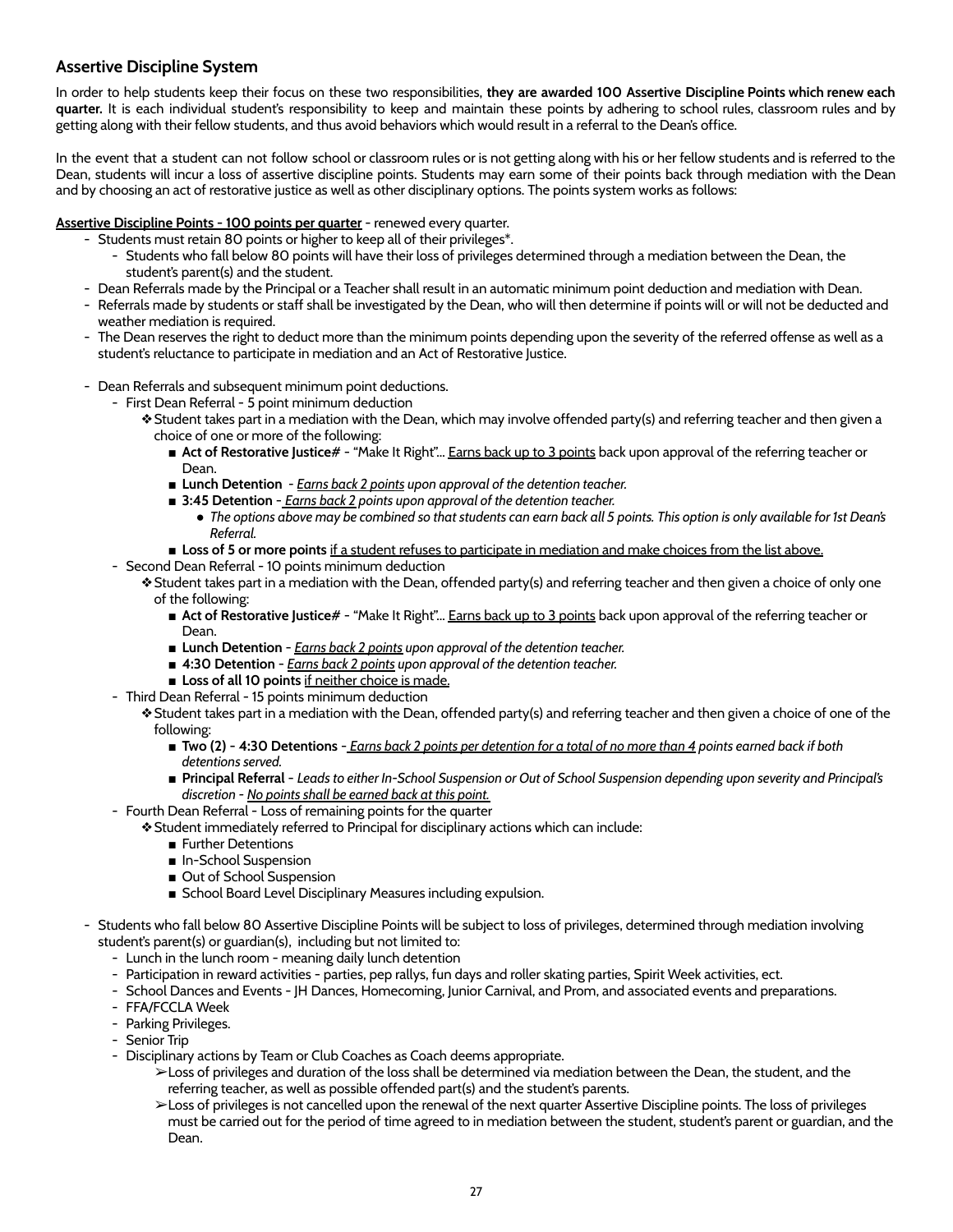## Assertive Discipline System

In order to help students keep their focus on these two responsibilities, **they are awarded 100 Assertive Discipline Points which renew each quarter.** It is each individual student's responsibility to keep and maintain these points by adhering to school rules, classroom rules and by getting along with their fellow students, and thus avoid behaviors which would result in a referral to the Dean's office.

In the event that a student can not follow school or classroom rules or is not getting along with his or her fellow students and is referred to the Dean, students will incur a loss of assertive discipline points. Students may earn some of their points back through mediation with the Dean and by choosing an act of restorative justice as well as other disciplinary options. The points system works as follows:

<u>**Assertive Discipline Points - 100 points per quarter**</u> - renewed every quarter.

- Students must retain 80 points or higher to keep all of their privileges*.
  - Students who fall below 80 points will have their loss of privileges determined through a mediation between the Dean, the student's parent(s) and the student.
- Dean Referrals made by the Principal or a Teacher shall result in an automatic minimum point deduction and mediation with Dean.
- Referrals made by students or staff shall be investigated by the Dean, who will then determine if points will or will not be deducted and weather mediation is required.
- The Dean reserves the right to deduct more than the minimum points depending upon the severity of the referred offense as well as a student's reluctance to participate in mediation and an Act of Restorative Justice.

- Dean Referrals and subsequent minimum point deductions.
  - First Dean Referral - 5 point minimum deduction
    - Student takes part in a mediation with the Dean, which may involve offended party(s) and referring teacher and then given a choice of one or more of the following:
      - **Act of Restorative Justice#** - "Make It Right"... <u>Earns back up to 3 points</u> back upon approval of the referring teacher or Dean.
      - **Lunch Detention** - *<u>Earns back 2 points</u> upon approval of the detention teacher.*
      - **3:45 Detention** - *<u>Earns back 2</u> points upon approval of the detention teacher.*
        - *The options above may be combined so that students can earn back all 5 points. This option is only available for 1st Dean's Referral.*
      - **Loss of 5 or more points** <u>if a student refuses to participate in mediation and make choices from the list above.</u>
  - Second Dean Referral - 10 points minimum deduction
    - Student takes part in a mediation with the Dean, offended party(s) and referring teacher and then given a choice of only one of the following:
      - **Act of Restorative Justice#** - "Make It Right"... <u>Earns back up to 3 points</u> back upon approval of the referring teacher or Dean.
      - **Lunch Detention** - *<u>Earns back 2 points</u> upon approval of the detention teacher.*
      - **4:30 Detention** - *<u>Earns back 2 points</u> upon approval of the detention teacher.*
      - **Loss of all 10 points** <u>if neither choice is made.</u>
  - Third Dean Referral - 15 points minimum deduction
    - Student takes part in a mediation with the Dean, offended party(s) and referring teacher and then given a choice of one of the following:
      - **Two (2) - 4:30 Detentions** - *<u>Earns back 2 points per detention for a total of no more than 4</u> points earned back if both detentions served.*
      - **Principal Referral** - *Leads to either In-School Suspension or Out of School Suspension depending upon severity and Principal's discretion - <u>No points shall be earned back at this point.</u>*
  - Fourth Dean Referral - Loss of remaining points for the quarter
    - Student immediately referred to Principal for disciplinary actions which can include:
      - Further Detentions
      - In-School Suspension
      - Out of School Suspension
      - School Board Level Disciplinary Measures including expulsion.

- Students who fall below 80 Assertive Discipline Points will be subject to loss of privileges, determined through mediation involving student's parent(s) or guardian(s), including but not limited to:
  - Lunch in the lunch room - meaning daily lunch detention
  - Participation in reward activities - parties, pep rallys, fun days and roller skating parties, Spirit Week activities, ect.
  - School Dances and Events - JH Dances, Homecoming, Junior Carnival, and Prom, and associated events and preparations.
  - FFA/FCCLA Week
  - Parking Privileges.
  - Senior Trip
  - Disciplinary actions by Team or Club Coaches as Coach deems appropriate.
    - Loss of privileges and duration of the loss shall be determined via mediation between the Dean, the student, and the referring teacher, as well as possible offended part(s) and the student's parents.
    - Loss of privileges is not cancelled upon the renewal of the next quarter Assertive Discipline points. The loss of privileges must be carried out for the period of time agreed to in mediation between the student, student's parent or guardian, and the Dean.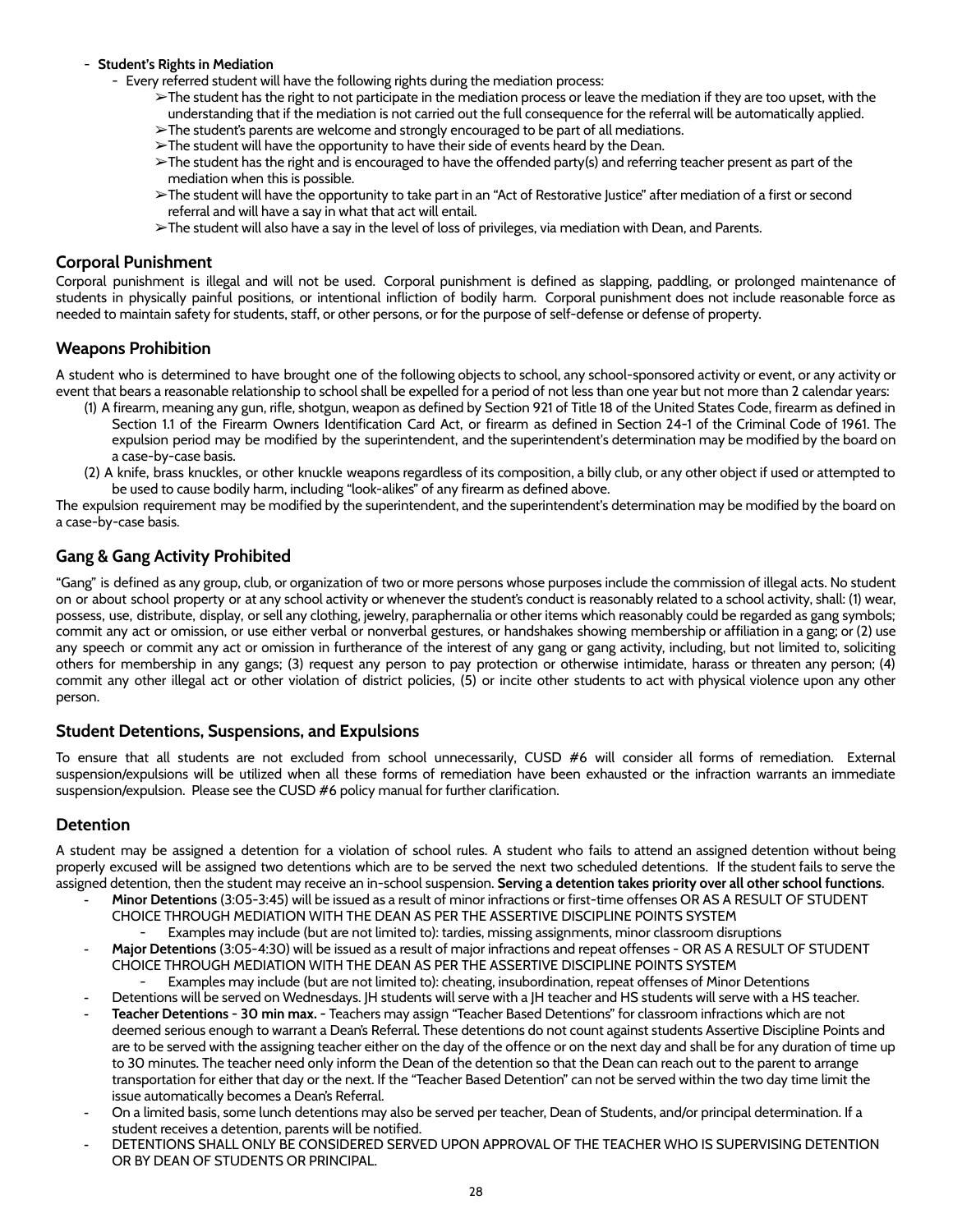- **Student's Rights in Mediation**
  - Every referred student will have the following rights during the mediation process:
    - ➢The student has the right to not participate in the mediation process or leave the mediation if they are too upset, with the understanding that if the mediation is not carried out the full consequence for the referral will be automatically applied.
    - ➢The student's parents are welcome and strongly encouraged to be part of all mediations.
    - ➢The student will have the opportunity to have their side of events heard by the Dean.
    - ➢The student has the right and is encouraged to have the offended party(s) and referring teacher present as part of the mediation when this is possible.
    - ➢The student will have the opportunity to take part in an "Act of Restorative Justice" after mediation of a first or second referral and will have a say in what that act will entail.
    - ➢The student will also have a say in the level of loss of privileges, via mediation with Dean, and Parents.

## Corporal Punishment

Corporal punishment is illegal and will not be used. Corporal punishment is defined as slapping, paddling, or prolonged maintenance of students in physically painful positions, or intentional infliction of bodily harm. Corporal punishment does not include reasonable force as needed to maintain safety for students, staff, or other persons, or for the purpose of self-defense or defense of property.

## Weapons Prohibition

A student who is determined to have brought one of the following objects to school, any school-sponsored activity or event, or any activity or event that bears a reasonable relationship to school shall be expelled for a period of not less than one year but not more than 2 calendar years:

(1) A firearm, meaning any gun, rifle, shotgun, weapon as defined by Section 921 of Title 18 of the United States Code, firearm as defined in Section 1.1 of the Firearm Owners Identification Card Act, or firearm as defined in Section 24-1 of the Criminal Code of 1961. The expulsion period may be modified by the superintendent, and the superintendent's determination may be modified by the board on a case-by-case basis.

(2) A knife, brass knuckles, or other knuckle weapons regardless of its composition, a billy club, or any other object if used or attempted to be used to cause bodily harm, including "look-alikes" of any firearm as defined above.

The expulsion requirement may be modified by the superintendent, and the superintendent's determination may be modified by the board on a case-by-case basis.

## Gang & Gang Activity Prohibited

"Gang" is defined as any group, club, or organization of two or more persons whose purposes include the commission of illegal acts. No student on or about school property or at any school activity or whenever the student's conduct is reasonably related to a school activity, shall: (1) wear, possess, use, distribute, display, or sell any clothing, jewelry, paraphernalia or other items which reasonably could be regarded as gang symbols; commit any act or omission, or use either verbal or nonverbal gestures, or handshakes showing membership or affiliation in a gang; or (2) use any speech or commit any act or omission in furtherance of the interest of any gang or gang activity, including, but not limited to, soliciting others for membership in any gangs; (3) request any person to pay protection or otherwise intimidate, harass or threaten any person; (4) commit any other illegal act or other violation of district policies, (5) or incite other students to act with physical violence upon any other person.

## Student Detentions, Suspensions, and Expulsions

To ensure that all students are not excluded from school unnecessarily, CUSD #6 will consider all forms of remediation. External suspension/expulsions will be utilized when all these forms of remediation have been exhausted or the infraction warrants an immediate suspension/expulsion. Please see the CUSD #6 policy manual for further clarification.

## Detention

A student may be assigned a detention for a violation of school rules. A student who fails to attend an assigned detention without being properly excused will be assigned two detentions which are to be served the next two scheduled detentions. If the student fails to serve the assigned detention, then the student may receive an in-school suspension. **Serving a detention takes priority over all other school functions**.

- **Minor Detentions** (3:05-3:45) will be issued as a result of minor infractions or first-time offenses OR AS A RESULT OF STUDENT CHOICE THROUGH MEDIATION WITH THE DEAN AS PER THE ASSERTIVE DISCIPLINE POINTS SYSTEM
  - Examples may include (but are not limited to): tardies, missing assignments, minor classroom disruptions
- **Major Detentions** (3:05-4:30) will be issued as a result of major infractions and repeat offenses - OR AS A RESULT OF STUDENT CHOICE THROUGH MEDIATION WITH THE DEAN AS PER THE ASSERTIVE DISCIPLINE POINTS SYSTEM
  - Examples may include (but are not limited to): cheating, insubordination, repeat offenses of Minor Detentions
- Detentions will be served on Wednesdays. JH students will serve with a JH teacher and HS students will serve with a HS teacher.
- **Teacher Detentions - 30 min max.** - Teachers may assign "Teacher Based Detentions" for classroom infractions which are not deemed serious enough to warrant a Dean's Referral. These detentions do not count against students Assertive Discipline Points and are to be served with the assigning teacher either on the day of the offence or on the next day and shall be for any duration of time up to 30 minutes. The teacher need only inform the Dean of the detention so that the Dean can reach out to the parent to arrange transportation for either that day or the next. If the "Teacher Based Detention" can not be served within the two day time limit the issue automatically becomes a Dean's Referral.
- On a limited basis, some lunch detentions may also be served per teacher, Dean of Students, and/or principal determination. If a student receives a detention, parents will be notified.
- DETENTIONS SHALL ONLY BE CONSIDERED SERVED UPON APPROVAL OF THE TEACHER WHO IS SUPERVISING DETENTION OR BY DEAN OF STUDENTS OR PRINCIPAL.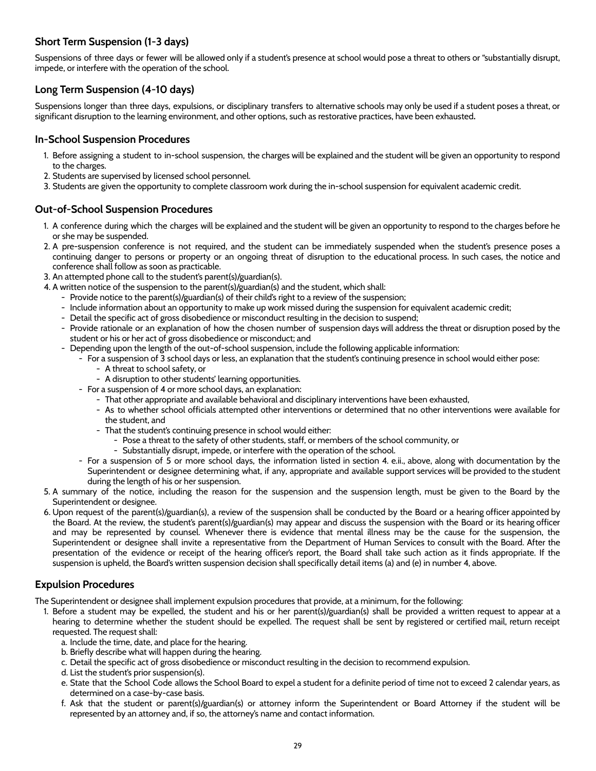## Short Term Suspension (1-3 days)

Suspensions of three days or fewer will be allowed only if a student's presence at school would pose a threat to others or "substantially disrupt, impede, or interfere with the operation of the school.

## Long Term Suspension (4-10 days)

Suspensions longer than three days, expulsions, or disciplinary transfers to alternative schools may only be used if a student poses a threat, or significant disruption to the learning environment, and other options, such as restorative practices, have been exhausted**.**

## In-School Suspension Procedures

1. Before assigning a student to in-school suspension, the charges will be explained and the student will be given an opportunity to respond to the charges.
2. Students are supervised by licensed school personnel.
3. Students are given the opportunity to complete classroom work during the in-school suspension for equivalent academic credit.

## Out-of-School Suspension Procedures

1. A conference during which the charges will be explained and the student will be given an opportunity to respond to the charges before he or she may be suspended.
2. A pre-suspension conference is not required, and the student can be immediately suspended when the student's presence poses a continuing danger to persons or property or an ongoing threat of disruption to the educational process. In such cases, the notice and conference shall follow as soon as practicable.
3. An attempted phone call to the student's parent(s)/guardian(s).
4. A written notice of the suspension to the parent(s)/guardian(s) and the student, which shall:
   - Provide notice to the parent(s)/guardian(s) of their child's right to a review of the suspension;
   - Include information about an opportunity to make up work missed during the suspension for equivalent academic credit;
   - Detail the specific act of gross disobedience or misconduct resulting in the decision to suspend;
   - Provide rationale or an explanation of how the chosen number of suspension days will address the threat or disruption posed by the student or his or her act of gross disobedience or misconduct; and
   - Depending upon the length of the out-of-school suspension, include the following applicable information:
     - For a suspension of 3 school days or less, an explanation that the student's continuing presence in school would either pose:
       - A threat to school safety, or
       - A disruption to other students' learning opportunities.
     - For a suspension of 4 or more school days, an explanation:
       - That other appropriate and available behavioral and disciplinary interventions have been exhausted,
       - As to whether school officials attempted other interventions or determined that no other interventions were available for the student, and
       - That the student's continuing presence in school would either:
         - Pose a threat to the safety of other students, staff, or members of the school community, or
         - Substantially disrupt, impede, or interfere with the operation of the school.
     - For a suspension of 5 or more school days, the information listed in section 4. e.ii., above, along with documentation by the Superintendent or designee determining what, if any, appropriate and available support services will be provided to the student during the length of his or her suspension.
5. A summary of the notice, including the reason for the suspension and the suspension length, must be given to the Board by the Superintendent or designee.
6. Upon request of the parent(s)/guardian(s), a review of the suspension shall be conducted by the Board or a hearing officer appointed by the Board. At the review, the student's parent(s)/guardian(s) may appear and discuss the suspension with the Board or its hearing officer and may be represented by counsel. Whenever there is evidence that mental illness may be the cause for the suspension, the Superintendent or designee shall invite a representative from the Department of Human Services to consult with the Board. After the presentation of the evidence or receipt of the hearing officer's report, the Board shall take such action as it finds appropriate. If the suspension is upheld, the Board's written suspension decision shall specifically detail items (a) and (e) in number 4, above.

## Expulsion Procedures

The Superintendent or designee shall implement expulsion procedures that provide, at a minimum, for the following:

1. Before a student may be expelled, the student and his or her parent(s)/guardian(s) shall be provided a written request to appear at a hearing to determine whether the student should be expelled. The request shall be sent by registered or certified mail, return receipt requested. The request shall:
   a. Include the time, date, and place for the hearing.
   b. Briefly describe what will happen during the hearing.
   c. Detail the specific act of gross disobedience or misconduct resulting in the decision to recommend expulsion.
   d. List the student's prior suspension(s).
   e. State that the School Code allows the School Board to expel a student for a definite period of time not to exceed 2 calendar years, as determined on a case-by-case basis.
   f. Ask that the student or parent(s)/guardian(s) or attorney inform the Superintendent or Board Attorney if the student will be represented by an attorney and, if so, the attorney's name and contact information.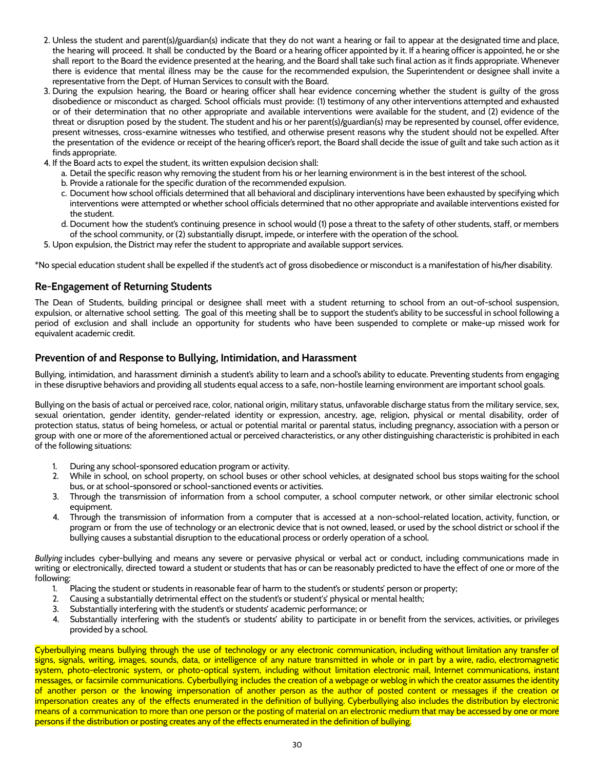2. Unless the student and parent(s)/guardian(s) indicate that they do not want a hearing or fail to appear at the designated time and place, the hearing will proceed. It shall be conducted by the Board or a hearing officer appointed by it. If a hearing officer is appointed, he or she shall report to the Board the evidence presented at the hearing, and the Board shall take such final action as it finds appropriate. Whenever there is evidence that mental illness may be the cause for the recommended expulsion, the Superintendent or designee shall invite a representative from the Dept. of Human Services to consult with the Board.
3. During the expulsion hearing, the Board or hearing officer shall hear evidence concerning whether the student is guilty of the gross disobedience or misconduct as charged. School officials must provide: (1) testimony of any other interventions attempted and exhausted or of their determination that no other appropriate and available interventions were available for the student, and (2) evidence of the threat or disruption posed by the student. The student and his or her parent(s)/guardian(s) may be represented by counsel, offer evidence, present witnesses, cross-examine witnesses who testified, and otherwise present reasons why the student should not be expelled. After the presentation of the evidence or receipt of the hearing officer's report, the Board shall decide the issue of guilt and take such action as it finds appropriate.
4. If the Board acts to expel the student, its written expulsion decision shall:
   a. Detail the specific reason why removing the student from his or her learning environment is in the best interest of the school.
   b. Provide a rationale for the specific duration of the recommended expulsion.
   c. Document how school officials determined that all behavioral and disciplinary interventions have been exhausted by specifying which interventions were attempted or whether school officials determined that no other appropriate and available interventions existed for the student.
   d. Document how the student's continuing presence in school would (1) pose a threat to the safety of other students, staff, or members of the school community, or (2) substantially disrupt, impede, or interfere with the operation of the school.
5. Upon expulsion, the District may refer the student to appropriate and available support services.

*No special education student shall be expelled if the student's act of gross disobedience or misconduct is a manifestation of his/her disability.

## Re-Engagement of Returning Students

The Dean of Students, building principal or designee shall meet with a student returning to school from an out-of-school suspension, expulsion, or alternative school setting. The goal of this meeting shall be to support the student's ability to be successful in school following a period of exclusion and shall include an opportunity for students who have been suspended to complete or make-up missed work for equivalent academic credit.

## Prevention of and Response to Bullying, Intimidation, and Harassment

Bullying, intimidation, and harassment diminish a student's ability to learn and a school's ability to educate. Preventing students from engaging in these disruptive behaviors and providing all students equal access to a safe, non-hostile learning environment are important school goals.

Bullying on the basis of actual or perceived race, color, national origin, military status, unfavorable discharge status from the military service, sex, sexual orientation, gender identity, gender-related identity or expression, ancestry, age, religion, physical or mental disability, order of protection status, status of being homeless, or actual or potential marital or parental status, including pregnancy, association with a person or group with one or more of the aforementioned actual or perceived characteristics, or any other distinguishing characteristic is prohibited in each of the following situations:

1. During any school-sponsored education program or activity.
2. While in school, on school property, on school buses or other school vehicles, at designated school bus stops waiting for the school bus, or at school-sponsored or school-sanctioned events or activities.
3. Through the transmission of information from a school computer, a school computer network, or other similar electronic school equipment.
4. Through the transmission of information from a computer that is accessed at a non-school-related location, activity, function, or program or from the use of technology or an electronic device that is not owned, leased, or used by the school district or school if the bullying causes a substantial disruption to the educational process or orderly operation of a school.

*Bullying* includes cyber-bullying and means any severe or pervasive physical or verbal act or conduct, including communications made in writing or electronically, directed toward a student or students that has or can be reasonably predicted to have the effect of one or more of the following:

1. Placing the student or students in reasonable fear of harm to the student's or students' person or property;
2. Causing a substantially detrimental effect on the student's or student's' physical or mental health;
3. Substantially interfering with the student's or students' academic performance; or
4. Substantially interfering with the student's or students' ability to participate in or benefit from the services, activities, or privileges provided by a school.

Cyberbullying means bullying through the use of technology or any electronic communication, including without limitation any transfer of signs, signals, writing, images, sounds, data, or intelligence of any nature transmitted in whole or in part by a wire, radio, electromagnetic system, photo-electronic system, or photo-optical system, including without limitation electronic mail, Internet communications, instant messages, or facsimile communications. Cyberbullying includes the creation of a webpage or weblog in which the creator assumes the identity of another person or the knowing impersonation of another person as the author of posted content or messages if the creation or impersonation creates any of the effects enumerated in the definition of bullying. Cyberbullying also includes the distribution by electronic means of a communication to more than one person or the posting of material on an electronic medium that may be accessed by one or more persons if the distribution or posting creates any of the effects enumerated in the definition of bullying.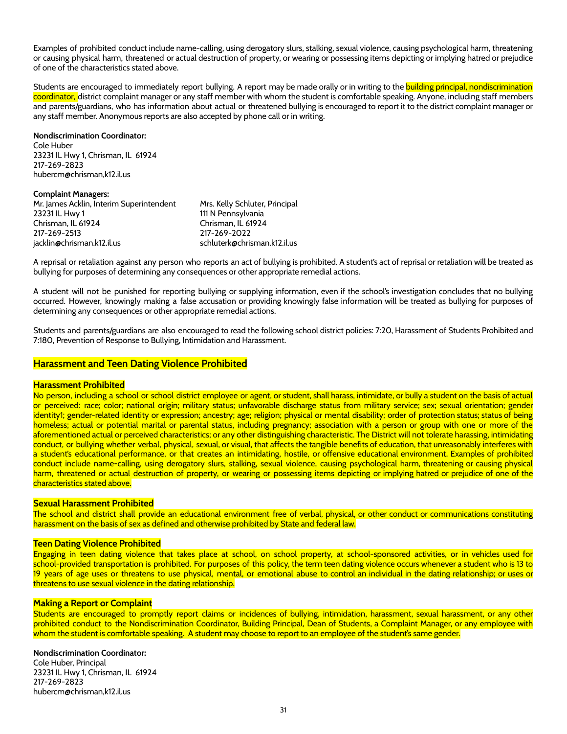Examples of prohibited conduct include name-calling, using derogatory slurs, stalking, sexual violence, causing psychological harm, threatening or causing physical harm, threatened or actual destruction of property, or wearing or possessing items depicting or implying hatred or prejudice of one of the characteristics stated above.

Students are encouraged to immediately report bullying. A report may be made orally or in writing to the building principal, nondiscrimination coordinator, district complaint manager or any staff member with whom the student is comfortable speaking. Anyone, including staff members and parents/guardians, who has information about actual or threatened bullying is encouraged to report it to the district complaint manager or any staff member. Anonymous reports are also accepted by phone call or in writing.

**Nondiscrimination Coordinator:**
Cole Huber
23231 IL Hwy 1, Chrisman, IL 61924
217-269-2823
hubercm@chrisman,k12.il.us

**Complaint Managers:**

Mr. James Acklin, Interim Superintendent
23231 IL Hwy 1
Chrisman, IL 61924
217-269-2513
jacklin@chrisman.k12.il.us

Mrs. Kelly Schluter, Principal
111 N Pennsylvania
Chrisman, IL 61924
217-269-2022
schluterk@chrisman.k12.il.us

A reprisal or retaliation against any person who reports an act of bullying is prohibited. A student's act of reprisal or retaliation will be treated as bullying for purposes of determining any consequences or other appropriate remedial actions.

A student will not be punished for reporting bullying or supplying information, even if the school's investigation concludes that no bullying occurred. However, knowingly making a false accusation or providing knowingly false information will be treated as bullying for purposes of determining any consequences or other appropriate remedial actions.

Students and parents/guardians are also encouraged to read the following school district policies: 7:20, Harassment of Students Prohibited and 7:180, Prevention of Response to Bullying, Intimidation and Harassment.

## Harassment and Teen Dating Violence Prohibited

### Harassment Prohibited

No person, including a school or school district employee or agent, or student, shall harass, intimidate, or bully a student on the basis of actual or perceived: race; color; national origin; military status; unfavorable discharge status from military service; sex; sexual orientation; gender identity1; gender-related identity or expression; ancestry; age; religion; physical or mental disability; order of protection status; status of being homeless; actual or potential marital or parental status, including pregnancy; association with a person or group with one or more of the aforementioned actual or perceived characteristics; or any other distinguishing characteristic. The District will not tolerate harassing, intimidating conduct, or bullying whether verbal, physical, sexual, or visual, that affects the tangible benefits of education, that unreasonably interferes with a student's educational performance, or that creates an intimidating, hostile, or offensive educational environment. Examples of prohibited conduct include name-calling, using derogatory slurs, stalking, sexual violence, causing psychological harm, threatening or causing physical harm, threatened or actual destruction of property, or wearing or possessing items depicting or implying hatred or prejudice of one of the characteristics stated above.

### Sexual Harassment Prohibited

The school and district shall provide an educational environment free of verbal, physical, or other conduct or communications constituting harassment on the basis of sex as defined and otherwise prohibited by State and federal law.

### Teen Dating Violence Prohibited

Engaging in teen dating violence that takes place at school, on school property, at school-sponsored activities, or in vehicles used for school-provided transportation is prohibited. For purposes of this policy, the term teen dating violence occurs whenever a student who is 13 to 19 years of age uses or threatens to use physical, mental, or emotional abuse to control an individual in the dating relationship; or uses or threatens to use sexual violence in the dating relationship.

### Making a Report or Complaint

Students are encouraged to promptly report claims or incidences of bullying, intimidation, harassment, sexual harassment, or any other prohibited conduct to the Nondiscrimination Coordinator, Building Principal, Dean of Students, a Complaint Manager, or any employee with whom the student is comfortable speaking. A student may choose to report to an employee of the student's same gender.

**Nondiscrimination Coordinator:**
Cole Huber, Principal
23231 IL Hwy 1, Chrisman, IL 61924
217-269-2823
hubercm@chrisman,k12.il.us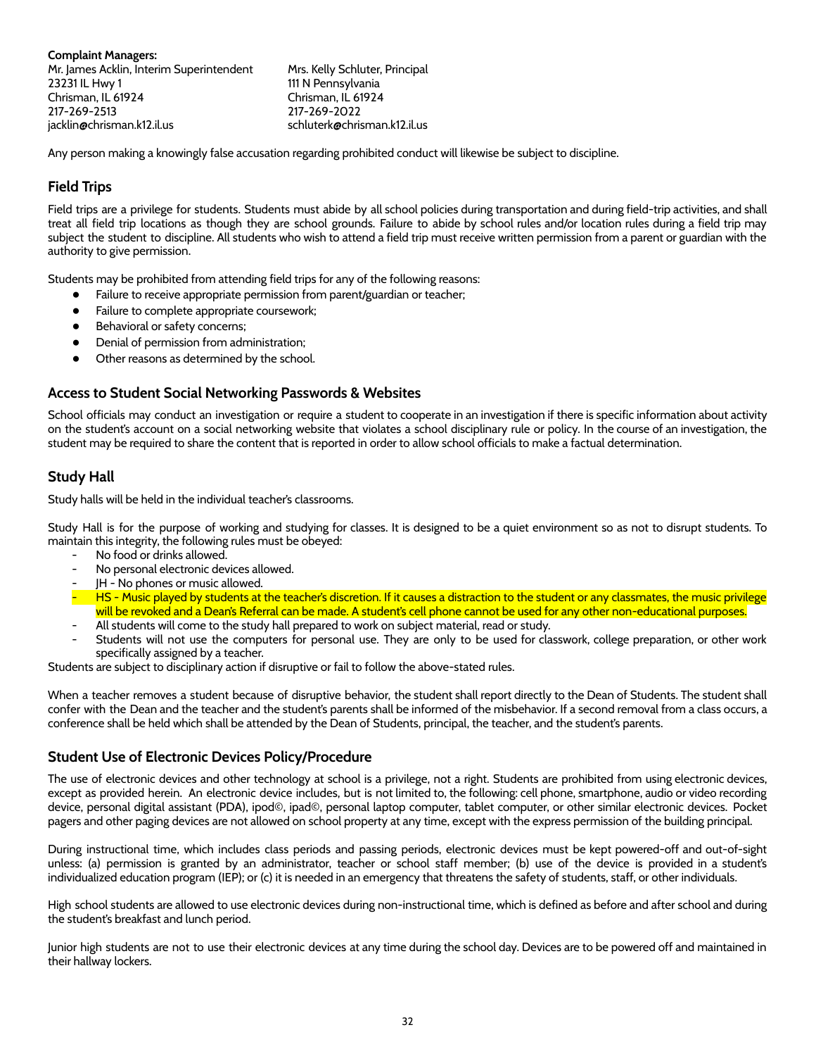**Complaint Managers:**

Mr. James Acklin, Interim Superintendent
23231 IL Hwy 1
Chrisman, IL 61924
217-269-2513
jacklin@chrisman.k12.il.us

Mrs. Kelly Schluter, Principal
111 N Pennsylvania
Chrisman, IL 61924
217-269-2022
schluterk@chrisman.k12.il.us

Any person making a knowingly false accusation regarding prohibited conduct will likewise be subject to discipline.

## Field Trips

Field trips are a privilege for students. Students must abide by all school policies during transportation and during field-trip activities, and shall treat all field trip locations as though they are school grounds. Failure to abide by school rules and/or location rules during a field trip may subject the student to discipline. All students who wish to attend a field trip must receive written permission from a parent or guardian with the authority to give permission.

Students may be prohibited from attending field trips for any of the following reasons:

- Failure to receive appropriate permission from parent/guardian or teacher;
- Failure to complete appropriate coursework;
- Behavioral or safety concerns;
- Denial of permission from administration;
- Other reasons as determined by the school.

## Access to Student Social Networking Passwords & Websites

School officials may conduct an investigation or require a student to cooperate in an investigation if there is specific information about activity on the student's account on a social networking website that violates a school disciplinary rule or policy. In the course of an investigation, the student may be required to share the content that is reported in order to allow school officials to make a factual determination.

## Study Hall

Study halls will be held in the individual teacher's classrooms.

Study Hall is for the purpose of working and studying for classes. It is designed to be a quiet environment so as not to disrupt students. To maintain this integrity, the following rules must be obeyed:

- No food or drinks allowed.
- No personal electronic devices allowed.
- JH - No phones or music allowed.
- HS - Music played by students at the teacher's discretion. If it causes a distraction to the student or any classmates, the music privilege will be revoked and a Dean's Referral can be made. A student's cell phone cannot be used for any other non-educational purposes.
- All students will come to the study hall prepared to work on subject material, read or study.
- Students will not use the computers for personal use. They are only to be used for classwork, college preparation, or other work specifically assigned by a teacher.

Students are subject to disciplinary action if disruptive or fail to follow the above-stated rules.

When a teacher removes a student because of disruptive behavior, the student shall report directly to the Dean of Students. The student shall confer with the Dean and the teacher and the student's parents shall be informed of the misbehavior. If a second removal from a class occurs, a conference shall be held which shall be attended by the Dean of Students, principal, the teacher, and the student's parents.

## Student Use of Electronic Devices Policy/Procedure

The use of electronic devices and other technology at school is a privilege, not a right. Students are prohibited from using electronic devices, except as provided herein. An electronic device includes, but is not limited to, the following: cell phone, smartphone, audio or video recording device, personal digital assistant (PDA), ipod©, ipad©, personal laptop computer, tablet computer, or other similar electronic devices. Pocket pagers and other paging devices are not allowed on school property at any time, except with the express permission of the building principal.

During instructional time, which includes class periods and passing periods, electronic devices must be kept powered-off and out-of-sight unless: (a) permission is granted by an administrator, teacher or school staff member; (b) use of the device is provided in a student's individualized education program (IEP); or (c) it is needed in an emergency that threatens the safety of students, staff, or other individuals.

High school students are allowed to use electronic devices during non-instructional time, which is defined as before and after school and during the student's breakfast and lunch period.

Junior high students are not to use their electronic devices at any time during the school day. Devices are to be powered off and maintained in their hallway lockers.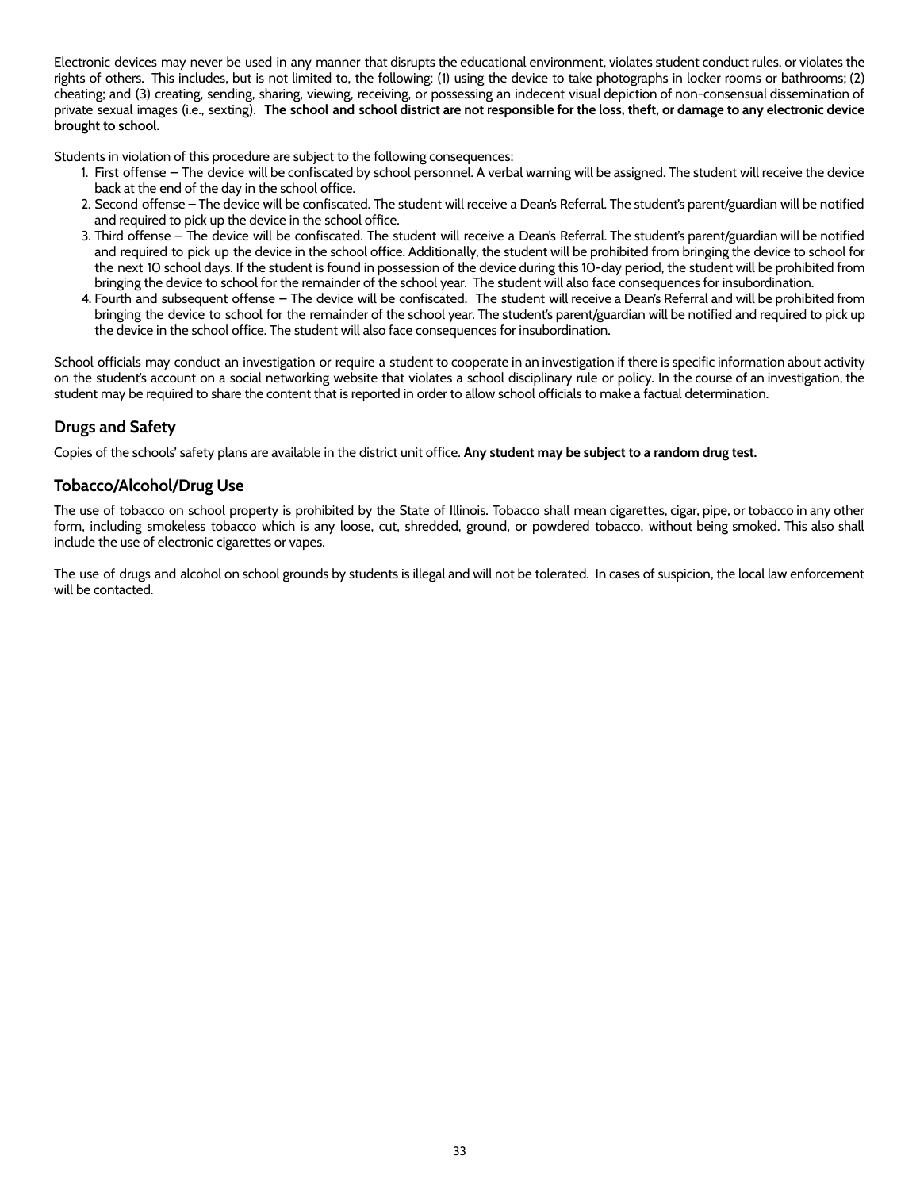Electronic devices may never be used in any manner that disrupts the educational environment, violates student conduct rules, or violates the rights of others. This includes, but is not limited to, the following: (1) using the device to take photographs in locker rooms or bathrooms; (2) cheating; and (3) creating, sending, sharing, viewing, receiving, or possessing an indecent visual depiction of non-consensual dissemination of private sexual images (i.e., sexting). **The school and school district are not responsible for the loss, theft, or damage to any electronic device brought to school.**

Students in violation of this procedure are subject to the following consequences:

1. First offense – The device will be confiscated by school personnel. A verbal warning will be assigned. The student will receive the device back at the end of the day in the school office.
2. Second offense – The device will be confiscated. The student will receive a Dean's Referral. The student's parent/guardian will be notified and required to pick up the device in the school office.
3. Third offense – The device will be confiscated. The student will receive a Dean's Referral. The student's parent/guardian will be notified and required to pick up the device in the school office. Additionally, the student will be prohibited from bringing the device to school for the next 10 school days. If the student is found in possession of the device during this 10-day period, the student will be prohibited from bringing the device to school for the remainder of the school year. The student will also face consequences for insubordination.
4. Fourth and subsequent offense – The device will be confiscated. The student will receive a Dean's Referral and will be prohibited from bringing the device to school for the remainder of the school year. The student's parent/guardian will be notified and required to pick up the device in the school office. The student will also face consequences for insubordination.

School officials may conduct an investigation or require a student to cooperate in an investigation if there is specific information about activity on the student's account on a social networking website that violates a school disciplinary rule or policy. In the course of an investigation, the student may be required to share the content that is reported in order to allow school officials to make a factual determination.

## Drugs and Safety

Copies of the schools' safety plans are available in the district unit office. **Any student may be subject to a random drug test.**

## Tobacco/Alcohol/Drug Use

The use of tobacco on school property is prohibited by the State of Illinois. Tobacco shall mean cigarettes, cigar, pipe, or tobacco in any other form, including smokeless tobacco which is any loose, cut, shredded, ground, or powdered tobacco, without being smoked. This also shall include the use of electronic cigarettes or vapes.

The use of drugs and alcohol on school grounds by students is illegal and will not be tolerated. In cases of suspicion, the local law enforcement will be contacted.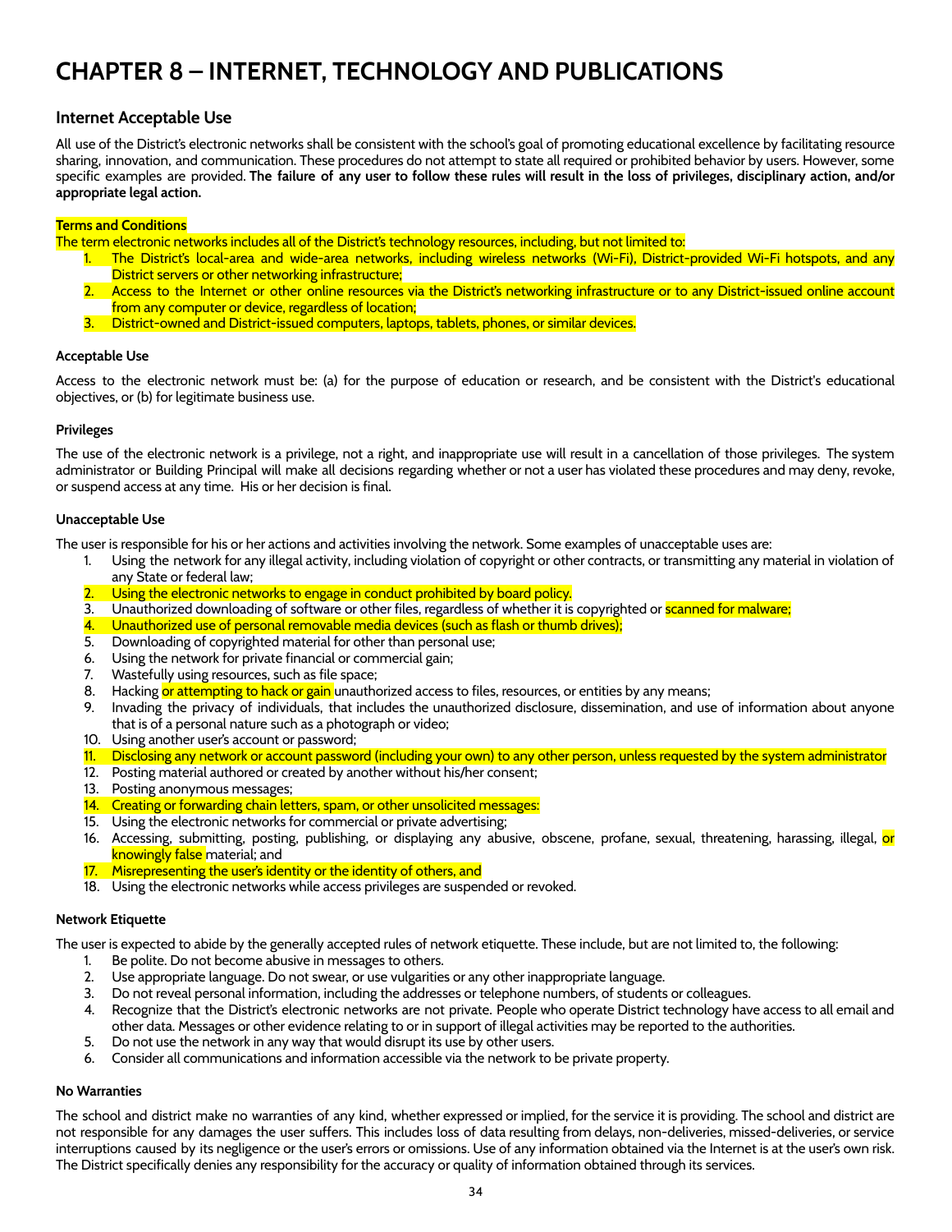# CHAPTER 8 – INTERNET, TECHNOLOGY AND PUBLICATIONS

## Internet Acceptable Use

All use of the District's electronic networks shall be consistent with the school's goal of promoting educational excellence by facilitating resource sharing, innovation, and communication. These procedures do not attempt to state all required or prohibited behavior by users. However, some specific examples are provided. **The failure of any user to follow these rules will result in the loss of privileges, disciplinary action, and/or appropriate legal action.**

**Terms and Conditions**

The term electronic networks includes all of the District's technology resources, including, but not limited to:

1. The District's local-area and wide-area networks, including wireless networks (Wi-Fi), District-provided Wi-Fi hotspots, and any District servers or other networking infrastructure;
2. Access to the Internet or other online resources via the District's networking infrastructure or to any District-issued online account from any computer or device, regardless of location;
3. District-owned and District-issued computers, laptops, tablets, phones, or similar devices.

**Acceptable Use**

Access to the electronic network must be: (a) for the purpose of education or research, and be consistent with the District's educational objectives, or (b) for legitimate business use.

**Privileges**

The use of the electronic network is a privilege, not a right, and inappropriate use will result in a cancellation of those privileges. The system administrator or Building Principal will make all decisions regarding whether or not a user has violated these procedures and may deny, revoke, or suspend access at any time. His or her decision is final.

**Unacceptable Use**

The user is responsible for his or her actions and activities involving the network. Some examples of unacceptable uses are:

1. Using the network for any illegal activity, including violation of copyright or other contracts, or transmitting any material in violation of any State or federal law;
2. Using the electronic networks to engage in conduct prohibited by board policy.
3. Unauthorized downloading of software or other files, regardless of whether it is copyrighted or scanned for malware;
4. Unauthorized use of personal removable media devices (such as flash or thumb drives);
5. Downloading of copyrighted material for other than personal use;
6. Using the network for private financial or commercial gain;
7. Wastefully using resources, such as file space;
8. Hacking or attempting to hack or gain unauthorized access to files, resources, or entities by any means;
9. Invading the privacy of individuals, that includes the unauthorized disclosure, dissemination, and use of information about anyone that is of a personal nature such as a photograph or video;
10. Using another user's account or password;
11. Disclosing any network or account password (including your own) to any other person, unless requested by the system administrator
12. Posting material authored or created by another without his/her consent;
13. Posting anonymous messages;
14. Creating or forwarding chain letters, spam, or other unsolicited messages:
15. Using the electronic networks for commercial or private advertising;
16. Accessing, submitting, posting, publishing, or displaying any abusive, obscene, profane, sexual, threatening, harassing, illegal, or knowingly false material; and
17. Misrepresenting the user's identity or the identity of others, and
18. Using the electronic networks while access privileges are suspended or revoked.

**Network Etiquette**

The user is expected to abide by the generally accepted rules of network etiquette. These include, but are not limited to, the following:

1. Be polite. Do not become abusive in messages to others.
2. Use appropriate language. Do not swear, or use vulgarities or any other inappropriate language.
3. Do not reveal personal information, including the addresses or telephone numbers, of students or colleagues.
4. Recognize that the District's electronic networks are not private. People who operate District technology have access to all email and other data. Messages or other evidence relating to or in support of illegal activities may be reported to the authorities.
5. Do not use the network in any way that would disrupt its use by other users.
6. Consider all communications and information accessible via the network to be private property.

**No Warranties**

The school and district make no warranties of any kind, whether expressed or implied, for the service it is providing. The school and district are not responsible for any damages the user suffers. This includes loss of data resulting from delays, non-deliveries, missed-deliveries, or service interruptions caused by its negligence or the user's errors or omissions. Use of any information obtained via the Internet is at the user's own risk. The District specifically denies any responsibility for the accuracy or quality of information obtained through its services.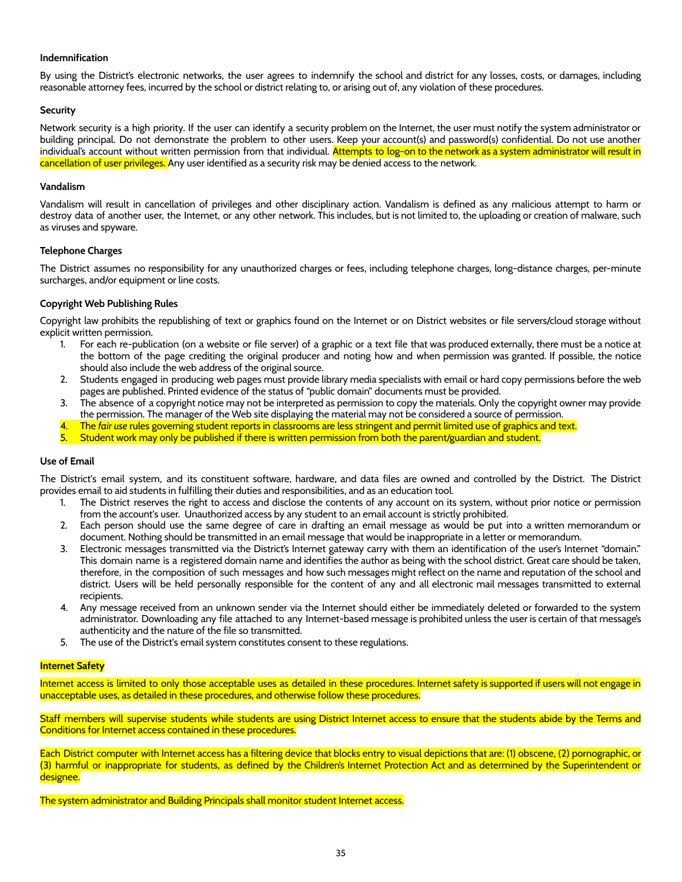**Indemnification**

By using the District's electronic networks, the user agrees to indemnify the school and district for any losses, costs, or damages, including reasonable attorney fees, incurred by the school or district relating to, or arising out of, any violation of these procedures.

**Security**

Network security is a high priority. If the user can identify a security problem on the Internet, the user must notify the system administrator or building principal. Do not demonstrate the problem to other users. Keep your account(s) and password(s) confidential. Do not use another individual's account without written permission from that individual. Attempts to log-on to the network as a system administrator will result in cancellation of user privileges. Any user identified as a security risk may be denied access to the network.

**Vandalism**

Vandalism will result in cancellation of privileges and other disciplinary action. Vandalism is defined as any malicious attempt to harm or destroy data of another user, the Internet, or any other network. This includes, but is not limited to, the uploading or creation of malware, such as viruses and spyware.

**Telephone Charges**

The District assumes no responsibility for any unauthorized charges or fees, including telephone charges, long-distance charges, per-minute surcharges, and/or equipment or line costs.

**Copyright Web Publishing Rules**

Copyright law prohibits the republishing of text or graphics found on the Internet or on District websites or file servers/cloud storage without explicit written permission.

1. For each re-publication (on a website or file server) of a graphic or a text file that was produced externally, there must be a notice at the bottom of the page crediting the original producer and noting how and when permission was granted. If possible, the notice should also include the web address of the original source.
2. Students engaged in producing web pages must provide library media specialists with email or hard copy permissions before the web pages are published. Printed evidence of the status of "public domain" documents must be provided.
3. The absence of a copyright notice may not be interpreted as permission to copy the materials. Only the copyright owner may provide the permission. The manager of the Web site displaying the material may not be considered a source of permission.
4. The *fair use* rules governing student reports in classrooms are less stringent and permit limited use of graphics and text.
5. Student work may only be published if there is written permission from both the parent/guardian and student.

**Use of Email**

The District's email system, and its constituent software, hardware, and data files are owned and controlled by the District. The District provides email to aid students in fulfilling their duties and responsibilities, and as an education tool.

1. The District reserves the right to access and disclose the contents of any account on its system, without prior notice or permission from the account's user. Unauthorized access by any student to an email account is strictly prohibited.
2. Each person should use the same degree of care in drafting an email message as would be put into a written memorandum or document. Nothing should be transmitted in an email message that would be inappropriate in a letter or memorandum.
3. Electronic messages transmitted via the District's Internet gateway carry with them an identification of the user's Internet "domain." This domain name is a registered domain name and identifies the author as being with the school district. Great care should be taken, therefore, in the composition of such messages and how such messages might reflect on the name and reputation of the school and district. Users will be held personally responsible for the content of any and all electronic mail messages transmitted to external recipients.
4. Any message received from an unknown sender via the Internet should either be immediately deleted or forwarded to the system administrator. Downloading any file attached to any Internet-based message is prohibited unless the user is certain of that message's authenticity and the nature of the file so transmitted.
5. The use of the District's email system constitutes consent to these regulations.

**Internet Safety**

Internet access is limited to only those acceptable uses as detailed in these procedures. Internet safety is supported if users will not engage in unacceptable uses, as detailed in these procedures, and otherwise follow these procedures.

Staff members will supervise students while students are using District Internet access to ensure that the students abide by the Terms and Conditions for Internet access contained in these procedures.

Each District computer with Internet access has a filtering device that blocks entry to visual depictions that are: (1) obscene, (2) pornographic, or (3) harmful or inappropriate for students, as defined by the Children's Internet Protection Act and as determined by the Superintendent or designee.

The system administrator and Building Principals shall monitor student Internet access.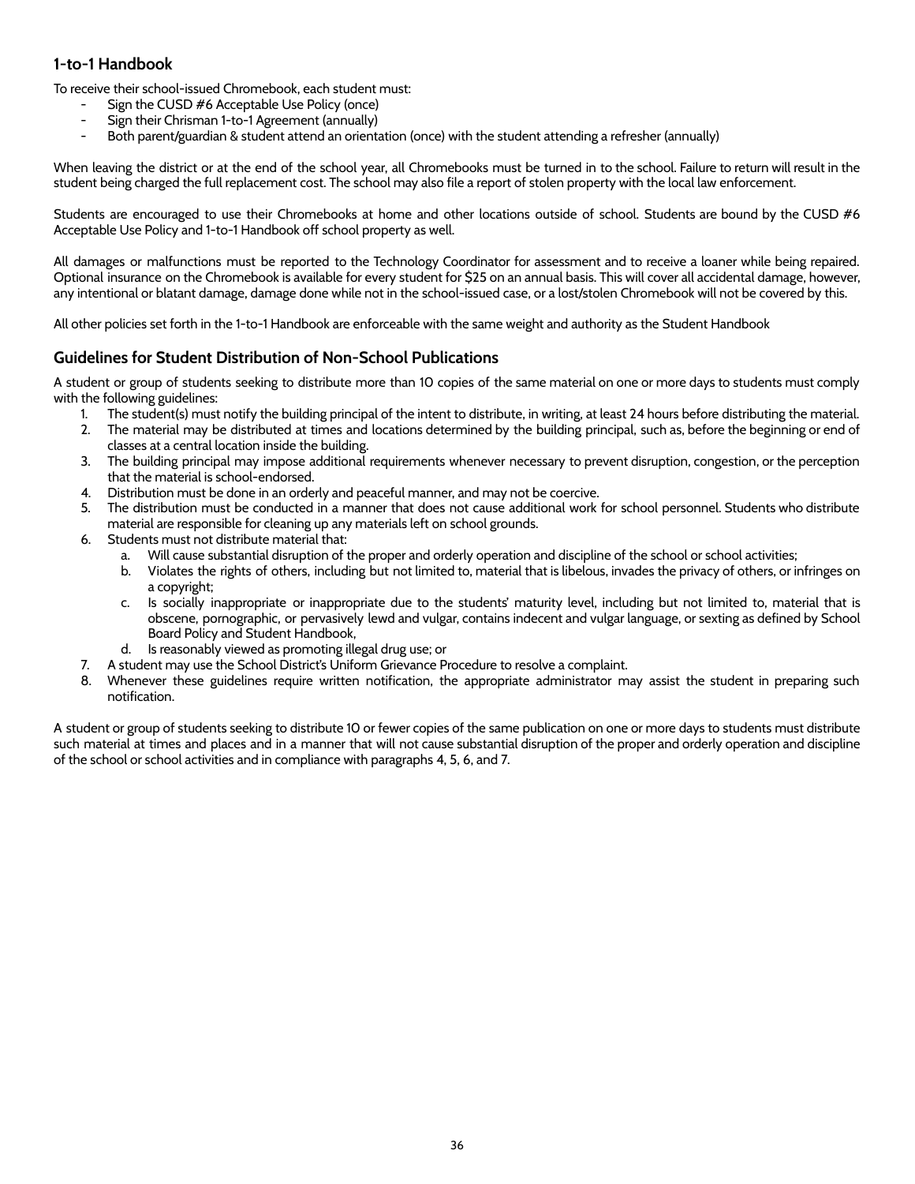## 1-to-1 Handbook

To receive their school-issued Chromebook, each student must:

- Sign the CUSD #6 Acceptable Use Policy (once)
- Sign their Chrisman 1-to-1 Agreement (annually)
- Both parent/guardian & student attend an orientation (once) with the student attending a refresher (annually)

When leaving the district or at the end of the school year, all Chromebooks must be turned in to the school. Failure to return will result in the student being charged the full replacement cost. The school may also file a report of stolen property with the local law enforcement.

Students are encouraged to use their Chromebooks at home and other locations outside of school. Students are bound by the CUSD #6 Acceptable Use Policy and 1-to-1 Handbook off school property as well.

All damages or malfunctions must be reported to the Technology Coordinator for assessment and to receive a loaner while being repaired. Optional insurance on the Chromebook is available for every student for $25 on an annual basis. This will cover all accidental damage, however, any intentional or blatant damage, damage done while not in the school-issued case, or a lost/stolen Chromebook will not be covered by this.

All other policies set forth in the 1-to-1 Handbook are enforceable with the same weight and authority as the Student Handbook

## Guidelines for Student Distribution of Non-School Publications

A student or group of students seeking to distribute more than 10 copies of the same material on one or more days to students must comply with the following guidelines:

1. The student(s) must notify the building principal of the intent to distribute, in writing, at least 24 hours before distributing the material.
2. The material may be distributed at times and locations determined by the building principal, such as, before the beginning or end of classes at a central location inside the building.
3. The building principal may impose additional requirements whenever necessary to prevent disruption, congestion, or the perception that the material is school-endorsed.
4. Distribution must be done in an orderly and peaceful manner, and may not be coercive.
5. The distribution must be conducted in a manner that does not cause additional work for school personnel. Students who distribute material are responsible for cleaning up any materials left on school grounds.
6. Students must not distribute material that:
   a. Will cause substantial disruption of the proper and orderly operation and discipline of the school or school activities;
   b. Violates the rights of others, including but not limited to, material that is libelous, invades the privacy of others, or infringes on a copyright;
   c. Is socially inappropriate or inappropriate due to the students' maturity level, including but not limited to, material that is obscene, pornographic, or pervasively lewd and vulgar, contains indecent and vulgar language, or sexting as defined by School Board Policy and Student Handbook,
   d. Is reasonably viewed as promoting illegal drug use; or
7. A student may use the School District's Uniform Grievance Procedure to resolve a complaint.
8. Whenever these guidelines require written notification, the appropriate administrator may assist the student in preparing such notification.

A student or group of students seeking to distribute 10 or fewer copies of the same publication on one or more days to students must distribute such material at times and places and in a manner that will not cause substantial disruption of the proper and orderly operation and discipline of the school or school activities and in compliance with paragraphs 4, 5, 6, and 7.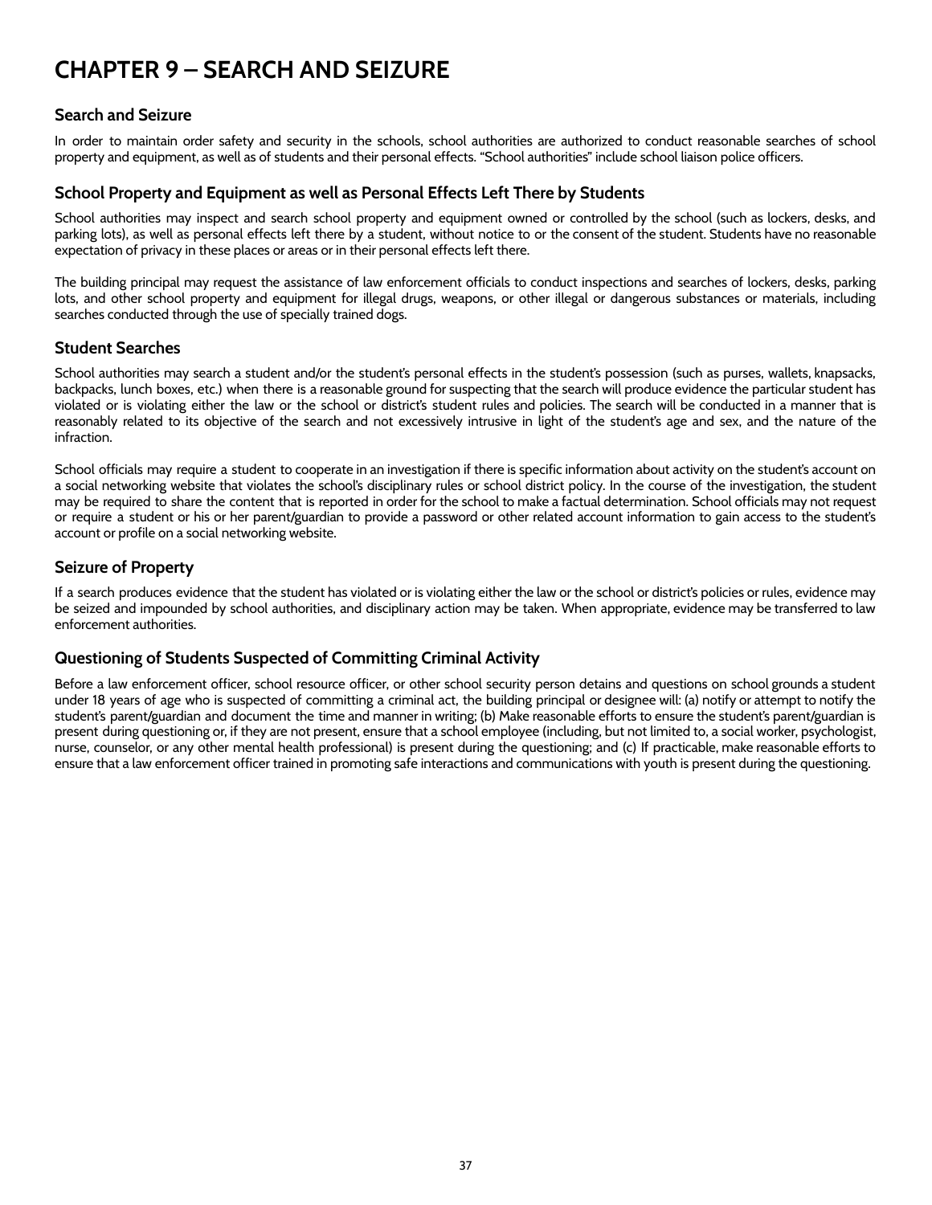# CHAPTER 9 – SEARCH AND SEIZURE

## Search and Seizure

In order to maintain order safety and security in the schools, school authorities are authorized to conduct reasonable searches of school property and equipment, as well as of students and their personal effects. "School authorities" include school liaison police officers.

## School Property and Equipment as well as Personal Effects Left There by Students

School authorities may inspect and search school property and equipment owned or controlled by the school (such as lockers, desks, and parking lots), as well as personal effects left there by a student, without notice to or the consent of the student. Students have no reasonable expectation of privacy in these places or areas or in their personal effects left there.

The building principal may request the assistance of law enforcement officials to conduct inspections and searches of lockers, desks, parking lots, and other school property and equipment for illegal drugs, weapons, or other illegal or dangerous substances or materials, including searches conducted through the use of specially trained dogs.

## Student Searches

School authorities may search a student and/or the student's personal effects in the student's possession (such as purses, wallets, knapsacks, backpacks, lunch boxes, etc.) when there is a reasonable ground for suspecting that the search will produce evidence the particular student has violated or is violating either the law or the school or district's student rules and policies. The search will be conducted in a manner that is reasonably related to its objective of the search and not excessively intrusive in light of the student's age and sex, and the nature of the infraction.

School officials may require a student to cooperate in an investigation if there is specific information about activity on the student's account on a social networking website that violates the school's disciplinary rules or school district policy. In the course of the investigation, the student may be required to share the content that is reported in order for the school to make a factual determination. School officials may not request or require a student or his or her parent/guardian to provide a password or other related account information to gain access to the student's account or profile on a social networking website.

## Seizure of Property

If a search produces evidence that the student has violated or is violating either the law or the school or district's policies or rules, evidence may be seized and impounded by school authorities, and disciplinary action may be taken. When appropriate, evidence may be transferred to law enforcement authorities.

## Questioning of Students Suspected of Committing Criminal Activity

Before a law enforcement officer, school resource officer, or other school security person detains and questions on school grounds a student under 18 years of age who is suspected of committing a criminal act, the building principal or designee will: (a) notify or attempt to notify the student's parent/guardian and document the time and manner in writing; (b) Make reasonable efforts to ensure the student's parent/guardian is present during questioning or, if they are not present, ensure that a school employee (including, but not limited to, a social worker, psychologist, nurse, counselor, or any other mental health professional) is present during the questioning; and (c) If practicable, make reasonable efforts to ensure that a law enforcement officer trained in promoting safe interactions and communications with youth is present during the questioning.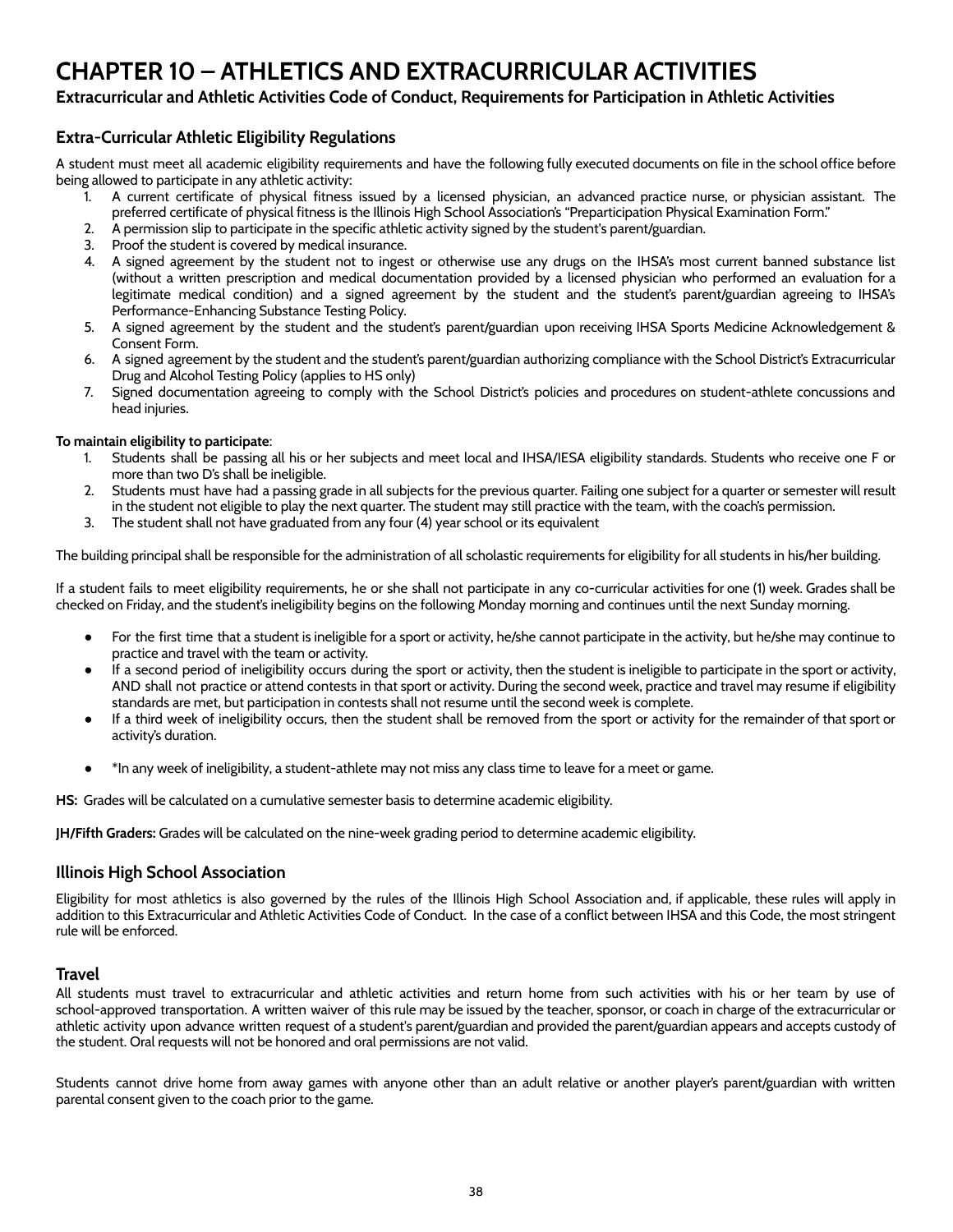# CHAPTER 10 – ATHLETICS AND EXTRACURRICULAR ACTIVITIES

**Extracurricular and Athletic Activities Code of Conduct, Requirements for Participation in Athletic Activities**

## Extra-Curricular Athletic Eligibility Regulations

A student must meet all academic eligibility requirements and have the following fully executed documents on file in the school office before being allowed to participate in any athletic activity:

1. A current certificate of physical fitness issued by a licensed physician, an advanced practice nurse, or physician assistant. The preferred certificate of physical fitness is the Illinois High School Association's "Preparticipation Physical Examination Form."
2. A permission slip to participate in the specific athletic activity signed by the student's parent/guardian.
3. Proof the student is covered by medical insurance.
4. A signed agreement by the student not to ingest or otherwise use any drugs on the IHSA's most current banned substance list (without a written prescription and medical documentation provided by a licensed physician who performed an evaluation for a legitimate medical condition) and a signed agreement by the student and the student's parent/guardian agreeing to IHSA's Performance-Enhancing Substance Testing Policy.
5. A signed agreement by the student and the student's parent/guardian upon receiving IHSA Sports Medicine Acknowledgement & Consent Form.
6. A signed agreement by the student and the student's parent/guardian authorizing compliance with the School District's Extracurricular Drug and Alcohol Testing Policy (applies to HS only)
7. Signed documentation agreeing to comply with the School District's policies and procedures on student-athlete concussions and head injuries.

**To maintain eligibility to participate**:

1. Students shall be passing all his or her subjects and meet local and IHSA/IESA eligibility standards. Students who receive one F or more than two D's shall be ineligible.
2. Students must have had a passing grade in all subjects for the previous quarter. Failing one subject for a quarter or semester will result in the student not eligible to play the next quarter. The student may still practice with the team, with the coach's permission.
3. The student shall not have graduated from any four (4) year school or its equivalent

The building principal shall be responsible for the administration of all scholastic requirements for eligibility for all students in his/her building.

If a student fails to meet eligibility requirements, he or she shall not participate in any co-curricular activities for one (1) week. Grades shall be checked on Friday, and the student's ineligibility begins on the following Monday morning and continues until the next Sunday morning.

- For the first time that a student is ineligible for a sport or activity, he/she cannot participate in the activity, but he/she may continue to practice and travel with the team or activity.
- If a second period of ineligibility occurs during the sport or activity, then the student is ineligible to participate in the sport or activity, AND shall not practice or attend contests in that sport or activity. During the second week, practice and travel may resume if eligibility standards are met, but participation in contests shall not resume until the second week is complete.
- If a third week of ineligibility occurs, then the student shall be removed from the sport or activity for the remainder of that sport or activity's duration.
- *In any week of ineligibility, a student-athlete may not miss any class time to leave for a meet or game.

**HS:** Grades will be calculated on a cumulative semester basis to determine academic eligibility.

**JH/Fifth Graders:** Grades will be calculated on the nine-week grading period to determine academic eligibility.

## Illinois High School Association

Eligibility for most athletics is also governed by the rules of the Illinois High School Association and, if applicable, these rules will apply in addition to this Extracurricular and Athletic Activities Code of Conduct. In the case of a conflict between IHSA and this Code, the most stringent rule will be enforced.

## Travel

All students must travel to extracurricular and athletic activities and return home from such activities with his or her team by use of school-approved transportation. A written waiver of this rule may be issued by the teacher, sponsor, or coach in charge of the extracurricular or athletic activity upon advance written request of a student's parent/guardian and provided the parent/guardian appears and accepts custody of the student. Oral requests will not be honored and oral permissions are not valid.

Students cannot drive home from away games with anyone other than an adult relative or another player's parent/guardian with written parental consent given to the coach prior to the game.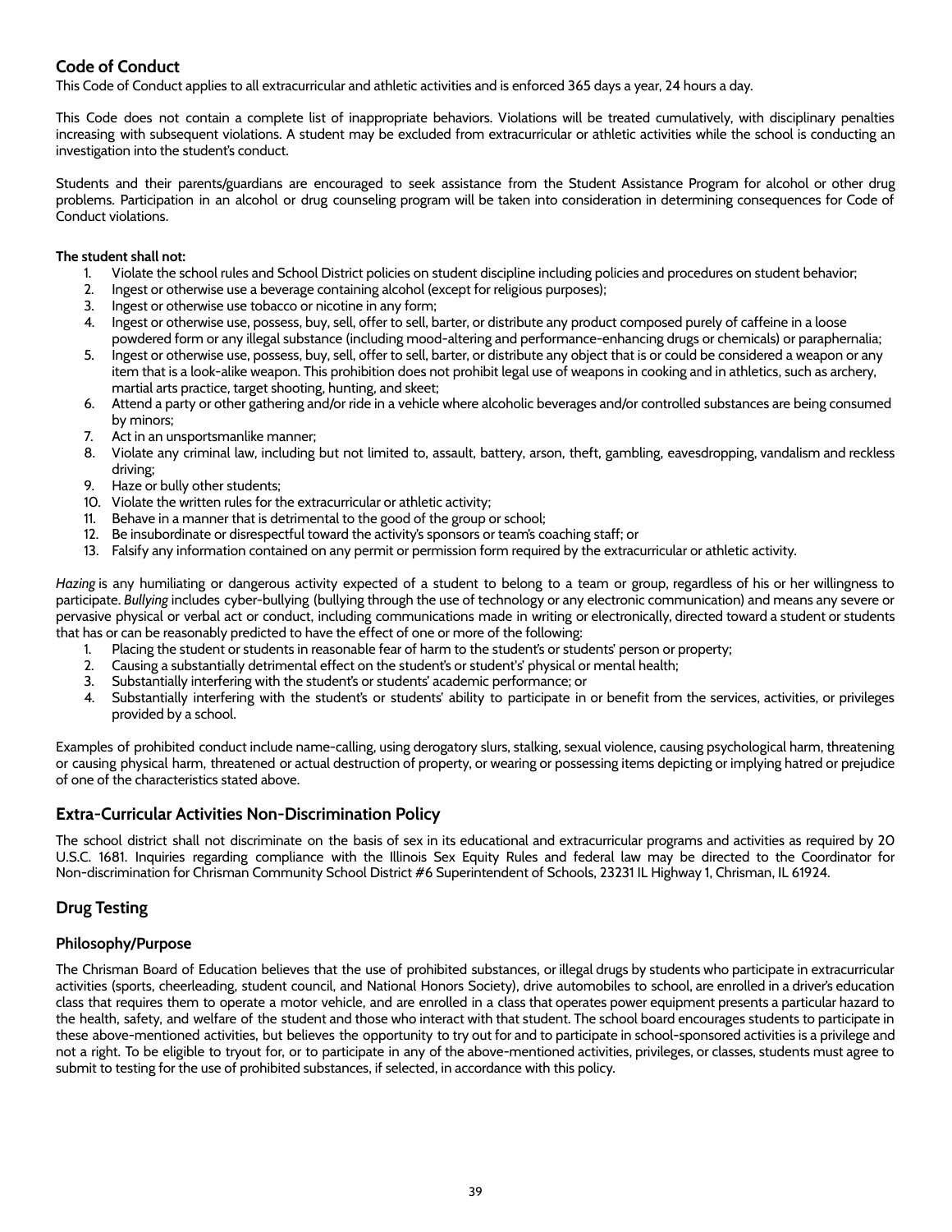## Code of Conduct

This Code of Conduct applies to all extracurricular and athletic activities and is enforced 365 days a year, 24 hours a day.

This Code does not contain a complete list of inappropriate behaviors. Violations will be treated cumulatively, with disciplinary penalties increasing with subsequent violations. A student may be excluded from extracurricular or athletic activities while the school is conducting an investigation into the student's conduct.

Students and their parents/guardians are encouraged to seek assistance from the Student Assistance Program for alcohol or other drug problems. Participation in an alcohol or drug counseling program will be taken into consideration in determining consequences for Code of Conduct violations.

**The student shall not:**

1. Violate the school rules and School District policies on student discipline including policies and procedures on student behavior;
2. Ingest or otherwise use a beverage containing alcohol (except for religious purposes);
3. Ingest or otherwise use tobacco or nicotine in any form;
4. Ingest or otherwise use, possess, buy, sell, offer to sell, barter, or distribute any product composed purely of caffeine in a loose powdered form or any illegal substance (including mood-altering and performance-enhancing drugs or chemicals) or paraphernalia;
5. Ingest or otherwise use, possess, buy, sell, offer to sell, barter, or distribute any object that is or could be considered a weapon or any item that is a look-alike weapon. This prohibition does not prohibit legal use of weapons in cooking and in athletics, such as archery, martial arts practice, target shooting, hunting, and skeet;
6. Attend a party or other gathering and/or ride in a vehicle where alcoholic beverages and/or controlled substances are being consumed by minors;
7. Act in an unsportsmanlike manner;
8. Violate any criminal law, including but not limited to, assault, battery, arson, theft, gambling, eavesdropping, vandalism and reckless driving;
9. Haze or bully other students;
10. Violate the written rules for the extracurricular or athletic activity;
11. Behave in a manner that is detrimental to the good of the group or school;
12. Be insubordinate or disrespectful toward the activity's sponsors or team's coaching staff; or
13. Falsify any information contained on any permit or permission form required by the extracurricular or athletic activity.

*Hazing* is any humiliating or dangerous activity expected of a student to belong to a team or group, regardless of his or her willingness to participate. *Bullying* includes cyber-bullying (bullying through the use of technology or any electronic communication) and means any severe or pervasive physical or verbal act or conduct, including communications made in writing or electronically, directed toward a student or students that has or can be reasonably predicted to have the effect of one or more of the following:

1. Placing the student or students in reasonable fear of harm to the student's or students' person or property;
2. Causing a substantially detrimental effect on the student's or student's' physical or mental health;
3. Substantially interfering with the student's or students' academic performance; or
4. Substantially interfering with the student's or students' ability to participate in or benefit from the services, activities, or privileges provided by a school.

Examples of prohibited conduct include name-calling, using derogatory slurs, stalking, sexual violence, causing psychological harm, threatening or causing physical harm, threatened or actual destruction of property, or wearing or possessing items depicting or implying hatred or prejudice of one of the characteristics stated above.

## Extra-Curricular Activities Non-Discrimination Policy

The school district shall not discriminate on the basis of sex in its educational and extracurricular programs and activities as required by 20 U.S.C. 1681. Inquiries regarding compliance with the Illinois Sex Equity Rules and federal law may be directed to the Coordinator for Non-discrimination for Chrisman Community School District #6 Superintendent of Schools, 23231 IL Highway 1, Chrisman, IL 61924.

## Drug Testing

### Philosophy/Purpose

The Chrisman Board of Education believes that the use of prohibited substances, or illegal drugs by students who participate in extracurricular activities (sports, cheerleading, student council, and National Honors Society), drive automobiles to school, are enrolled in a driver's education class that requires them to operate a motor vehicle, and are enrolled in a class that operates power equipment presents a particular hazard to the health, safety, and welfare of the student and those who interact with that student. The school board encourages students to participate in these above-mentioned activities, but believes the opportunity to try out for and to participate in school-sponsored activities is a privilege and not a right. To be eligible to tryout for, or to participate in any of the above-mentioned activities, privileges, or classes, students must agree to submit to testing for the use of prohibited substances, if selected, in accordance with this policy.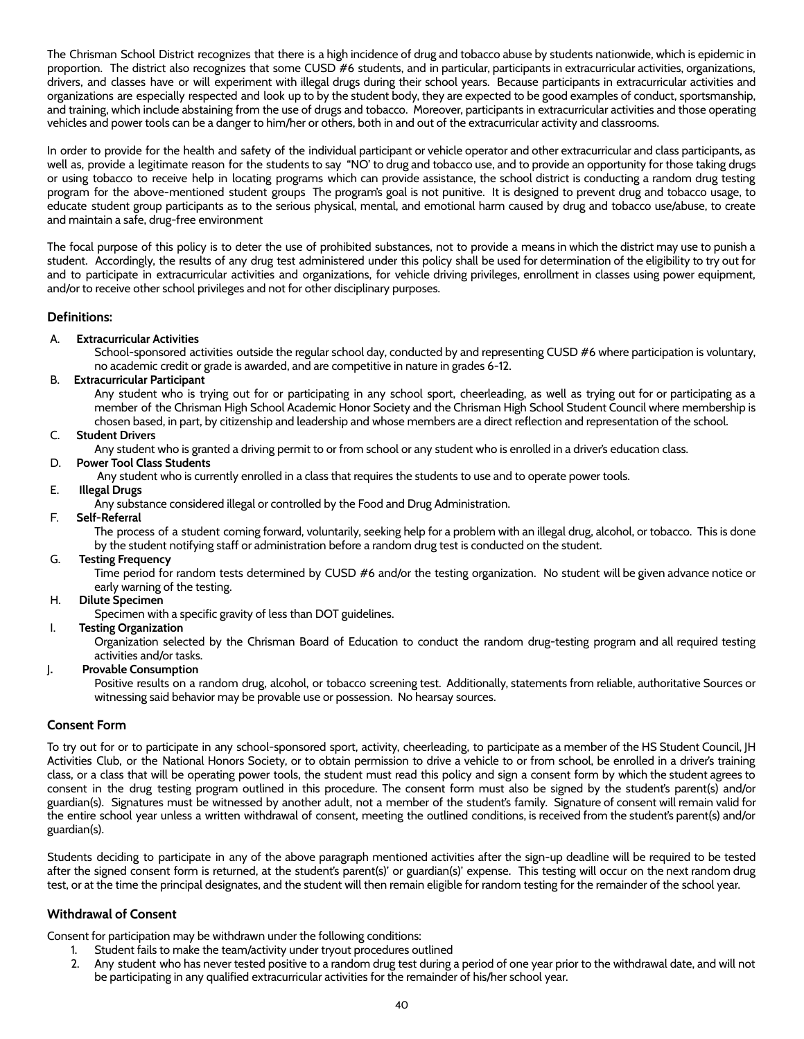The Chrisman School District recognizes that there is a high incidence of drug and tobacco abuse by students nationwide, which is epidemic in proportion. The district also recognizes that some CUSD #6 students, and in particular, participants in extracurricular activities, organizations, drivers, and classes have or will experiment with illegal drugs during their school years. Because participants in extracurricular activities and organizations are especially respected and look up to by the student body, they are expected to be good examples of conduct, sportsmanship, and training, which include abstaining from the use of drugs and tobacco. Moreover, participants in extracurricular activities and those operating vehicles and power tools can be a danger to him/her or others, both in and out of the extracurricular activity and classrooms.

In order to provide for the health and safety of the individual participant or vehicle operator and other extracurricular and class participants, as well as, provide a legitimate reason for the students to say "NO' to drug and tobacco use, and to provide an opportunity for those taking drugs or using tobacco to receive help in locating programs which can provide assistance, the school district is conducting a random drug testing program for the above-mentioned student groups The program's goal is not punitive. It is designed to prevent drug and tobacco usage, to educate student group participants as to the serious physical, mental, and emotional harm caused by drug and tobacco use/abuse, to create and maintain a safe, drug-free environment

The focal purpose of this policy is to deter the use of prohibited substances, not to provide a means in which the district may use to punish a student. Accordingly, the results of any drug test administered under this policy shall be used for determination of the eligibility to try out for and to participate in extracurricular activities and organizations, for vehicle driving privileges, enrollment in classes using power equipment, and/or to receive other school privileges and not for other disciplinary purposes.

### Definitions:

A. **Extracurricular Activities**
   School-sponsored activities outside the regular school day, conducted by and representing CUSD #6 where participation is voluntary, no academic credit or grade is awarded, and are competitive in nature in grades 6-12.

B. **Extracurricular Participant**
   Any student who is trying out for or participating in any school sport, cheerleading, as well as trying out for or participating as a member of the Chrisman High School Academic Honor Society and the Chrisman High School Student Council where membership is chosen based, in part, by citizenship and leadership and whose members are a direct reflection and representation of the school.

C. **Student Drivers**
   Any student who is granted a driving permit to or from school or any student who is enrolled in a driver's education class.

D. **Power Tool Class Students**
   Any student who is currently enrolled in a class that requires the students to use and to operate power tools.

E. **Illegal Drugs**
   Any substance considered illegal or controlled by the Food and Drug Administration.

F. **Self-Referral**
   The process of a student coming forward, voluntarily, seeking help for a problem with an illegal drug, alcohol, or tobacco. This is done by the student notifying staff or administration before a random drug test is conducted on the student.

G. **Testing Frequency**
   Time period for random tests determined by CUSD #6 and/or the testing organization. No student will be given advance notice or early warning of the testing.

H. **Dilute Specimen**
   Specimen with a specific gravity of less than DOT guidelines.

I. **Testing Organization**
   Organization selected by the Chrisman Board of Education to conduct the random drug-testing program and all required testing activities and/or tasks.

J. **Provable Consumption**
   Positive results on a random drug, alcohol, or tobacco screening test. Additionally, statements from reliable, authoritative Sources or witnessing said behavior may be provable use or possession. No hearsay sources.

### Consent Form

To try out for or to participate in any school-sponsored sport, activity, cheerleading, to participate as a member of the HS Student Council, JH Activities Club, or the National Honors Society, or to obtain permission to drive a vehicle to or from school, be enrolled in a driver's training class, or a class that will be operating power tools, the student must read this policy and sign a consent form by which the student agrees to consent in the drug testing program outlined in this procedure. The consent form must also be signed by the student's parent(s) and/or guardian(s). Signatures must be witnessed by another adult, not a member of the student's family. Signature of consent will remain valid for the entire school year unless a written withdrawal of consent, meeting the outlined conditions, is received from the student's parent(s) and/or guardian(s).

Students deciding to participate in any of the above paragraph mentioned activities after the sign-up deadline will be required to be tested after the signed consent form is returned, at the student's parent(s)' or guardian(s)' expense. This testing will occur on the next random drug test, or at the time the principal designates, and the student will then remain eligible for random testing for the remainder of the school year.

### Withdrawal of Consent

Consent for participation may be withdrawn under the following conditions:

1. Student fails to make the team/activity under tryout procedures outlined
2. Any student who has never tested positive to a random drug test during a period of one year prior to the withdrawal date, and will not be participating in any qualified extracurricular activities for the remainder of his/her school year.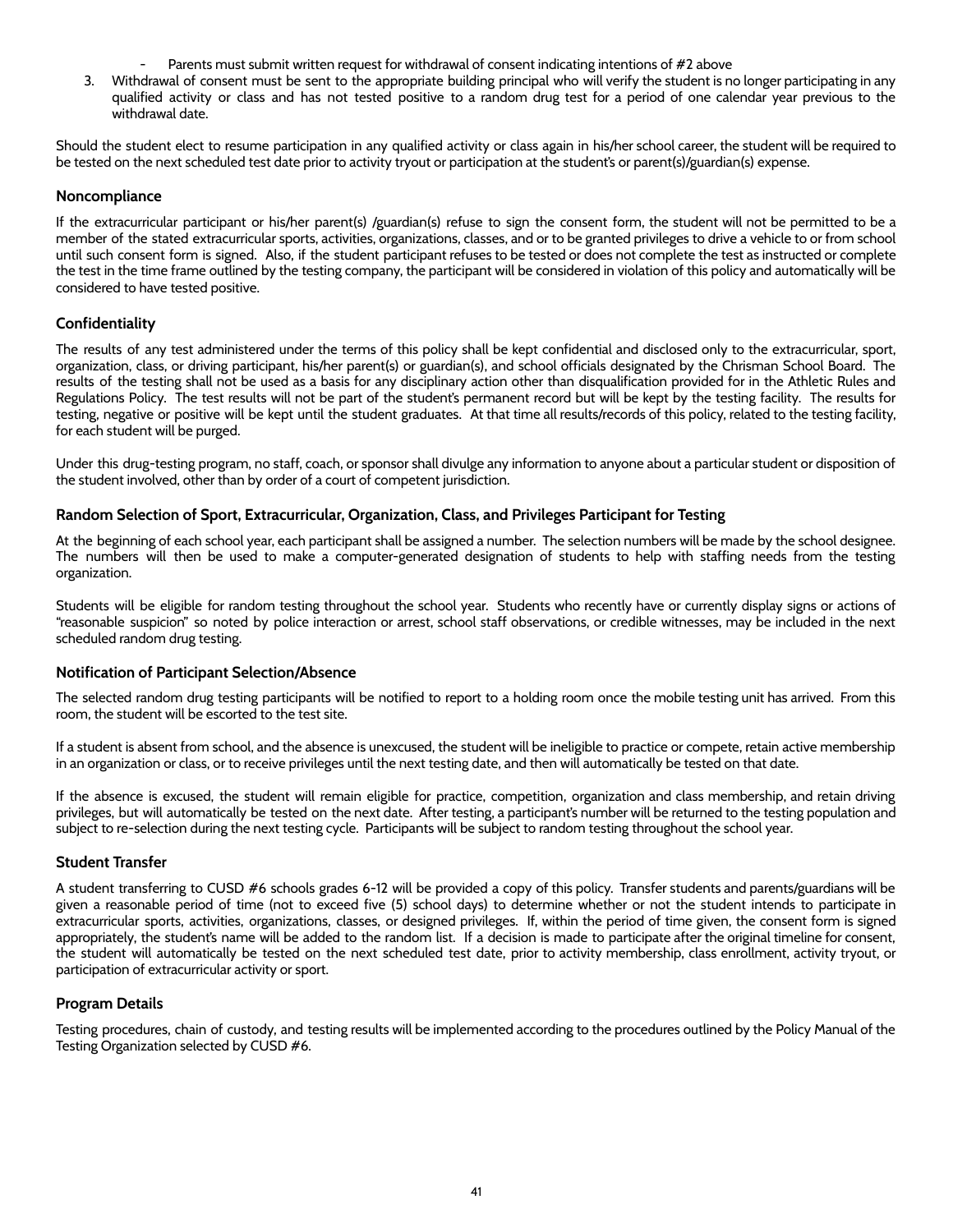- Parents must submit written request for withdrawal of consent indicating intentions of #2 above
3. Withdrawal of consent must be sent to the appropriate building principal who will verify the student is no longer participating in any qualified activity or class and has not tested positive to a random drug test for a period of one calendar year previous to the withdrawal date.

Should the student elect to resume participation in any qualified activity or class again in his/her school career, the student will be required to be tested on the next scheduled test date prior to activity tryout or participation at the student's or parent(s)/guardian(s) expense.

### Noncompliance

If the extracurricular participant or his/her parent(s) /guardian(s) refuse to sign the consent form, the student will not be permitted to be a member of the stated extracurricular sports, activities, organizations, classes, and or to be granted privileges to drive a vehicle to or from school until such consent form is signed. Also, if the student participant refuses to be tested or does not complete the test as instructed or complete the test in the time frame outlined by the testing company, the participant will be considered in violation of this policy and automatically will be considered to have tested positive.

### Confidentiality

The results of any test administered under the terms of this policy shall be kept confidential and disclosed only to the extracurricular, sport, organization, class, or driving participant, his/her parent(s) or guardian(s), and school officials designated by the Chrisman School Board. The results of the testing shall not be used as a basis for any disciplinary action other than disqualification provided for in the Athletic Rules and Regulations Policy. The test results will not be part of the student's permanent record but will be kept by the testing facility. The results for testing, negative or positive will be kept until the student graduates. At that time all results/records of this policy, related to the testing facility, for each student will be purged.

Under this drug-testing program, no staff, coach, or sponsor shall divulge any information to anyone about a particular student or disposition of the student involved, other than by order of a court of competent jurisdiction.

### Random Selection of Sport, Extracurricular, Organization, Class, and Privileges Participant for Testing

At the beginning of each school year, each participant shall be assigned a number. The selection numbers will be made by the school designee. The numbers will then be used to make a computer-generated designation of students to help with staffing needs from the testing organization.

Students will be eligible for random testing throughout the school year. Students who recently have or currently display signs or actions of "reasonable suspicion" so noted by police interaction or arrest, school staff observations, or credible witnesses, may be included in the next scheduled random drug testing.

### Notification of Participant Selection/Absence

The selected random drug testing participants will be notified to report to a holding room once the mobile testing unit has arrived. From this room, the student will be escorted to the test site.

If a student is absent from school, and the absence is unexcused, the student will be ineligible to practice or compete, retain active membership in an organization or class, or to receive privileges until the next testing date, and then will automatically be tested on that date.

If the absence is excused, the student will remain eligible for practice, competition, organization and class membership, and retain driving privileges, but will automatically be tested on the next date. After testing, a participant's number will be returned to the testing population and subject to re-selection during the next testing cycle. Participants will be subject to random testing throughout the school year.

### Student Transfer

A student transferring to CUSD #6 schools grades 6-12 will be provided a copy of this policy. Transfer students and parents/guardians will be given a reasonable period of time (not to exceed five (5) school days) to determine whether or not the student intends to participate in extracurricular sports, activities, organizations, classes, or designed privileges. If, within the period of time given, the consent form is signed appropriately, the student's name will be added to the random list. If a decision is made to participate after the original timeline for consent, the student will automatically be tested on the next scheduled test date, prior to activity membership, class enrollment, activity tryout, or participation of extracurricular activity or sport.

### Program Details

Testing procedures, chain of custody, and testing results will be implemented according to the procedures outlined by the Policy Manual of the Testing Organization selected by CUSD #6.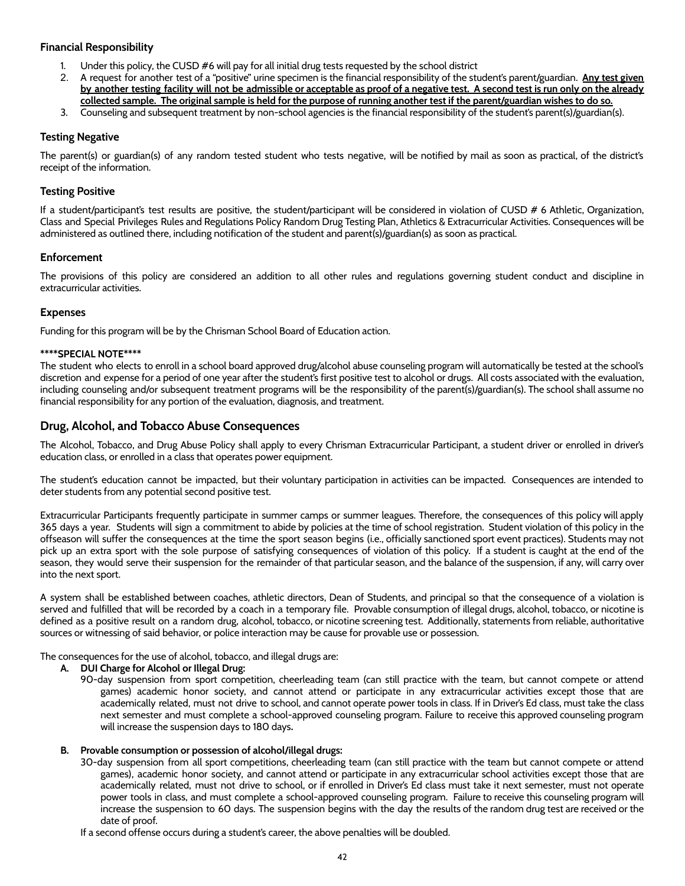### Financial Responsibility

1. Under this policy, the CUSD #6 will pay for all initial drug tests requested by the school district
2. A request for another test of a "positive" urine specimen is the financial responsibility of the student's parent/guardian. **<u>Any test given by another testing facility will not be admissible or acceptable as proof of a negative test. A second test is run only on the already collected sample. The original sample is held for the purpose of running another test if the parent/guardian wishes to do so.</u>**
3. Counseling and subsequent treatment by non-school agencies is the financial responsibility of the student's parent(s)/guardian(s).

### Testing Negative

The parent(s) or guardian(s) of any random tested student who tests negative, will be notified by mail as soon as practical, of the district's receipt of the information.

### Testing Positive

If a student/participant's test results are positive, the student/participant will be considered in violation of CUSD # 6 Athletic, Organization, Class and Special Privileges Rules and Regulations Policy Random Drug Testing Plan, Athletics & Extracurricular Activities. Consequences will be administered as outlined there, including notification of the student and parent(s)/guardian(s) as soon as practical.

### Enforcement

The provisions of this policy are considered an addition to all other rules and regulations governing student conduct and discipline in extracurricular activities.

### Expenses

Funding for this program will be by the Chrisman School Board of Education action.

**\*\*\*\*SPECIAL NOTE\*\*\*\***

The student who elects to enroll in a school board approved drug/alcohol abuse counseling program will automatically be tested at the school's discretion and expense for a period of one year after the student's first positive test to alcohol or drugs. All costs associated with the evaluation, including counseling and/or subsequent treatment programs will be the responsibility of the parent(s)/guardian(s). The school shall assume no financial responsibility for any portion of the evaluation, diagnosis, and treatment.

## Drug, Alcohol, and Tobacco Abuse Consequences

The Alcohol, Tobacco, and Drug Abuse Policy shall apply to every Chrisman Extracurricular Participant, a student driver or enrolled in driver's education class, or enrolled in a class that operates power equipment.

The student's education cannot be impacted, but their voluntary participation in activities can be impacted. Consequences are intended to deter students from any potential second positive test.

Extracurricular Participants frequently participate in summer camps or summer leagues. Therefore, the consequences of this policy will apply 365 days a year. Students will sign a commitment to abide by policies at the time of school registration. Student violation of this policy in the offseason will suffer the consequences at the time the sport season begins (i.e., officially sanctioned sport event practices). Students may not pick up an extra sport with the sole purpose of satisfying consequences of violation of this policy. If a student is caught at the end of the season, they would serve their suspension for the remainder of that particular season, and the balance of the suspension, if any, will carry over into the next sport.

A system shall be established between coaches, athletic directors, Dean of Students, and principal so that the consequence of a violation is served and fulfilled that will be recorded by a coach in a temporary file. Provable consumption of illegal drugs, alcohol, tobacco, or nicotine is defined as a positive result on a random drug, alcohol, tobacco, or nicotine screening test. Additionally, statements from reliable, authoritative sources or witnessing of said behavior, or police interaction may be cause for provable use or possession.

The consequences for the use of alcohol, tobacco, and illegal drugs are:

A. **DUI Charge for Alcohol or Illegal Drug:**
   90-day suspension from sport competition, cheerleading team (can still practice with the team, but cannot compete or attend games) academic honor society, and cannot attend or participate in any extracurricular activities except those that are academically related, must not drive to school, and cannot operate power tools in class. If in Driver's Ed class, must take the class next semester and must complete a school-approved counseling program. Failure to receive this approved counseling program will increase the suspension days to 180 days.

B. **Provable consumption or possession of alcohol/illegal drugs:**
   30-day suspension from all sport competitions, cheerleading team (can still practice with the team but cannot compete or attend games), academic honor society, and cannot attend or participate in any extracurricular school activities except those that are academically related, must not drive to school, or if enrolled in Driver's Ed class must take it next semester, must not operate power tools in class, and must complete a school-approved counseling program. Failure to receive this counseling program will increase the suspension to 60 days. The suspension begins with the day the results of the random drug test are received or the date of proof.

   If a second offense occurs during a student's career, the above penalties will be doubled.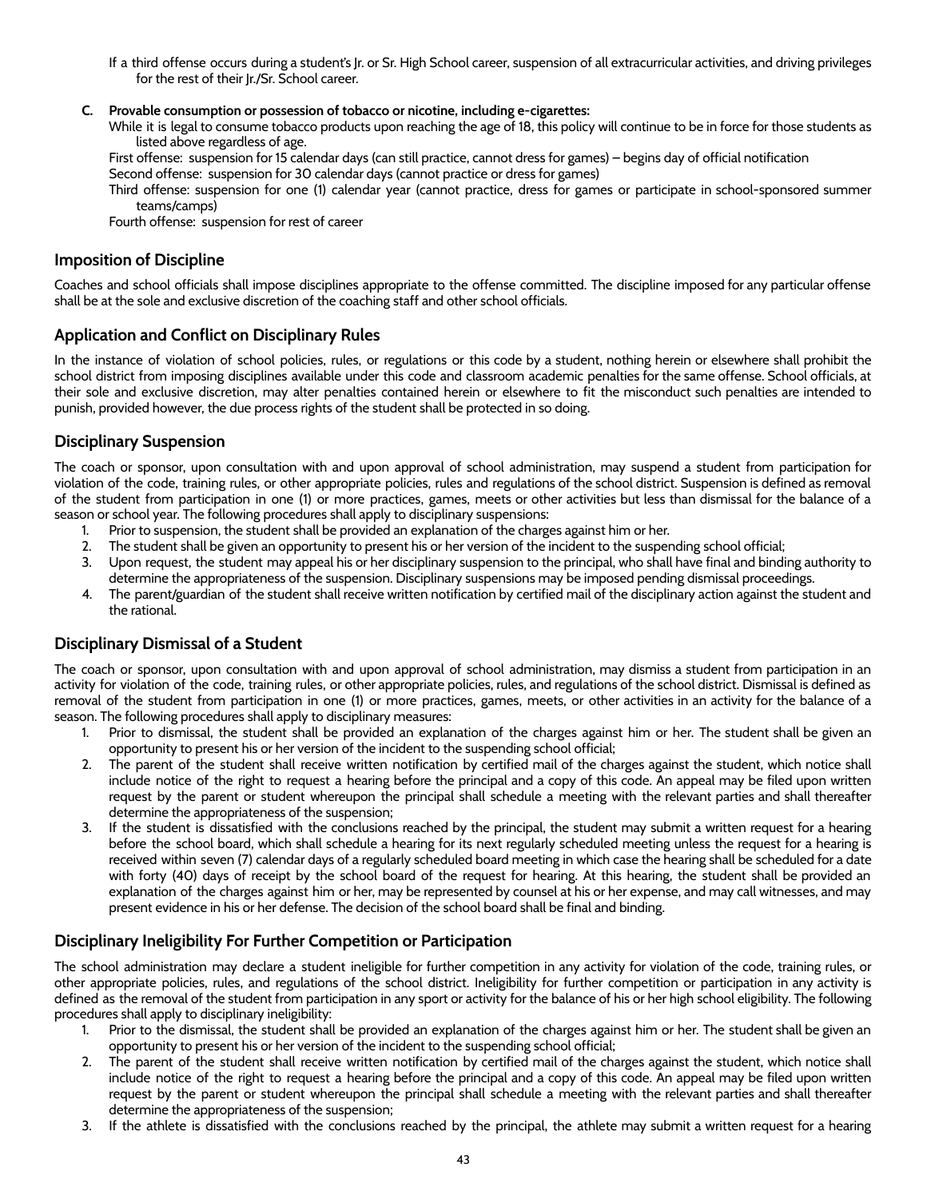If a third offense occurs during a student's Jr. or Sr. High School career, suspension of all extracurricular activities, and driving privileges for the rest of their Jr./Sr. School career.

**C. Provable consumption or possession of tobacco or nicotine, including e-cigarettes:**

While it is legal to consume tobacco products upon reaching the age of 18, this policy will continue to be in force for those students as listed above regardless of age.

First offense: suspension for 15 calendar days (can still practice, cannot dress for games) – begins day of official notification

Second offense: suspension for 30 calendar days (cannot practice or dress for games)

Third offense: suspension for one (1) calendar year (cannot practice, dress for games or participate in school-sponsored summer teams/camps)

Fourth offense: suspension for rest of career

## Imposition of Discipline

Coaches and school officials shall impose disciplines appropriate to the offense committed. The discipline imposed for any particular offense shall be at the sole and exclusive discretion of the coaching staff and other school officials.

## Application and Conflict on Disciplinary Rules

In the instance of violation of school policies, rules, or regulations or this code by a student, nothing herein or elsewhere shall prohibit the school district from imposing disciplines available under this code and classroom academic penalties for the same offense. School officials, at their sole and exclusive discretion, may alter penalties contained herein or elsewhere to fit the misconduct such penalties are intended to punish, provided however, the due process rights of the student shall be protected in so doing.

## Disciplinary Suspension

The coach or sponsor, upon consultation with and upon approval of school administration, may suspend a student from participation for violation of the code, training rules, or other appropriate policies, rules and regulations of the school district. Suspension is defined as removal of the student from participation in one (1) or more practices, games, meets or other activities but less than dismissal for the balance of a season or school year. The following procedures shall apply to disciplinary suspensions:

1. Prior to suspension, the student shall be provided an explanation of the charges against him or her.
2. The student shall be given an opportunity to present his or her version of the incident to the suspending school official;
3. Upon request, the student may appeal his or her disciplinary suspension to the principal, who shall have final and binding authority to determine the appropriateness of the suspension. Disciplinary suspensions may be imposed pending dismissal proceedings.
4. The parent/guardian of the student shall receive written notification by certified mail of the disciplinary action against the student and the rational.

## Disciplinary Dismissal of a Student

The coach or sponsor, upon consultation with and upon approval of school administration, may dismiss a student from participation in an activity for violation of the code, training rules, or other appropriate policies, rules, and regulations of the school district. Dismissal is defined as removal of the student from participation in one (1) or more practices, games, meets, or other activities in an activity for the balance of a season. The following procedures shall apply to disciplinary measures:

1. Prior to dismissal, the student shall be provided an explanation of the charges against him or her. The student shall be given an opportunity to present his or her version of the incident to the suspending school official;
2. The parent of the student shall receive written notification by certified mail of the charges against the student, which notice shall include notice of the right to request a hearing before the principal and a copy of this code. An appeal may be filed upon written request by the parent or student whereupon the principal shall schedule a meeting with the relevant parties and shall thereafter determine the appropriateness of the suspension;
3. If the student is dissatisfied with the conclusions reached by the principal, the student may submit a written request for a hearing before the school board, which shall schedule a hearing for its next regularly scheduled meeting unless the request for a hearing is received within seven (7) calendar days of a regularly scheduled board meeting in which case the hearing shall be scheduled for a date with forty (40) days of receipt by the school board of the request for hearing. At this hearing, the student shall be provided an explanation of the charges against him or her, may be represented by counsel at his or her expense, and may call witnesses, and may present evidence in his or her defense. The decision of the school board shall be final and binding.

## Disciplinary Ineligibility For Further Competition or Participation

The school administration may declare a student ineligible for further competition in any activity for violation of the code, training rules, or other appropriate policies, rules, and regulations of the school district. Ineligibility for further competition or participation in any activity is defined as the removal of the student from participation in any sport or activity for the balance of his or her high school eligibility. The following procedures shall apply to disciplinary ineligibility:

1. Prior to the dismissal, the student shall be provided an explanation of the charges against him or her. The student shall be given an opportunity to present his or her version of the incident to the suspending school official;
2. The parent of the student shall receive written notification by certified mail of the charges against the student, which notice shall include notice of the right to request a hearing before the principal and a copy of this code. An appeal may be filed upon written request by the parent or student whereupon the principal shall schedule a meeting with the relevant parties and shall thereafter determine the appropriateness of the suspension;
3. If the athlete is dissatisfied with the conclusions reached by the principal, the athlete may submit a written request for a hearing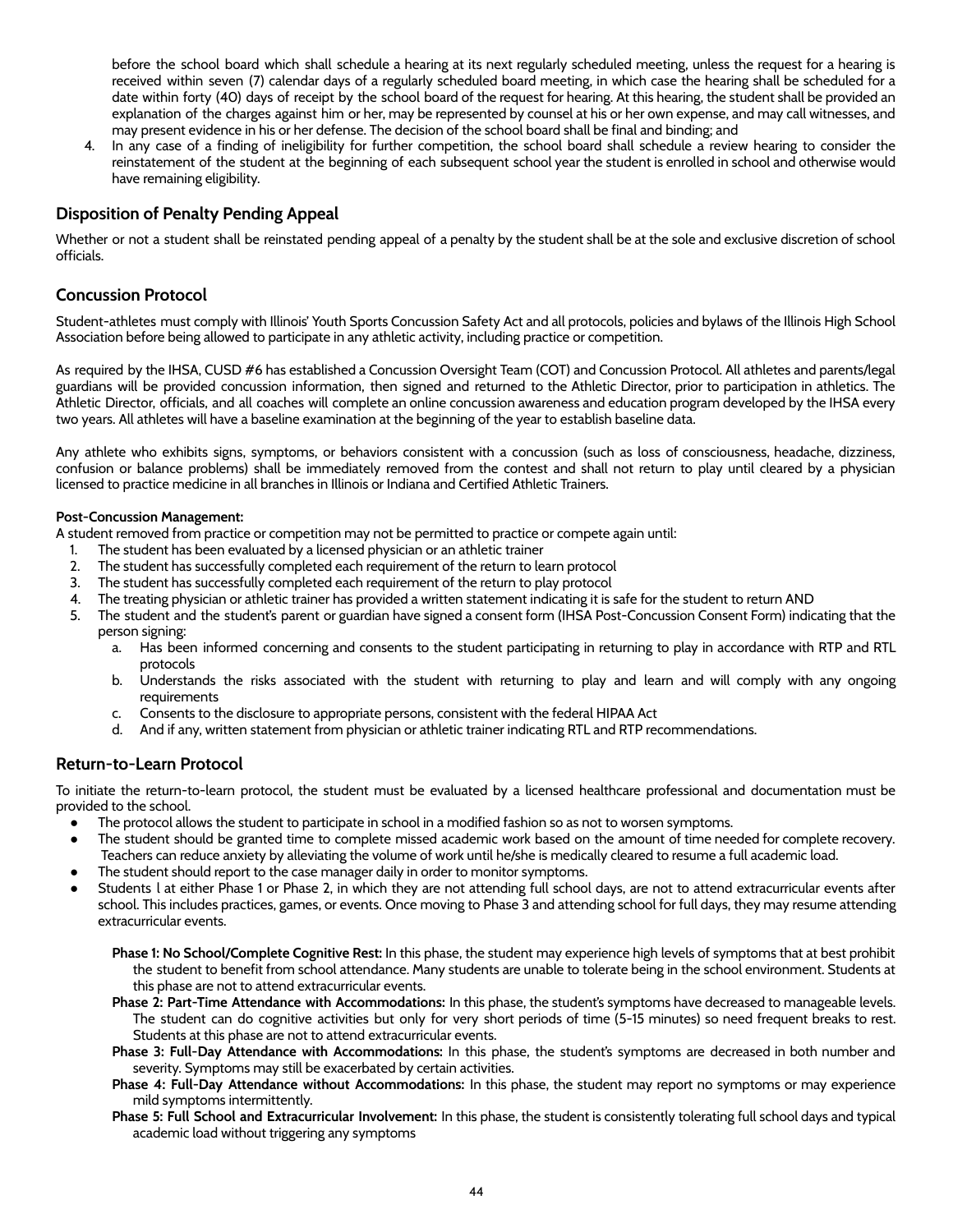before the school board which shall schedule a hearing at its next regularly scheduled meeting, unless the request for a hearing is received within seven (7) calendar days of a regularly scheduled board meeting, in which case the hearing shall be scheduled for a date within forty (40) days of receipt by the school board of the request for hearing. At this hearing, the student shall be provided an explanation of the charges against him or her, may be represented by counsel at his or her own expense, and may call witnesses, and may present evidence in his or her defense. The decision of the school board shall be final and binding; and

4. In any case of a finding of ineligibility for further competition, the school board shall schedule a review hearing to consider the reinstatement of the student at the beginning of each subsequent school year the student is enrolled in school and otherwise would have remaining eligibility.

## Disposition of Penalty Pending Appeal

Whether or not a student shall be reinstated pending appeal of a penalty by the student shall be at the sole and exclusive discretion of school officials.

## Concussion Protocol

Student-athletes must comply with Illinois' Youth Sports Concussion Safety Act and all protocols, policies and bylaws of the Illinois High School Association before being allowed to participate in any athletic activity, including practice or competition.

As required by the IHSA, CUSD #6 has established a Concussion Oversight Team (COT) and Concussion Protocol. All athletes and parents/legal guardians will be provided concussion information, then signed and returned to the Athletic Director, prior to participation in athletics. The Athletic Director, officials, and all coaches will complete an online concussion awareness and education program developed by the IHSA every two years. All athletes will have a baseline examination at the beginning of the year to establish baseline data.

Any athlete who exhibits signs, symptoms, or behaviors consistent with a concussion (such as loss of consciousness, headache, dizziness, confusion or balance problems) shall be immediately removed from the contest and shall not return to play until cleared by a physician licensed to practice medicine in all branches in Illinois or Indiana and Certified Athletic Trainers.

**Post-Concussion Management:**

A student removed from practice or competition may not be permitted to practice or compete again until:

1. The student has been evaluated by a licensed physician or an athletic trainer
2. The student has successfully completed each requirement of the return to learn protocol
3. The student has successfully completed each requirement of the return to play protocol
4. The treating physician or athletic trainer has provided a written statement indicating it is safe for the student to return AND
5. The student and the student's parent or guardian have signed a consent form (IHSA Post-Concussion Consent Form) indicating that the person signing:
   a. Has been informed concerning and consents to the student participating in returning to play in accordance with RTP and RTL protocols
   b. Understands the risks associated with the student with returning to play and learn and will comply with any ongoing requirements
   c. Consents to the disclosure to appropriate persons, consistent with the federal HIPAA Act
   d. And if any, written statement from physician or athletic trainer indicating RTL and RTP recommendations.

## Return-to-Learn Protocol

To initiate the return-to-learn protocol, the student must be evaluated by a licensed healthcare professional and documentation must be provided to the school.

- The protocol allows the student to participate in school in a modified fashion so as not to worsen symptoms.
- The student should be granted time to complete missed academic work based on the amount of time needed for complete recovery. Teachers can reduce anxiety by alleviating the volume of work until he/she is medically cleared to resume a full academic load.
- The student should report to the case manager daily in order to monitor symptoms.
- Students l at either Phase 1 or Phase 2, in which they are not attending full school days, are not to attend extracurricular events after school. This includes practices, games, or events. Once moving to Phase 3 and attending school for full days, they may resume attending extracurricular events.

**Phase 1: No School/Complete Cognitive Rest:** In this phase, the student may experience high levels of symptoms that at best prohibit the student to benefit from school attendance. Many students are unable to tolerate being in the school environment. Students at this phase are not to attend extracurricular events.

**Phase 2: Part-Time Attendance with Accommodations:** In this phase, the student's symptoms have decreased to manageable levels. The student can do cognitive activities but only for very short periods of time (5-15 minutes) so need frequent breaks to rest. Students at this phase are not to attend extracurricular events.

**Phase 3: Full-Day Attendance with Accommodations:** In this phase, the student's symptoms are decreased in both number and severity. Symptoms may still be exacerbated by certain activities.

**Phase 4: Full-Day Attendance without Accommodations:** In this phase, the student may report no symptoms or may experience mild symptoms intermittently.

**Phase 5: Full School and Extracurricular Involvement:** In this phase, the student is consistently tolerating full school days and typical academic load without triggering any symptoms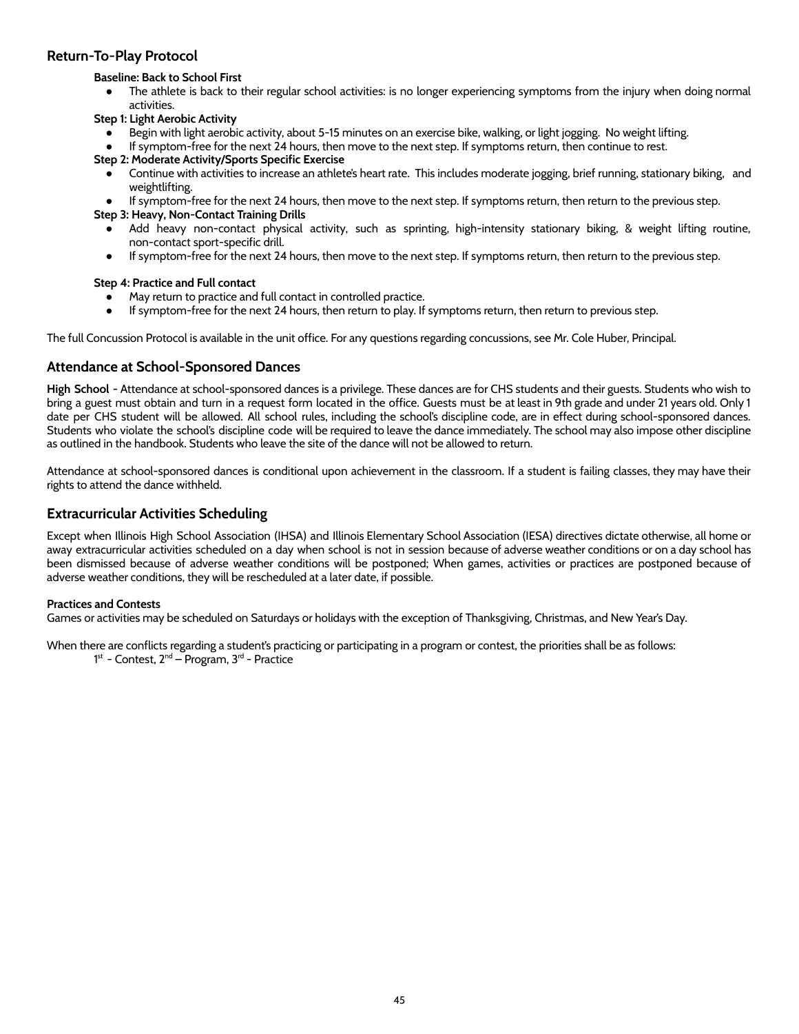## Return-To-Play Protocol

**Baseline: Back to School First**

- The athlete is back to their regular school activities: is no longer experiencing symptoms from the injury when doing normal activities.

**Step 1: Light Aerobic Activity**

- Begin with light aerobic activity, about 5-15 minutes on an exercise bike, walking, or light jogging. No weight lifting.
- If symptom-free for the next 24 hours, then move to the next step. If symptoms return, then continue to rest.

**Step 2: Moderate Activity/Sports Specific Exercise**

- Continue with activities to increase an athlete's heart rate. This includes moderate jogging, brief running, stationary biking, and weightlifting.
- If symptom-free for the next 24 hours, then move to the next step. If symptoms return, then return to the previous step.

**Step 3: Heavy, Non-Contact Training Drills**

- Add heavy non-contact physical activity, such as sprinting, high-intensity stationary biking, & weight lifting routine, non-contact sport-specific drill.
- If symptom-free for the next 24 hours, then move to the next step. If symptoms return, then return to the previous step.

**Step 4: Practice and Full contact**

- May return to practice and full contact in controlled practice.
- If symptom-free for the next 24 hours, then return to play. If symptoms return, then return to previous step.

The full Concussion Protocol is available in the unit office. For any questions regarding concussions, see Mr. Cole Huber, Principal.

## Attendance at School-Sponsored Dances

**High School** - Attendance at school-sponsored dances is a privilege. These dances are for CHS students and their guests. Students who wish to bring a guest must obtain and turn in a request form located in the office. Guests must be at least in 9th grade and under 21 years old. Only 1 date per CHS student will be allowed. All school rules, including the school's discipline code, are in effect during school-sponsored dances. Students who violate the school's discipline code will be required to leave the dance immediately. The school may also impose other discipline as outlined in the handbook. Students who leave the site of the dance will not be allowed to return.

Attendance at school-sponsored dances is conditional upon achievement in the classroom. If a student is failing classes, they may have their rights to attend the dance withheld.

## Extracurricular Activities Scheduling

Except when Illinois High School Association (IHSA) and Illinois Elementary School Association (IESA) directives dictate otherwise, all home or away extracurricular activities scheduled on a day when school is not in session because of adverse weather conditions or on a day school has been dismissed because of adverse weather conditions will be postponed; When games, activities or practices are postponed because of adverse weather conditions, they will be rescheduled at a later date, if possible.

**Practices and Contests**

Games or activities may be scheduled on Saturdays or holidays with the exception of Thanksgiving, Christmas, and New Year's Day.

When there are conflicts regarding a student's practicing or participating in a program or contest, the priorities shall be as follows:

1st - Contest, 2nd – Program, 3rd - Practice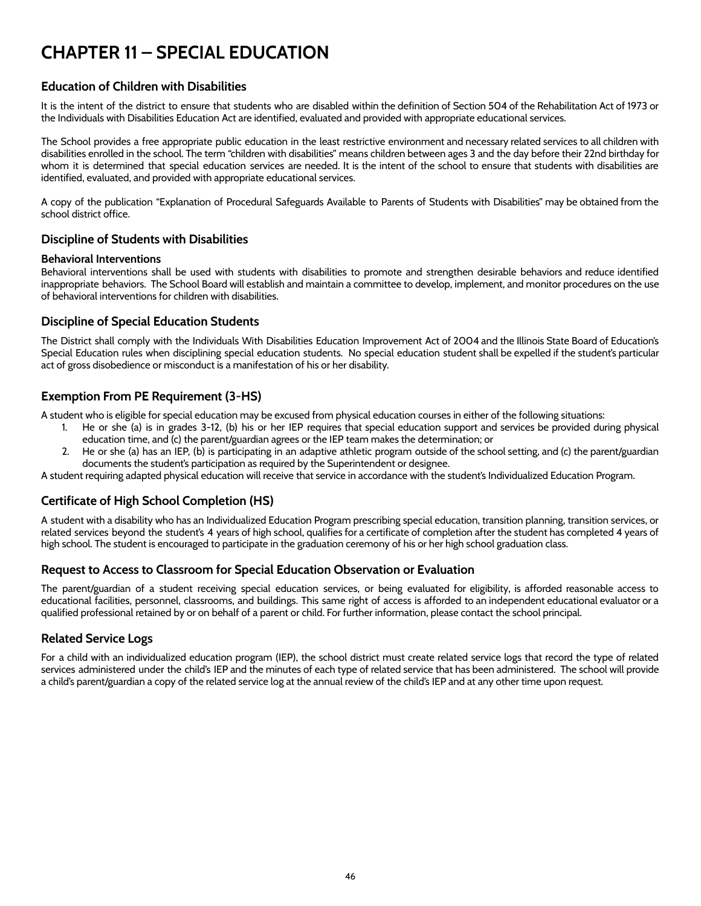# CHAPTER 11 – SPECIAL EDUCATION

## Education of Children with Disabilities

It is the intent of the district to ensure that students who are disabled within the definition of Section 504 of the Rehabilitation Act of 1973 or the Individuals with Disabilities Education Act are identified, evaluated and provided with appropriate educational services.

The School provides a free appropriate public education in the least restrictive environment and necessary related services to all children with disabilities enrolled in the school. The term "children with disabilities" means children between ages 3 and the day before their 22nd birthday for whom it is determined that special education services are needed. It is the intent of the school to ensure that students with disabilities are identified, evaluated, and provided with appropriate educational services.

A copy of the publication "Explanation of Procedural Safeguards Available to Parents of Students with Disabilities" may be obtained from the school district office.

## Discipline of Students with Disabilities

### Behavioral Interventions

Behavioral interventions shall be used with students with disabilities to promote and strengthen desirable behaviors and reduce identified inappropriate behaviors. The School Board will establish and maintain a committee to develop, implement, and monitor procedures on the use of behavioral interventions for children with disabilities.

## Discipline of Special Education Students

The District shall comply with the Individuals With Disabilities Education Improvement Act of 2004 and the Illinois State Board of Education's Special Education rules when disciplining special education students. No special education student shall be expelled if the student's particular act of gross disobedience or misconduct is a manifestation of his or her disability.

## Exemption From PE Requirement (3-HS)

A student who is eligible for special education may be excused from physical education courses in either of the following situations:

1. He or she (a) is in grades 3-12, (b) his or her IEP requires that special education support and services be provided during physical education time, and (c) the parent/guardian agrees or the IEP team makes the determination; or
2. He or she (a) has an IEP, (b) is participating in an adaptive athletic program outside of the school setting, and (c) the parent/guardian documents the student's participation as required by the Superintendent or designee.

A student requiring adapted physical education will receive that service in accordance with the student's Individualized Education Program.

## Certificate of High School Completion (HS)

A student with a disability who has an Individualized Education Program prescribing special education, transition planning, transition services, or related services beyond the student's 4 years of high school, qualifies for a certificate of completion after the student has completed 4 years of high school. The student is encouraged to participate in the graduation ceremony of his or her high school graduation class.

## Request to Access to Classroom for Special Education Observation or Evaluation

The parent/guardian of a student receiving special education services, or being evaluated for eligibility, is afforded reasonable access to educational facilities, personnel, classrooms, and buildings. This same right of access is afforded to an independent educational evaluator or a qualified professional retained by or on behalf of a parent or child. For further information, please contact the school principal.

## Related Service Logs

For a child with an individualized education program (IEP), the school district must create related service logs that record the type of related services administered under the child's IEP and the minutes of each type of related service that has been administered. The school will provide a child's parent/guardian a copy of the related service log at the annual review of the child's IEP and at any other time upon request.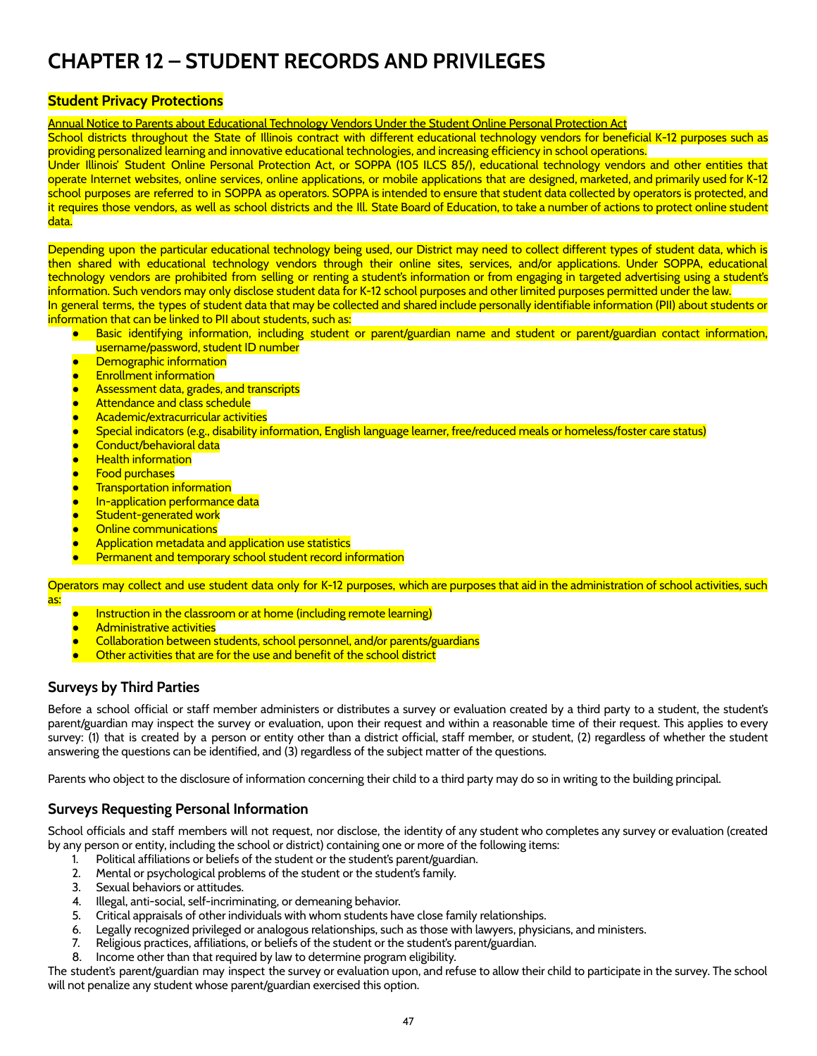# CHAPTER 12 – STUDENT RECORDS AND PRIVILEGES

## Student Privacy Protections

Annual Notice to Parents about Educational Technology Vendors Under the Student Online Personal Protection Act

School districts throughout the State of Illinois contract with different educational technology vendors for beneficial K-12 purposes such as providing personalized learning and innovative educational technologies, and increasing efficiency in school operations.

Under Illinois' Student Online Personal Protection Act, or SOPPA (105 ILCS 85/), educational technology vendors and other entities that operate Internet websites, online services, online applications, or mobile applications that are designed, marketed, and primarily used for K-12 school purposes are referred to in SOPPA as operators. SOPPA is intended to ensure that student data collected by operators is protected, and it requires those vendors, as well as school districts and the Ill. State Board of Education, to take a number of actions to protect online student data.

Depending upon the particular educational technology being used, our District may need to collect different types of student data, which is then shared with educational technology vendors through their online sites, services, and/or applications. Under SOPPA, educational technology vendors are prohibited from selling or renting a student's information or from engaging in targeted advertising using a student's information. Such vendors may only disclose student data for K-12 school purposes and other limited purposes permitted under the law.

In general terms, the types of student data that may be collected and shared include personally identifiable information (PII) about students or information that can be linked to PII about students, such as:

- Basic identifying information, including student or parent/guardian name and student or parent/guardian contact information, username/password, student ID number
- Demographic information
- Enrollment information
- Assessment data, grades, and transcripts
- Attendance and class schedule
- Academic/extracurricular activities
- Special indicators (e.g., disability information, English language learner, free/reduced meals or homeless/foster care status)
- Conduct/behavioral data
- Health information
- Food purchases
- Transportation information
- In-application performance data
- Student-generated work
- Online communications
- Application metadata and application use statistics
- Permanent and temporary school student record information

Operators may collect and use student data only for K-12 purposes, which are purposes that aid in the administration of school activities, such as:

- Instruction in the classroom or at home (including remote learning)
- Administrative activities
- Collaboration between students, school personnel, and/or parents/guardians
- Other activities that are for the use and benefit of the school district

## Surveys by Third Parties

Before a school official or staff member administers or distributes a survey or evaluation created by a third party to a student, the student's parent/guardian may inspect the survey or evaluation, upon their request and within a reasonable time of their request. This applies to every survey: (1) that is created by a person or entity other than a district official, staff member, or student, (2) regardless of whether the student answering the questions can be identified, and (3) regardless of the subject matter of the questions.

Parents who object to the disclosure of information concerning their child to a third party may do so in writing to the building principal.

## Surveys Requesting Personal Information

School officials and staff members will not request, nor disclose, the identity of any student who completes any survey or evaluation (created by any person or entity, including the school or district) containing one or more of the following items:

1. Political affiliations or beliefs of the student or the student's parent/guardian.
2. Mental or psychological problems of the student or the student's family.
3. Sexual behaviors or attitudes.
4. Illegal, anti-social, self-incriminating, or demeaning behavior.
5. Critical appraisals of other individuals with whom students have close family relationships.
6. Legally recognized privileged or analogous relationships, such as those with lawyers, physicians, and ministers.
7. Religious practices, affiliations, or beliefs of the student or the student's parent/guardian.
8. Income other than that required by law to determine program eligibility.

The student's parent/guardian may inspect the survey or evaluation upon, and refuse to allow their child to participate in the survey. The school will not penalize any student whose parent/guardian exercised this option.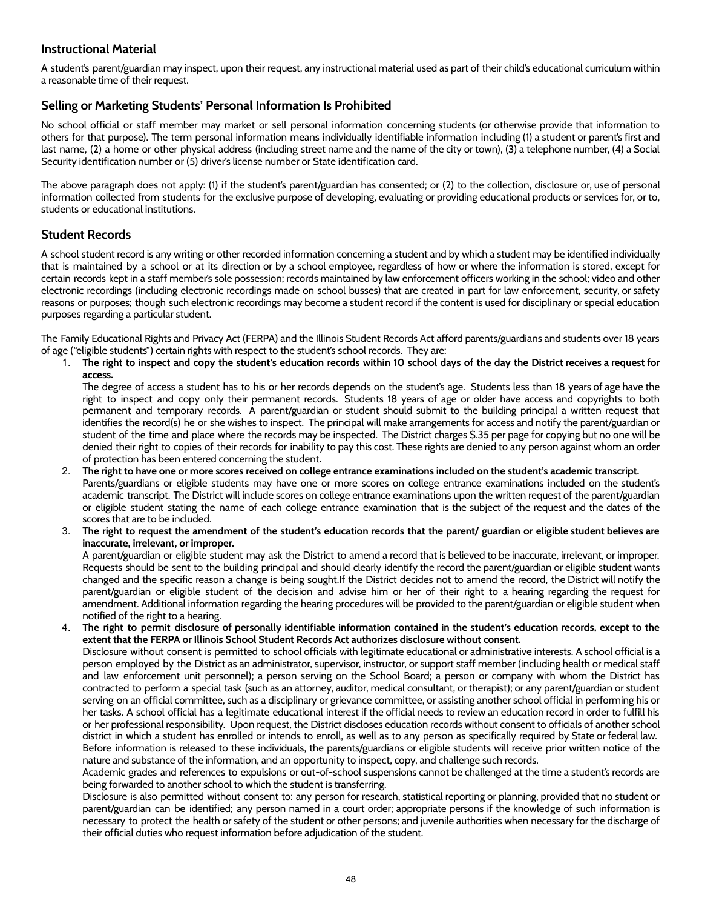## Instructional Material

A student's parent/guardian may inspect, upon their request, any instructional material used as part of their child's educational curriculum within a reasonable time of their request.

## Selling or Marketing Students' Personal Information Is Prohibited

No school official or staff member may market or sell personal information concerning students (or otherwise provide that information to others for that purpose). The term personal information means individually identifiable information including (1) a student or parent's first and last name, (2) a home or other physical address (including street name and the name of the city or town), (3) a telephone number, (4) a Social Security identification number or (5) driver's license number or State identification card.

The above paragraph does not apply: (1) if the student's parent/guardian has consented; or (2) to the collection, disclosure or, use of personal information collected from students for the exclusive purpose of developing, evaluating or providing educational products or services for, or to, students or educational institutions.

## Student Records

A school student record is any writing or other recorded information concerning a student and by which a student may be identified individually that is maintained by a school or at its direction or by a school employee, regardless of how or where the information is stored, except for certain records kept in a staff member's sole possession; records maintained by law enforcement officers working in the school; video and other electronic recordings (including electronic recordings made on school busses) that are created in part for law enforcement, security, or safety reasons or purposes; though such electronic recordings may become a student record if the content is used for disciplinary or special education purposes regarding a particular student.

The Family Educational Rights and Privacy Act (FERPA) and the Illinois Student Records Act afford parents/guardians and students over 18 years of age ("eligible students") certain rights with respect to the student's school records. They are:

1. **The right to inspect and copy the student's education records within 10 school days of the day the District receives a request for access.**
   The degree of access a student has to his or her records depends on the student's age. Students less than 18 years of age have the right to inspect and copy only their permanent records. Students 18 years of age or older have access and copyrights to both permanent and temporary records. A parent/guardian or student should submit to the building principal a written request that identifies the record(s) he or she wishes to inspect. The principal will make arrangements for access and notify the parent/guardian or student of the time and place where the records may be inspected. The District charges $.35 per page for copying but no one will be denied their right to copies of their records for inability to pay this cost. These rights are denied to any person against whom an order of protection has been entered concerning the student**.**
2. **The right to have one or more scores received on college entrance examinations included on the student's academic transcript.**
   Parents/guardians or eligible students may have one or more scores on college entrance examinations included on the student's academic transcript. The District will include scores on college entrance examinations upon the written request of the parent/guardian or eligible student stating the name of each college entrance examination that is the subject of the request and the dates of the scores that are to be included.
3. **The right to request the amendment of the student's education records that the parent/ guardian or eligible student believes are inaccurate, irrelevant, or improper.**
   A parent/guardian or eligible student may ask the District to amend a record that is believed to be inaccurate, irrelevant, or improper. Requests should be sent to the building principal and should clearly identify the record the parent/guardian or eligible student wants changed and the specific reason a change is being sought.If the District decides not to amend the record, the District will notify the parent/guardian or eligible student of the decision and advise him or her of their right to a hearing regarding the request for amendment. Additional information regarding the hearing procedures will be provided to the parent/guardian or eligible student when notified of the right to a hearing.
4. **The right to permit disclosure of personally identifiable information contained in the student's education records, except to the extent that the FERPA or Illinois School Student Records Act authorizes disclosure without consent.**
   Disclosure without consent is permitted to school officials with legitimate educational or administrative interests. A school official is a person employed by the District as an administrator, supervisor, instructor, or support staff member (including health or medical staff and law enforcement unit personnel); a person serving on the School Board; a person or company with whom the District has contracted to perform a special task (such as an attorney, auditor, medical consultant, or therapist); or any parent/guardian or student serving on an official committee, such as a disciplinary or grievance committee, or assisting another school official in performing his or her tasks. A school official has a legitimate educational interest if the official needs to review an education record in order to fulfill his or her professional responsibility. Upon request, the District discloses education records without consent to officials of another school district in which a student has enrolled or intends to enroll, as well as to any person as specifically required by State or federal law.
   Before information is released to these individuals, the parents/guardians or eligible students will receive prior written notice of the nature and substance of the information, and an opportunity to inspect, copy, and challenge such records.
   Academic grades and references to expulsions or out-of-school suspensions cannot be challenged at the time a student's records are being forwarded to another school to which the student is transferring.
   Disclosure is also permitted without consent to: any person for research, statistical reporting or planning, provided that no student or parent/guardian can be identified; any person named in a court order; appropriate persons if the knowledge of such information is necessary to protect the health or safety of the student or other persons; and juvenile authorities when necessary for the discharge of their official duties who request information before adjudication of the student.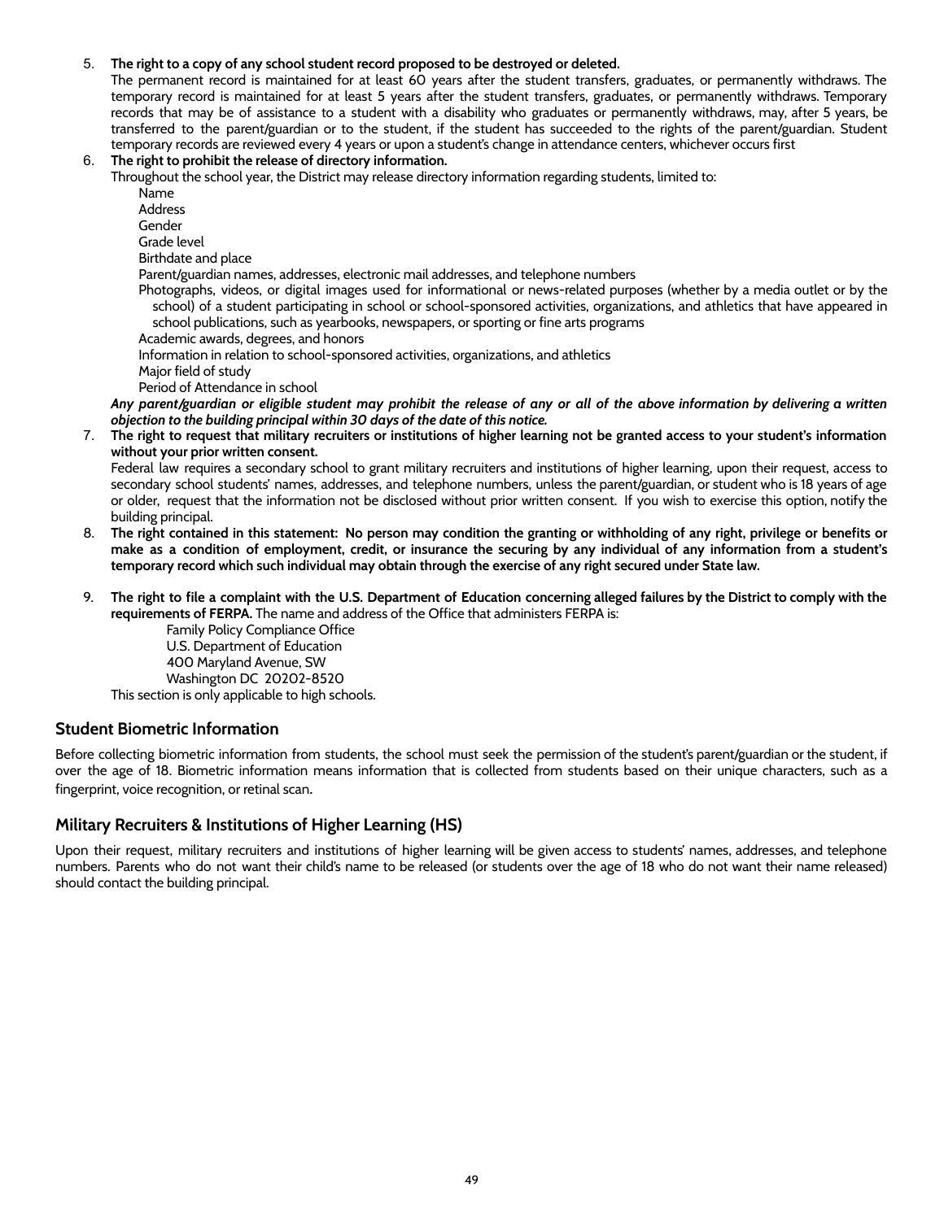5. **The right to a copy of any school student record proposed to be destroyed or deleted.**
   The permanent record is maintained for at least 60 years after the student transfers, graduates, or permanently withdraws. The temporary record is maintained for at least 5 years after the student transfers, graduates, or permanently withdraws. Temporary records that may be of assistance to a student with a disability who graduates or permanently withdraws, may, after 5 years, be transferred to the parent/guardian or to the student, if the student has succeeded to the rights of the parent/guardian. Student temporary records are reviewed every 4 years or upon a student's change in attendance centers, whichever occurs first
6. **The right to prohibit the release of directory information.**
   Throughout the school year, the District may release directory information regarding students, limited to:
   - Name
   - Address
   - Gender
   - Grade level
   - Birthdate and place
   - Parent/guardian names, addresses, electronic mail addresses, and telephone numbers
   - Photographs, videos, or digital images used for informational or news-related purposes (whether by a media outlet or by the school) of a student participating in school or school-sponsored activities, organizations, and athletics that have appeared in school publications, such as yearbooks, newspapers, or sporting or fine arts programs
   - Academic awards, degrees, and honors
   - Information in relation to school-sponsored activities, organizations, and athletics
   - Major field of study
   - Period of Attendance in school

   ***Any parent/guardian or eligible student may prohibit the release of any or all of the above information by delivering a written objection to the building principal within 30 days of the date of this notice.***
7. **The right to request that military recruiters or institutions of higher learning not be granted access to your student's information without your prior written consent.**
   Federal law requires a secondary school to grant military recruiters and institutions of higher learning, upon their request, access to secondary school students' names, addresses, and telephone numbers, unless the parent/guardian, or student who is 18 years of age or older, request that the information not be disclosed without prior written consent. If you wish to exercise this option, notify the building principal.
8. **The right contained in this statement: No person may condition the granting or withholding of any right, privilege or benefits or make as a condition of employment, credit, or insurance the securing by any individual of any information from a student's temporary record which such individual may obtain through the exercise of any right secured under State law.**
9. **The right to file a complaint with the U.S. Department of Education concerning alleged failures by the District to comply with the requirements of FERPA.** The name and address of the Office that administers FERPA is:

   Family Policy Compliance Office
   U.S. Department of Education
   400 Maryland Avenue, SW
   Washington DC 20202-8520

   This section is only applicable to high schools.

## Student Biometric Information

Before collecting biometric information from students, the school must seek the permission of the student's parent/guardian or the student, if over the age of 18. Biometric information means information that is collected from students based on their unique characters, such as a fingerprint, voice recognition, or retinal scan.

## Military Recruiters & Institutions of Higher Learning (HS)

Upon their request, military recruiters and institutions of higher learning will be given access to students' names, addresses, and telephone numbers. Parents who do not want their child's name to be released (or students over the age of 18 who do not want their name released) should contact the building principal.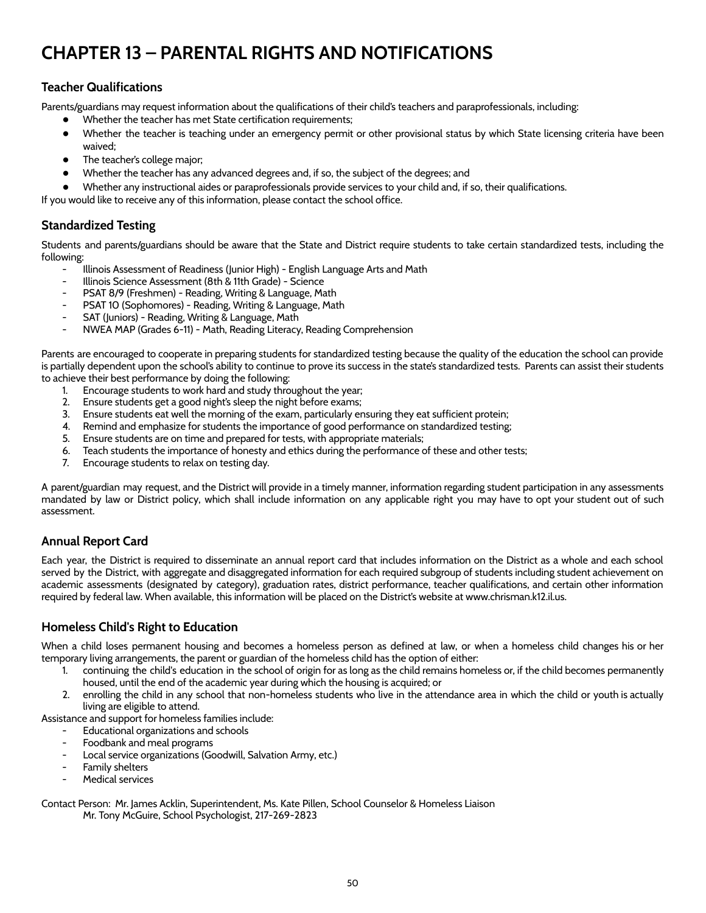# CHAPTER 13 – PARENTAL RIGHTS AND NOTIFICATIONS

## Teacher Qualifications

Parents/guardians may request information about the qualifications of their child's teachers and paraprofessionals, including:

- Whether the teacher has met State certification requirements;
- Whether the teacher is teaching under an emergency permit or other provisional status by which State licensing criteria have been waived;
- The teacher's college major;
- Whether the teacher has any advanced degrees and, if so, the subject of the degrees; and
- Whether any instructional aides or paraprofessionals provide services to your child and, if so, their qualifications.

If you would like to receive any of this information, please contact the school office.

## Standardized Testing

Students and parents/guardians should be aware that the State and District require students to take certain standardized tests, including the following:

- Illinois Assessment of Readiness (Junior High) - English Language Arts and Math
- Illinois Science Assessment (8th & 11th Grade) - Science
- PSAT 8/9 (Freshmen) - Reading, Writing & Language, Math
- PSAT 10 (Sophomores) - Reading, Writing & Language, Math
- SAT (Juniors) - Reading, Writing & Language, Math
- NWEA MAP (Grades 6-11) - Math, Reading Literacy, Reading Comprehension

Parents are encouraged to cooperate in preparing students for standardized testing because the quality of the education the school can provide is partially dependent upon the school's ability to continue to prove its success in the state's standardized tests. Parents can assist their students to achieve their best performance by doing the following:

1. Encourage students to work hard and study throughout the year;
2. Ensure students get a good night's sleep the night before exams;
3. Ensure students eat well the morning of the exam, particularly ensuring they eat sufficient protein;
4. Remind and emphasize for students the importance of good performance on standardized testing;
5. Ensure students are on time and prepared for tests, with appropriate materials;
6. Teach students the importance of honesty and ethics during the performance of these and other tests;
7. Encourage students to relax on testing day.

A parent/guardian may request, and the District will provide in a timely manner, information regarding student participation in any assessments mandated by law or District policy, which shall include information on any applicable right you may have to opt your student out of such assessment.

## Annual Report Card

Each year, the District is required to disseminate an annual report card that includes information on the District as a whole and each school served by the District, with aggregate and disaggregated information for each required subgroup of students including student achievement on academic assessments (designated by category), graduation rates, district performance, teacher qualifications, and certain other information required by federal law. When available, this information will be placed on the District's website at www.chrisman.k12.il.us.

## Homeless Child's Right to Education

When a child loses permanent housing and becomes a homeless person as defined at law, or when a homeless child changes his or her temporary living arrangements, the parent or guardian of the homeless child has the option of either:

1. continuing the child's education in the school of origin for as long as the child remains homeless or, if the child becomes permanently housed, until the end of the academic year during which the housing is acquired; or
2. enrolling the child in any school that non-homeless students who live in the attendance area in which the child or youth is actually living are eligible to attend.

Assistance and support for homeless families include:

- Educational organizations and schools
- Foodbank and meal programs
- Local service organizations (Goodwill, Salvation Army, etc.)
- Family shelters
- Medical services

Contact Person: Mr. James Acklin, Superintendent, Ms. Kate Pillen, School Counselor & Homeless Liaison
Mr. Tony McGuire, School Psychologist, 217-269-2823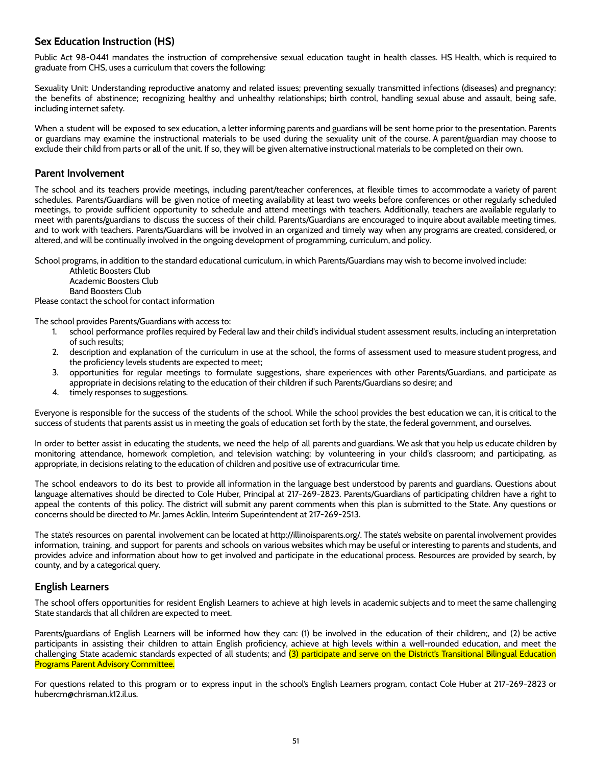## Sex Education Instruction (HS)

Public Act 98-0441 mandates the instruction of comprehensive sexual education taught in health classes. HS Health, which is required to graduate from CHS, uses a curriculum that covers the following:

Sexuality Unit: Understanding reproductive anatomy and related issues; preventing sexually transmitted infections (diseases) and pregnancy; the benefits of abstinence; recognizing healthy and unhealthy relationships; birth control, handling sexual abuse and assault, being safe, including internet safety.

When a student will be exposed to sex education, a letter informing parents and guardians will be sent home prior to the presentation. Parents or guardians may examine the instructional materials to be used during the sexuality unit of the course. A parent/guardian may choose to exclude their child from parts or all of the unit. If so, they will be given alternative instructional materials to be completed on their own.

## Parent Involvement

The school and its teachers provide meetings, including parent/teacher conferences, at flexible times to accommodate a variety of parent schedules. Parents/Guardians will be given notice of meeting availability at least two weeks before conferences or other regularly scheduled meetings, to provide sufficient opportunity to schedule and attend meetings with teachers. Additionally, teachers are available regularly to meet with parents/guardians to discuss the success of their child. Parents/Guardians are encouraged to inquire about available meeting times, and to work with teachers. Parents/Guardians will be involved in an organized and timely way when any programs are created, considered, or altered, and will be continually involved in the ongoing development of programming, curriculum, and policy.

School programs, in addition to the standard educational curriculum, in which Parents/Guardians may wish to become involved include:

Athletic Boosters Club
Academic Boosters Club
Band Boosters Club

Please contact the school for contact information

The school provides Parents/Guardians with access to:

1. school performance profiles required by Federal law and their child's individual student assessment results, including an interpretation of such results;
2. description and explanation of the curriculum in use at the school, the forms of assessment used to measure student progress, and the proficiency levels students are expected to meet;
3. opportunities for regular meetings to formulate suggestions, share experiences with other Parents/Guardians, and participate as appropriate in decisions relating to the education of their children if such Parents/Guardians so desire; and
4. timely responses to suggestions.

Everyone is responsible for the success of the students of the school. While the school provides the best education we can, it is critical to the success of students that parents assist us in meeting the goals of education set forth by the state, the federal government, and ourselves.

In order to better assist in educating the students, we need the help of all parents and guardians. We ask that you help us educate children by monitoring attendance, homework completion, and television watching; by volunteering in your child's classroom; and participating, as appropriate, in decisions relating to the education of children and positive use of extracurricular time.

The school endeavors to do its best to provide all information in the language best understood by parents and guardians. Questions about language alternatives should be directed to Cole Huber, Principal at 217-269-2823. Parents/Guardians of participating children have a right to appeal the contents of this policy. The district will submit any parent comments when this plan is submitted to the State. Any questions or concerns should be directed to Mr. James Acklin, Interim Superintendent at 217-269-2513.

The state's resources on parental involvement can be located at http://illinoisparents.org/. The state's website on parental involvement provides information, training, and support for parents and schools on various websites which may be useful or interesting to parents and students, and provides advice and information about how to get involved and participate in the educational process. Resources are provided by search, by county, and by a categorical query.

## English Learners

The school offers opportunities for resident English Learners to achieve at high levels in academic subjects and to meet the same challenging State standards that all children are expected to meet.

Parents/guardians of English Learners will be informed how they can: (1) be involved in the education of their children;, and (2) be active participants in assisting their children to attain English proficiency, achieve at high levels within a well-rounded education, and meet the challenging State academic standards expected of all students; and (3) participate and serve on the District's Transitional Bilingual Education Programs Parent Advisory Committee.

For questions related to this program or to express input in the school's English Learners program, contact Cole Huber at 217-269-2823 or hubercm@chrisman.k12.il.us.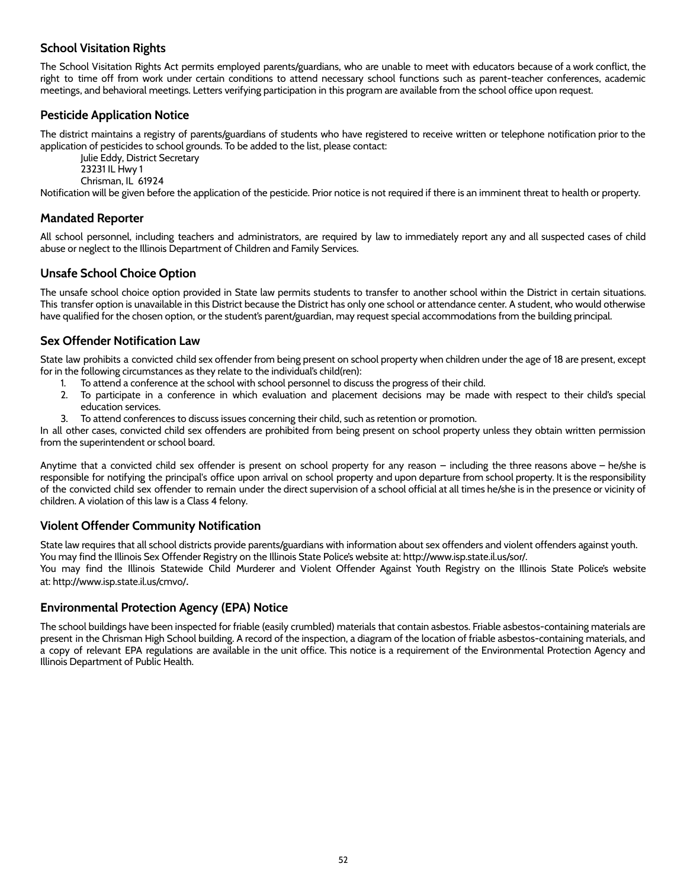## School Visitation Rights

The School Visitation Rights Act permits employed parents/guardians, who are unable to meet with educators because of a work conflict, the right to time off from work under certain conditions to attend necessary school functions such as parent-teacher conferences, academic meetings, and behavioral meetings. Letters verifying participation in this program are available from the school office upon request.

## Pesticide Application Notice

The district maintains a registry of parents/guardians of students who have registered to receive written or telephone notification prior to the application of pesticides to school grounds. To be added to the list, please contact:

Julie Eddy, District Secretary
23231 IL Hwy 1
Chrisman, IL 61924

Notification will be given before the application of the pesticide. Prior notice is not required if there is an imminent threat to health or property.

## Mandated Reporter

All school personnel, including teachers and administrators, are required by law to immediately report any and all suspected cases of child abuse or neglect to the Illinois Department of Children and Family Services.

## Unsafe School Choice Option

The unsafe school choice option provided in State law permits students to transfer to another school within the District in certain situations. This transfer option is unavailable in this District because the District has only one school or attendance center. A student, who would otherwise have qualified for the chosen option, or the student's parent/guardian, may request special accommodations from the building principal.

## Sex Offender Notification Law

State law prohibits a convicted child sex offender from being present on school property when children under the age of 18 are present, except for in the following circumstances as they relate to the individual's child(ren):

1. To attend a conference at the school with school personnel to discuss the progress of their child.
2. To participate in a conference in which evaluation and placement decisions may be made with respect to their child's special education services.
3. To attend conferences to discuss issues concerning their child, such as retention or promotion.

In all other cases, convicted child sex offenders are prohibited from being present on school property unless they obtain written permission from the superintendent or school board.

Anytime that a convicted child sex offender is present on school property for any reason – including the three reasons above – he/she is responsible for notifying the principal's office upon arrival on school property and upon departure from school property. It is the responsibility of the convicted child sex offender to remain under the direct supervision of a school official at all times he/she is in the presence or vicinity of children. A violation of this law is a Class 4 felony.

## Violent Offender Community Notification

State law requires that all school districts provide parents/guardians with information about sex offenders and violent offenders against youth.
You may find the Illinois Sex Offender Registry on the Illinois State Police's website at: http://www.isp.state.il.us/sor/.
You may find the Illinois Statewide Child Murderer and Violent Offender Against Youth Registry on the Illinois State Police's website at: http://www.isp.state.il.us/cmvo/.

## Environmental Protection Agency (EPA) Notice

The school buildings have been inspected for friable (easily crumbled) materials that contain asbestos. Friable asbestos-containing materials are present in the Chrisman High School building. A record of the inspection, a diagram of the location of friable asbestos-containing materials, and a copy of relevant EPA regulations are available in the unit office. This notice is a requirement of the Environmental Protection Agency and Illinois Department of Public Health.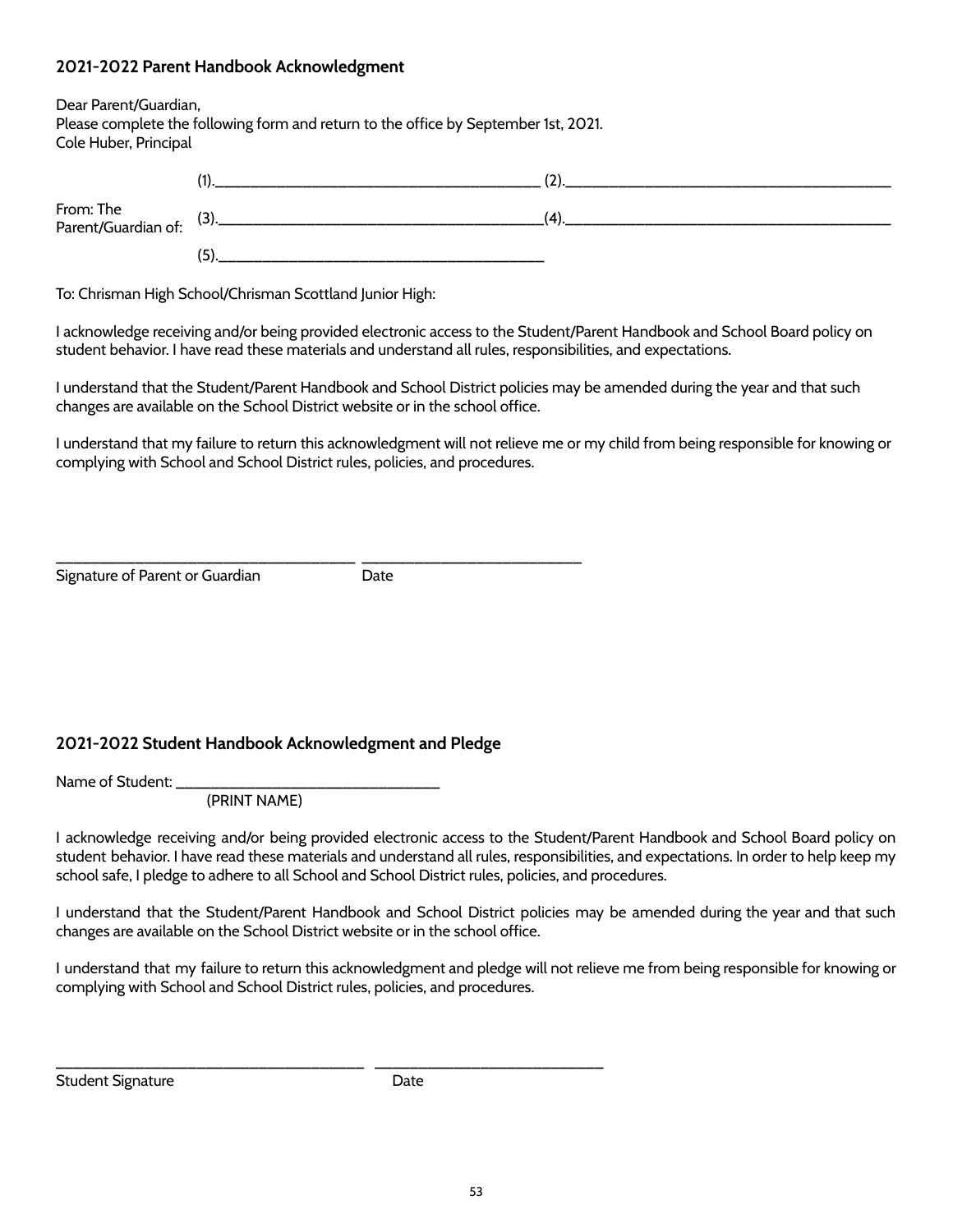## 2021-2022 Parent Handbook Acknowledgment

Dear Parent/Guardian,
Please complete the following form and return to the office by September 1st, 2021.
Cole Huber, Principal

From: The Parent/Guardian of:

(1).________________________________________ (2).________________________________________

(3).________________________________________ (4).________________________________________

(5).________________________________________

To: Chrisman High School/Chrisman Scottland Junior High:

I acknowledge receiving and/or being provided electronic access to the Student/Parent Handbook and School Board policy on student behavior. I have read these materials and understand all rules, responsibilities, and expectations.

I understand that the Student/Parent Handbook and School District policies may be amended during the year and that such changes are available on the School District website or in the school office.

I understand that my failure to return this acknowledgment will not relieve me or my child from being responsible for knowing or complying with School and School District rules, policies, and procedures.

____________________________________ ___________________________

Signature of Parent or Guardian Date

## 2021-2022 Student Handbook Acknowledgment and Pledge

Name of Student: ________________________________
(PRINT NAME)

I acknowledge receiving and/or being provided electronic access to the Student/Parent Handbook and School Board policy on student behavior. I have read these materials and understand all rules, responsibilities, and expectations. In order to help keep my school safe, I pledge to adhere to all School and School District rules, policies, and procedures.

I understand that the Student/Parent Handbook and School District policies may be amended during the year and that such changes are available on the School District website or in the school office.

I understand that my failure to return this acknowledgment and pledge will not relieve me from being responsible for knowing or complying with School and School District rules, policies, and procedures.

____________________________________ ___________________________

Student Signature Date